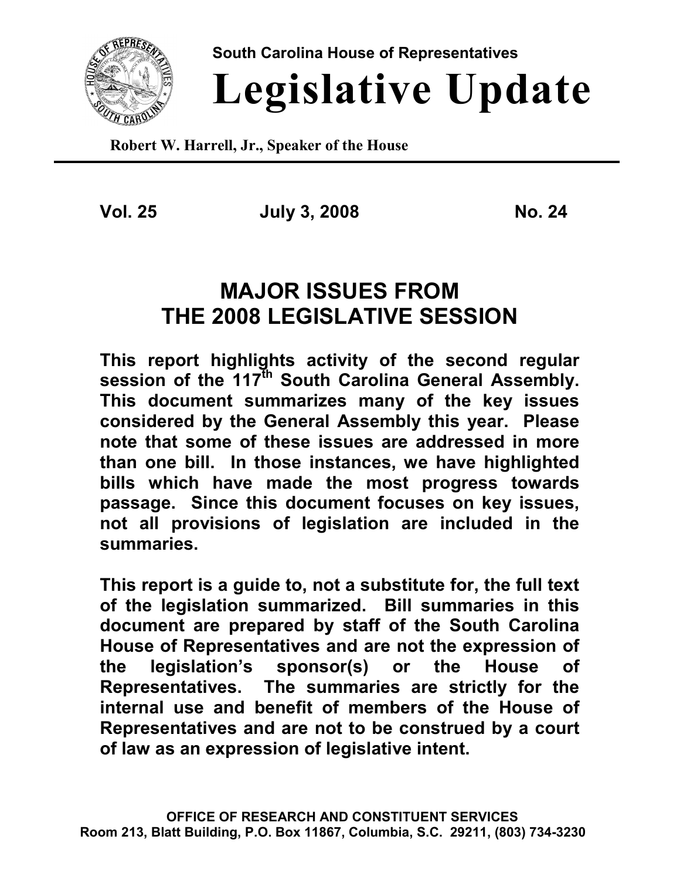**South Carolina House of Representatives**

# Legislative Update

**Robert W. Harrell, Jr., Speaker of the House**

---

**Vol. 25** **July 3, 2008** **No. 24**

## MAJOR ISSUES FROM THE 2008 LEGISLATIVE SESSION

**This report highlights activity of the second regular session of the 117th South Carolina General Assembly. This document summarizes many of the key issues considered by the General Assembly this year. Please note that some of these issues are addressed in more than one bill. In those instances, we have highlighted bills which have made the most progress towards passage. Since this document focuses on key issues, not all provisions of legislation are included in the summaries.**

**This report is a guide to, not a substitute for, the full text of the legislation summarized. Bill summaries in this document are prepared by staff of the South Carolina House of Representatives and are not the expression of the legislation's sponsor(s) or the House of Representatives. The summaries are strictly for the internal use and benefit of members of the House of Representatives and are not to be construed by a court of law as an expression of legislative intent.**

**OFFICE OF RESEARCH AND CONSTITUENT SERVICES**
**Room 213, Blatt Building, P.O. Box 11867, Columbia, S.C. 29211, (803) 734-3230**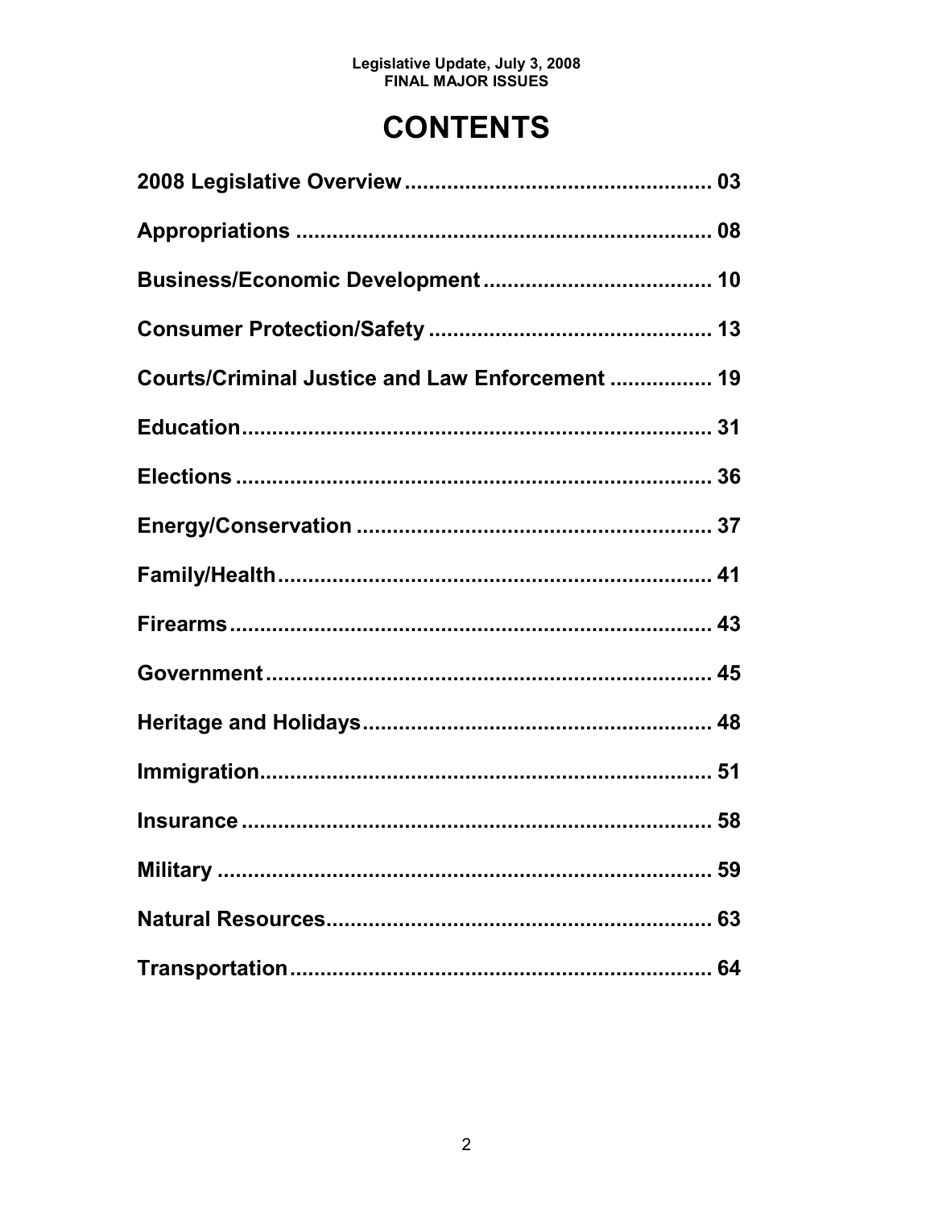Legislative Update, July 3, 2008
FINAL MAJOR ISSUES

# CONTENTS

**2008 Legislative Overview .................................................. 03**

**Appropriations .................................................................. 08**

**Business/Economic Development ..................................... 10**

**Consumer Protection/Safety .............................................. 13**

**Courts/Criminal Justice and Law Enforcement ................ 19**

**Education ............................................................................ 31**

**Elections .............................................................................. 36**

**Energy/Conservation .......................................................... 37**

**Family/Health ...................................................................... 41**

**Firearms .............................................................................. 43**

**Government ........................................................................ 45**

**Heritage and Holidays ........................................................ 48**

**Immigration ......................................................................... 51**

**Insurance ............................................................................ 58**

**Military ................................................................................ 59**

**Natural Resources .............................................................. 63**

**Transportation .................................................................... 64**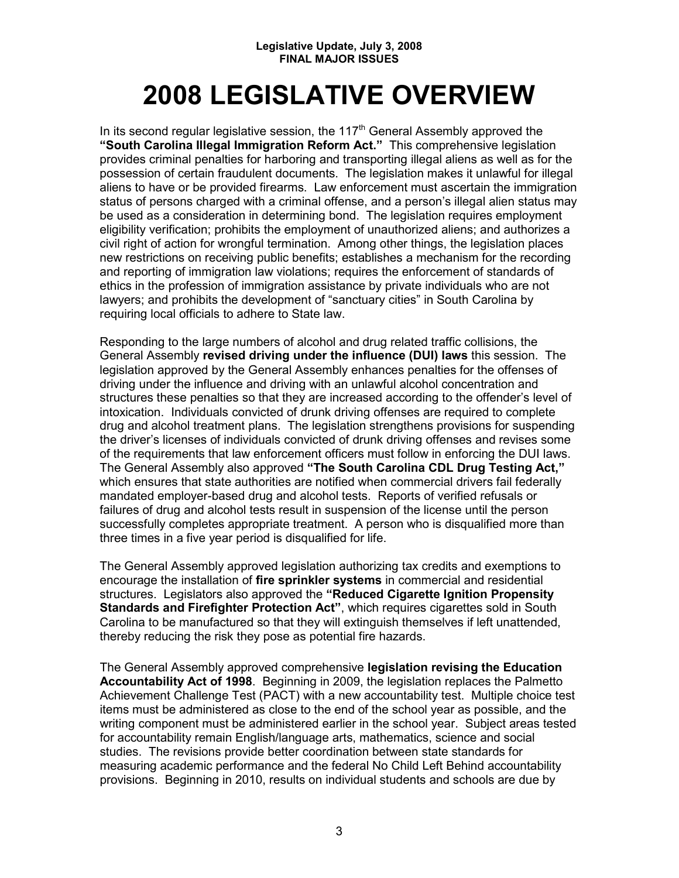**Legislative Update, July 3, 2008**
**FINAL MAJOR ISSUES**

# 2008 LEGISLATIVE OVERVIEW

In its second regular legislative session, the 117th General Assembly approved the **"South Carolina Illegal Immigration Reform Act."** This comprehensive legislation provides criminal penalties for harboring and transporting illegal aliens as well as for the possession of certain fraudulent documents. The legislation makes it unlawful for illegal aliens to have or be provided firearms. Law enforcement must ascertain the immigration status of persons charged with a criminal offense, and a person's illegal alien status may be used as a consideration in determining bond. The legislation requires employment eligibility verification; prohibits the employment of unauthorized aliens; and authorizes a civil right of action for wrongful termination. Among other things, the legislation places new restrictions on receiving public benefits; establishes a mechanism for the recording and reporting of immigration law violations; requires the enforcement of standards of ethics in the profession of immigration assistance by private individuals who are not lawyers; and prohibits the development of "sanctuary cities" in South Carolina by requiring local officials to adhere to State law.

Responding to the large numbers of alcohol and drug related traffic collisions, the General Assembly **revised driving under the influence (DUI) laws** this session. The legislation approved by the General Assembly enhances penalties for the offenses of driving under the influence and driving with an unlawful alcohol concentration and structures these penalties so that they are increased according to the offender's level of intoxication. Individuals convicted of drunk driving offenses are required to complete drug and alcohol treatment plans. The legislation strengthens provisions for suspending the driver's licenses of individuals convicted of drunk driving offenses and revises some of the requirements that law enforcement officers must follow in enforcing the DUI laws. The General Assembly also approved **"The South Carolina CDL Drug Testing Act,"** which ensures that state authorities are notified when commercial drivers fail federally mandated employer-based drug and alcohol tests. Reports of verified refusals or failures of drug and alcohol tests result in suspension of the license until the person successfully completes appropriate treatment. A person who is disqualified more than three times in a five year period is disqualified for life.

The General Assembly approved legislation authorizing tax credits and exemptions to encourage the installation of **fire sprinkler systems** in commercial and residential structures. Legislators also approved the **"Reduced Cigarette Ignition Propensity Standards and Firefighter Protection Act"**, which requires cigarettes sold in South Carolina to be manufactured so that they will extinguish themselves if left unattended, thereby reducing the risk they pose as potential fire hazards.

The General Assembly approved comprehensive **legislation revising the Education Accountability Act of 1998**. Beginning in 2009, the legislation replaces the Palmetto Achievement Challenge Test (PACT) with a new accountability test. Multiple choice test items must be administered as close to the end of the school year as possible, and the writing component must be administered earlier in the school year. Subject areas tested for accountability remain English/language arts, mathematics, science and social studies. The revisions provide better coordination between state standards for measuring academic performance and the federal No Child Left Behind accountability provisions. Beginning in 2010, results on individual students and schools are due by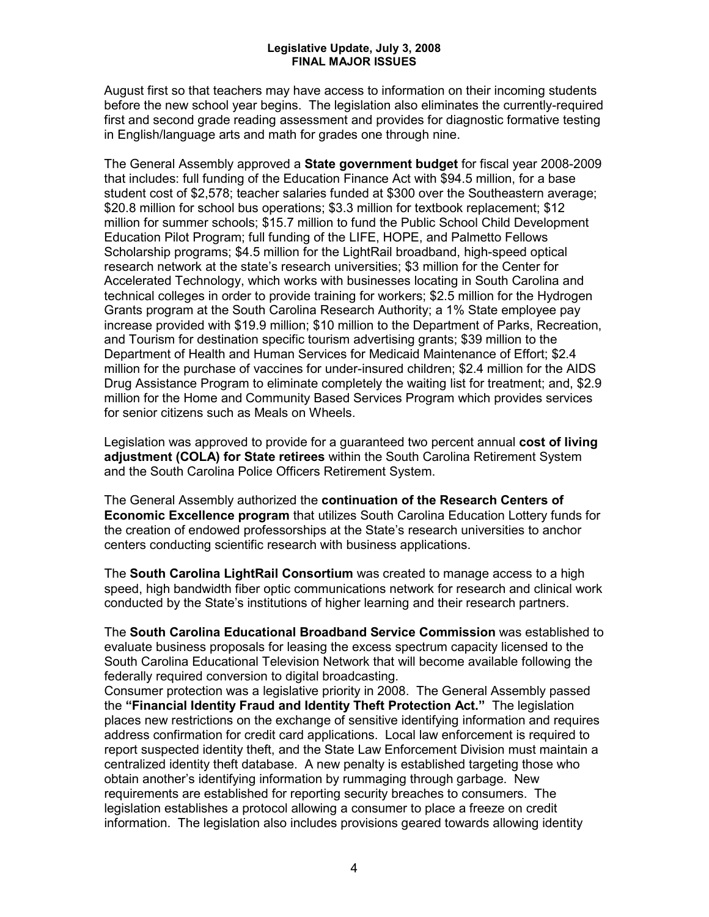August first so that teachers may have access to information on their incoming students before the new school year begins. The legislation also eliminates the currently-required first and second grade reading assessment and provides for diagnostic formative testing in English/language arts and math for grades one through nine.

The General Assembly approved a **State government budget** for fiscal year 2008-2009 that includes: full funding of the Education Finance Act with $94.5 million, for a base student cost of $2,578; teacher salaries funded at $300 over the Southeastern average; $20.8 million for school bus operations; $3.3 million for textbook replacement; $12 million for summer schools; $15.7 million to fund the Public School Child Development Education Pilot Program; full funding of the LIFE, HOPE, and Palmetto Fellows Scholarship programs; $4.5 million for the LightRail broadband, high-speed optical research network at the state's research universities; $3 million for the Center for Accelerated Technology, which works with businesses locating in South Carolina and technical colleges in order to provide training for workers; $2.5 million for the Hydrogen Grants program at the South Carolina Research Authority; a 1% State employee pay increase provided with $19.9 million; $10 million to the Department of Parks, Recreation, and Tourism for destination specific tourism advertising grants; $39 million to the Department of Health and Human Services for Medicaid Maintenance of Effort; $2.4 million for the purchase of vaccines for under-insured children; $2.4 million for the AIDS Drug Assistance Program to eliminate completely the waiting list for treatment; and, $2.9 million for the Home and Community Based Services Program which provides services for senior citizens such as Meals on Wheels.

Legislation was approved to provide for a guaranteed two percent annual **cost of living adjustment (COLA) for State retirees** within the South Carolina Retirement System and the South Carolina Police Officers Retirement System.

The General Assembly authorized the **continuation of the Research Centers of Economic Excellence program** that utilizes South Carolina Education Lottery funds for the creation of endowed professorships at the State's research universities to anchor centers conducting scientific research with business applications.

The **South Carolina LightRail Consortium** was created to manage access to a high speed, high bandwidth fiber optic communications network for research and clinical work conducted by the State's institutions of higher learning and their research partners.

The **South Carolina Educational Broadband Service Commission** was established to evaluate business proposals for leasing the excess spectrum capacity licensed to the South Carolina Educational Television Network that will become available following the federally required conversion to digital broadcasting.

Consumer protection was a legislative priority in 2008. The General Assembly passed the **"Financial Identity Fraud and Identity Theft Protection Act."** The legislation places new restrictions on the exchange of sensitive identifying information and requires address confirmation for credit card applications. Local law enforcement is required to report suspected identity theft, and the State Law Enforcement Division must maintain a centralized identity theft database. A new penalty is established targeting those who obtain another's identifying information by rummaging through garbage. New requirements are established for reporting security breaches to consumers. The legislation establishes a protocol allowing a consumer to place a freeze on credit information. The legislation also includes provisions geared towards allowing identity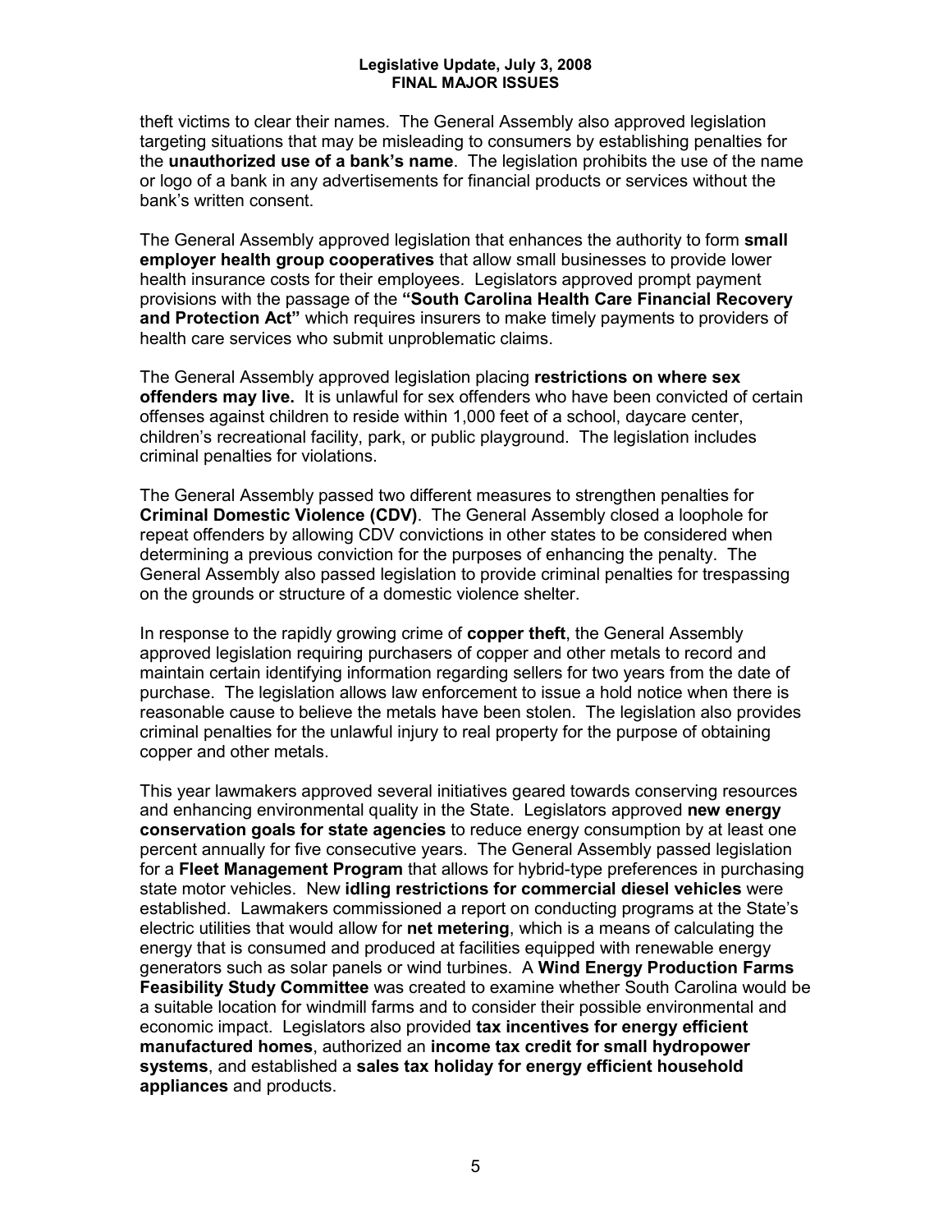theft victims to clear their names. The General Assembly also approved legislation targeting situations that may be misleading to consumers by establishing penalties for the **unauthorized use of a bank's name**. The legislation prohibits the use of the name or logo of a bank in any advertisements for financial products or services without the bank's written consent.

The General Assembly approved legislation that enhances the authority to form **small employer health group cooperatives** that allow small businesses to provide lower health insurance costs for their employees. Legislators approved prompt payment provisions with the passage of the **"South Carolina Health Care Financial Recovery and Protection Act"** which requires insurers to make timely payments to providers of health care services who submit unproblematic claims.

The General Assembly approved legislation placing **restrictions on where sex offenders may live.** It is unlawful for sex offenders who have been convicted of certain offenses against children to reside within 1,000 feet of a school, daycare center, children's recreational facility, park, or public playground. The legislation includes criminal penalties for violations.

The General Assembly passed two different measures to strengthen penalties for **Criminal Domestic Violence (CDV)**. The General Assembly closed a loophole for repeat offenders by allowing CDV convictions in other states to be considered when determining a previous conviction for the purposes of enhancing the penalty. The General Assembly also passed legislation to provide criminal penalties for trespassing on the grounds or structure of a domestic violence shelter.

In response to the rapidly growing crime of **copper theft**, the General Assembly approved legislation requiring purchasers of copper and other metals to record and maintain certain identifying information regarding sellers for two years from the date of purchase. The legislation allows law enforcement to issue a hold notice when there is reasonable cause to believe the metals have been stolen. The legislation also provides criminal penalties for the unlawful injury to real property for the purpose of obtaining copper and other metals.

This year lawmakers approved several initiatives geared towards conserving resources and enhancing environmental quality in the State. Legislators approved **new energy conservation goals for state agencies** to reduce energy consumption by at least one percent annually for five consecutive years. The General Assembly passed legislation for a **Fleet Management Program** that allows for hybrid-type preferences in purchasing state motor vehicles. New **idling restrictions for commercial diesel vehicles** were established. Lawmakers commissioned a report on conducting programs at the State's electric utilities that would allow for **net metering**, which is a means of calculating the energy that is consumed and produced at facilities equipped with renewable energy generators such as solar panels or wind turbines. A **Wind Energy Production Farms Feasibility Study Committee** was created to examine whether South Carolina would be a suitable location for windmill farms and to consider their possible environmental and economic impact. Legislators also provided **tax incentives for energy efficient manufactured homes**, authorized an **income tax credit for small hydropower systems**, and established a **sales tax holiday for energy efficient household appliances** and products.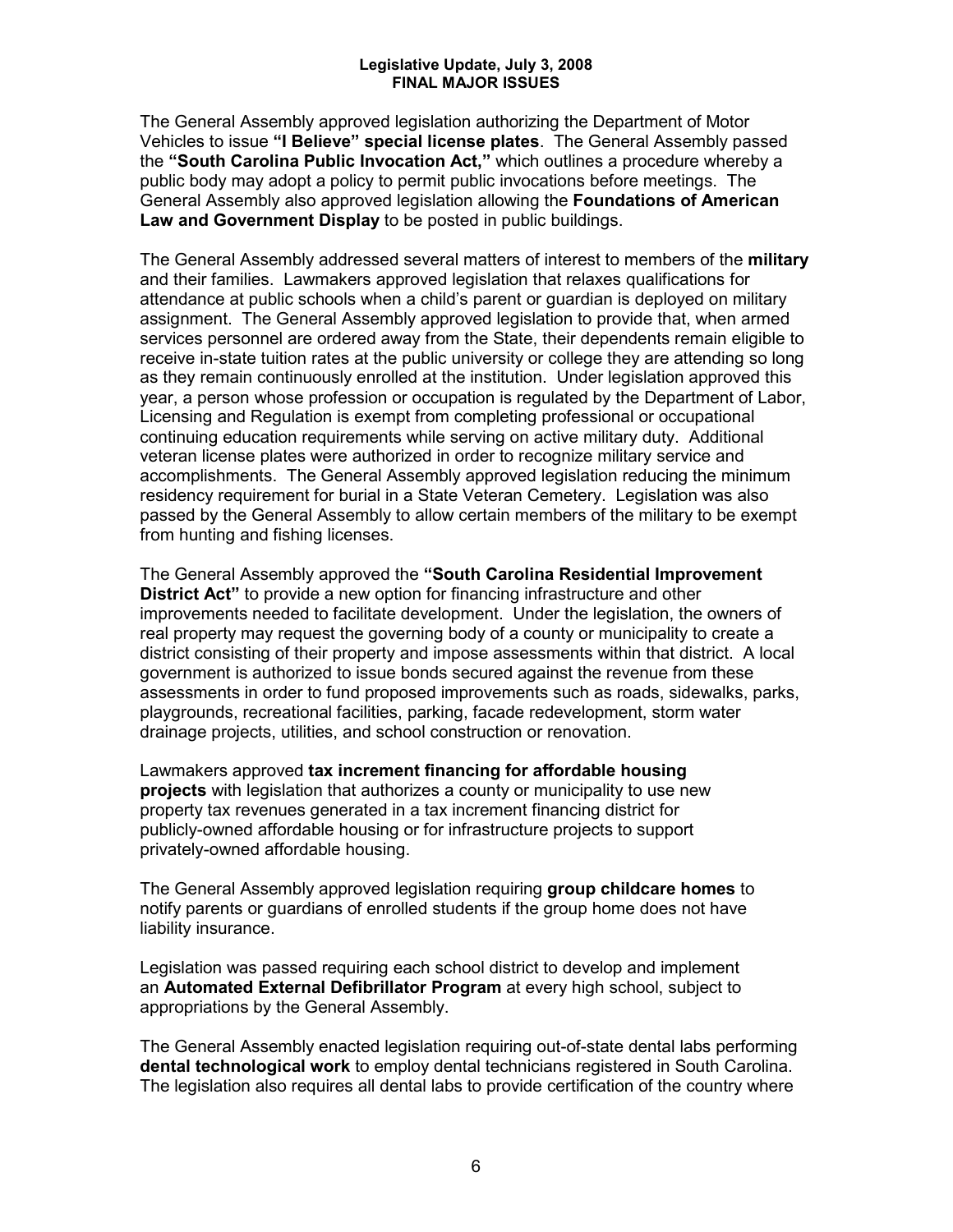The General Assembly approved legislation authorizing the Department of Motor Vehicles to issue **"I Believe" special license plates**. The General Assembly passed the **"South Carolina Public Invocation Act,"** which outlines a procedure whereby a public body may adopt a policy to permit public invocations before meetings. The General Assembly also approved legislation allowing the **Foundations of American Law and Government Display** to be posted in public buildings.

The General Assembly addressed several matters of interest to members of the **military** and their families. Lawmakers approved legislation that relaxes qualifications for attendance at public schools when a child's parent or guardian is deployed on military assignment. The General Assembly approved legislation to provide that, when armed services personnel are ordered away from the State, their dependents remain eligible to receive in-state tuition rates at the public university or college they are attending so long as they remain continuously enrolled at the institution. Under legislation approved this year, a person whose profession or occupation is regulated by the Department of Labor, Licensing and Regulation is exempt from completing professional or occupational continuing education requirements while serving on active military duty. Additional veteran license plates were authorized in order to recognize military service and accomplishments. The General Assembly approved legislation reducing the minimum residency requirement for burial in a State Veteran Cemetery. Legislation was also passed by the General Assembly to allow certain members of the military to be exempt from hunting and fishing licenses.

The General Assembly approved the **"South Carolina Residential Improvement District Act"** to provide a new option for financing infrastructure and other improvements needed to facilitate development. Under the legislation, the owners of real property may request the governing body of a county or municipality to create a district consisting of their property and impose assessments within that district. A local government is authorized to issue bonds secured against the revenue from these assessments in order to fund proposed improvements such as roads, sidewalks, parks, playgrounds, recreational facilities, parking, facade redevelopment, storm water drainage projects, utilities, and school construction or renovation.

Lawmakers approved **tax increment financing for affordable housing projects** with legislation that authorizes a county or municipality to use new property tax revenues generated in a tax increment financing district for publicly-owned affordable housing or for infrastructure projects to support privately-owned affordable housing.

The General Assembly approved legislation requiring **group childcare homes** to notify parents or guardians of enrolled students if the group home does not have liability insurance.

Legislation was passed requiring each school district to develop and implement an **Automated External Defibrillator Program** at every high school, subject to appropriations by the General Assembly.

The General Assembly enacted legislation requiring out-of-state dental labs performing **dental technological work** to employ dental technicians registered in South Carolina. The legislation also requires all dental labs to provide certification of the country where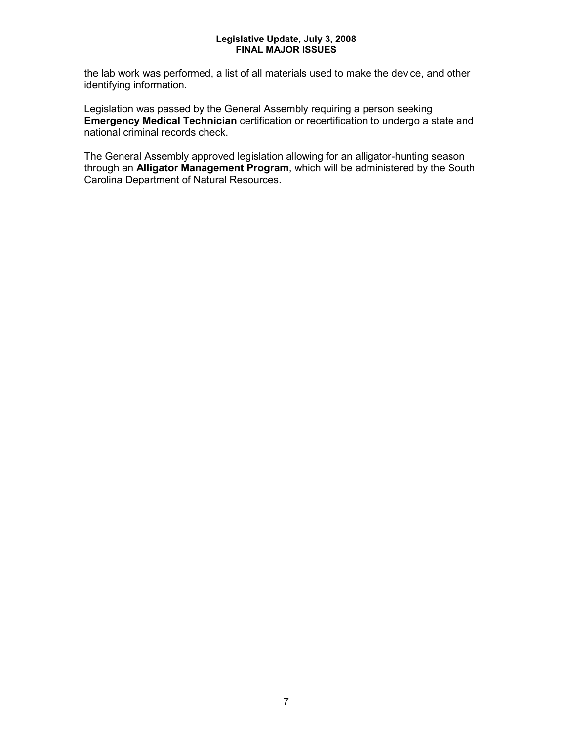the lab work was performed, a list of all materials used to make the device, and other identifying information.

Legislation was passed by the General Assembly requiring a person seeking **Emergency Medical Technician** certification or recertification to undergo a state and national criminal records check.

The General Assembly approved legislation allowing for an alligator-hunting season through an **Alligator Management Program**, which will be administered by the South Carolina Department of Natural Resources.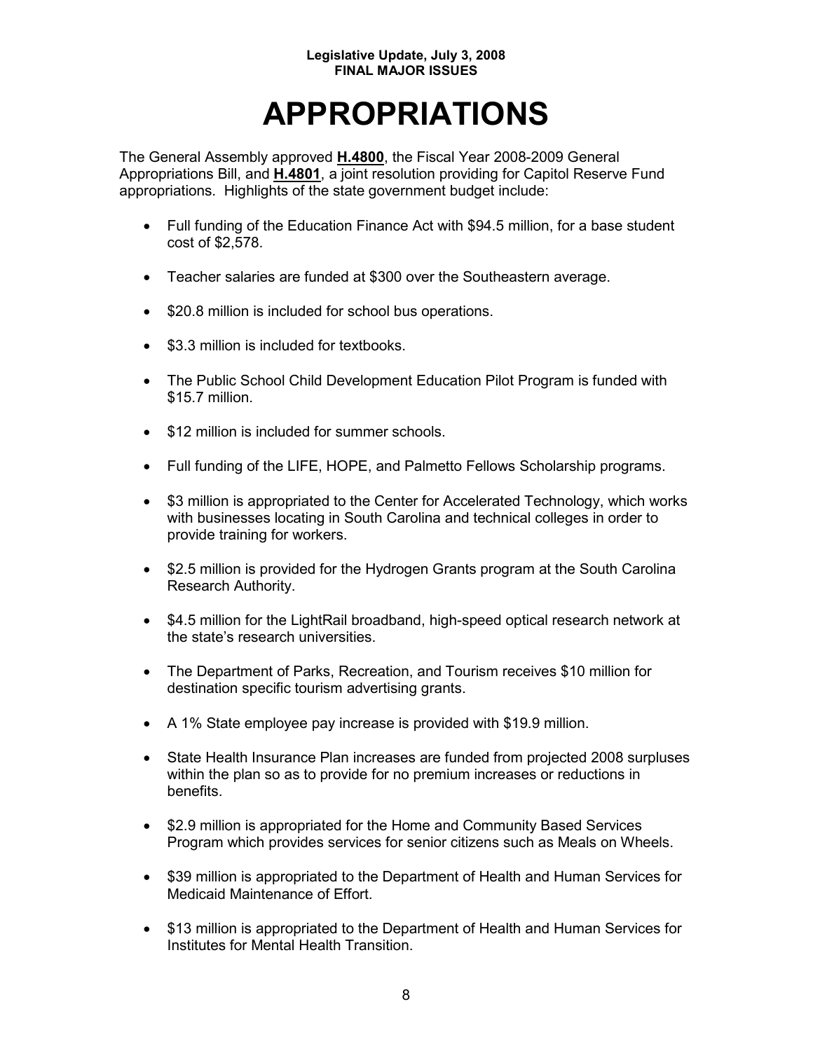# APPROPRIATIONS

The General Assembly approved **H.4800**, the Fiscal Year 2008-2009 General Appropriations Bill, and **H.4801**, a joint resolution providing for Capitol Reserve Fund appropriations. Highlights of the state government budget include:

- Full funding of the Education Finance Act with $94.5 million, for a base student cost of $2,578.
- Teacher salaries are funded at $300 over the Southeastern average.
- $20.8 million is included for school bus operations.
- $3.3 million is included for textbooks.
- The Public School Child Development Education Pilot Program is funded with $15.7 million.
- $12 million is included for summer schools.
- Full funding of the LIFE, HOPE, and Palmetto Fellows Scholarship programs.
- $3 million is appropriated to the Center for Accelerated Technology, which works with businesses locating in South Carolina and technical colleges in order to provide training for workers.
- $2.5 million is provided for the Hydrogen Grants program at the South Carolina Research Authority.
- $4.5 million for the LightRail broadband, high-speed optical research network at the state's research universities.
- The Department of Parks, Recreation, and Tourism receives $10 million for destination specific tourism advertising grants.
- A 1% State employee pay increase is provided with $19.9 million.
- State Health Insurance Plan increases are funded from projected 2008 surpluses within the plan so as to provide for no premium increases or reductions in benefits.
- $2.9 million is appropriated for the Home and Community Based Services Program which provides services for senior citizens such as Meals on Wheels.
- $39 million is appropriated to the Department of Health and Human Services for Medicaid Maintenance of Effort.
- $13 million is appropriated to the Department of Health and Human Services for Institutes for Mental Health Transition.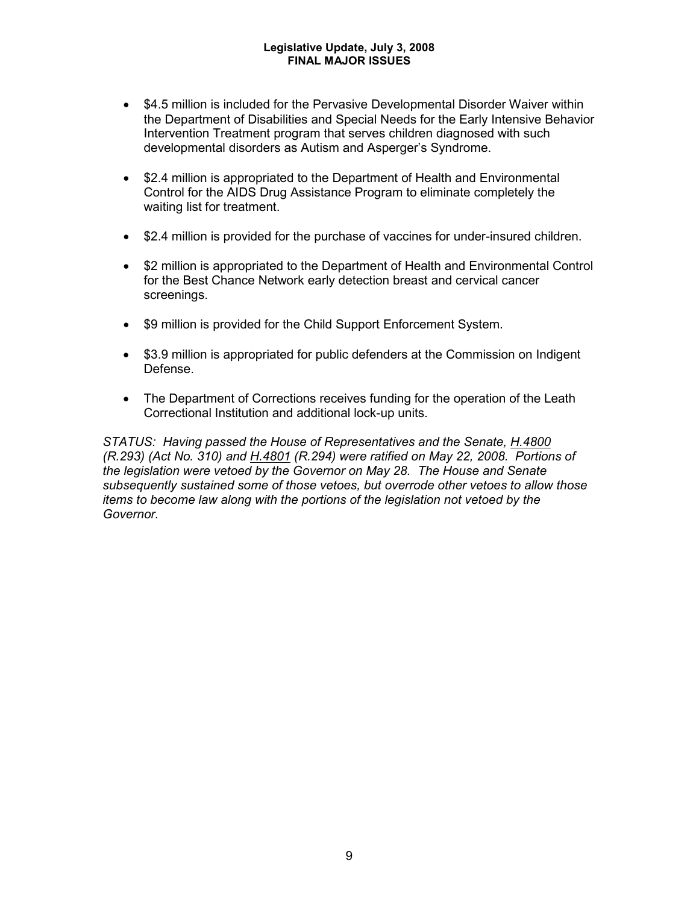- $4.5 million is included for the Pervasive Developmental Disorder Waiver within the Department of Disabilities and Special Needs for the Early Intensive Behavior Intervention Treatment program that serves children diagnosed with such developmental disorders as Autism and Asperger's Syndrome.

- $2.4 million is appropriated to the Department of Health and Environmental Control for the AIDS Drug Assistance Program to eliminate completely the waiting list for treatment.

- $2.4 million is provided for the purchase of vaccines for under-insured children.

- $2 million is appropriated to the Department of Health and Environmental Control for the Best Chance Network early detection breast and cervical cancer screenings.

- $9 million is provided for the Child Support Enforcement System.

- $3.9 million is appropriated for public defenders at the Commission on Indigent Defense.

- The Department of Corrections receives funding for the operation of the Leath Correctional Institution and additional lock-up units.

*STATUS: Having passed the House of Representatives and the Senate, H.4800 (R.293) (Act No. 310) and H.4801 (R.294) were ratified on May 22, 2008. Portions of the legislation were vetoed by the Governor on May 28. The House and Senate subsequently sustained some of those vetoes, but overrode other vetoes to allow those items to become law along with the portions of the legislation not vetoed by the Governor.*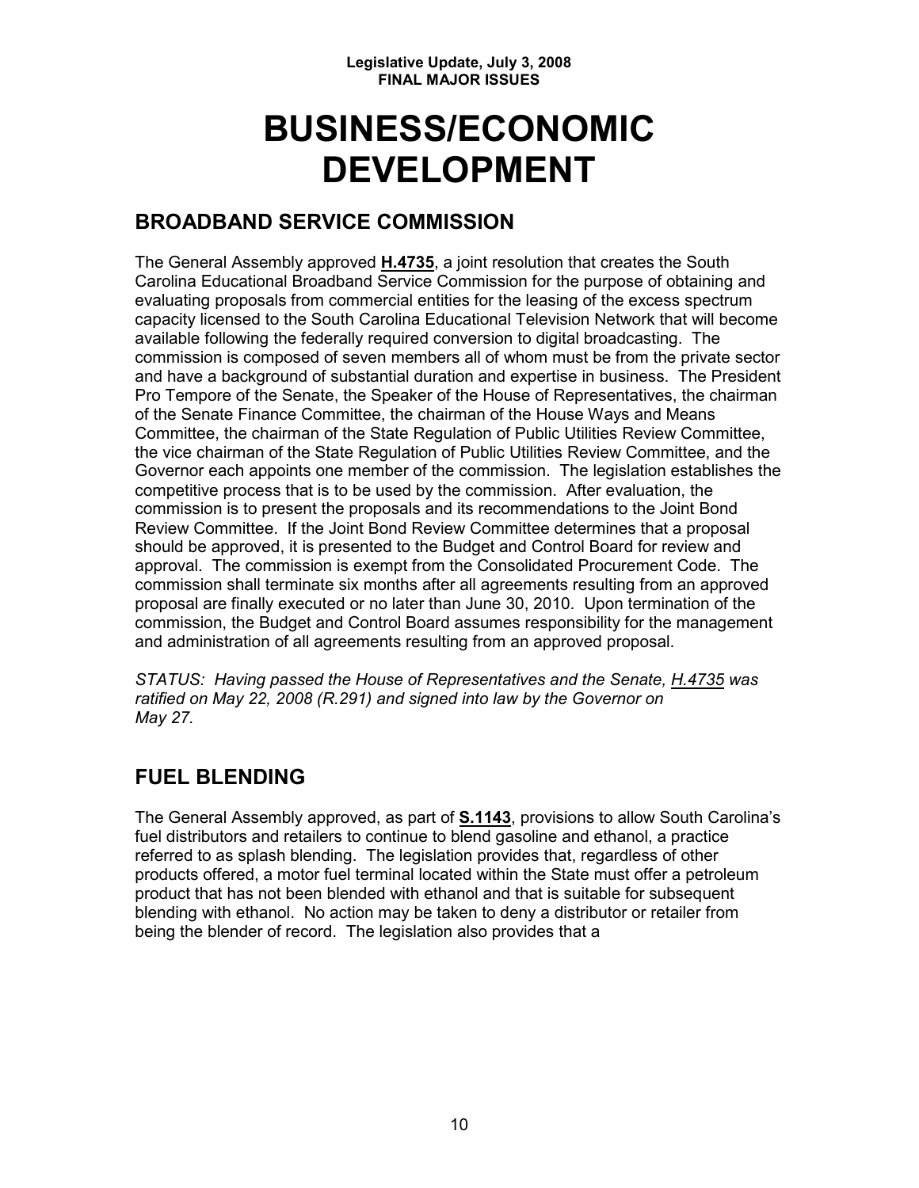# BUSINESS/ECONOMIC DEVELOPMENT

## BROADBAND SERVICE COMMISSION

The General Assembly approved **H.4735**, a joint resolution that creates the South Carolina Educational Broadband Service Commission for the purpose of obtaining and evaluating proposals from commercial entities for the leasing of the excess spectrum capacity licensed to the South Carolina Educational Television Network that will become available following the federally required conversion to digital broadcasting. The commission is composed of seven members all of whom must be from the private sector and have a background of substantial duration and expertise in business. The President Pro Tempore of the Senate, the Speaker of the House of Representatives, the chairman of the Senate Finance Committee, the chairman of the House Ways and Means Committee, the chairman of the State Regulation of Public Utilities Review Committee, the vice chairman of the State Regulation of Public Utilities Review Committee, and the Governor each appoints one member of the commission. The legislation establishes the competitive process that is to be used by the commission. After evaluation, the commission is to present the proposals and its recommendations to the Joint Bond Review Committee. If the Joint Bond Review Committee determines that a proposal should be approved, it is presented to the Budget and Control Board for review and approval. The commission is exempt from the Consolidated Procurement Code. The commission shall terminate six months after all agreements resulting from an approved proposal are finally executed or no later than June 30, 2010. Upon termination of the commission, the Budget and Control Board assumes responsibility for the management and administration of all agreements resulting from an approved proposal.

*STATUS: Having passed the House of Representatives and the Senate, H.4735 was ratified on May 22, 2008 (R.291) and signed into law by the Governor on May 27.*

## FUEL BLENDING

The General Assembly approved, as part of **S.1143**, provisions to allow South Carolina's fuel distributors and retailers to continue to blend gasoline and ethanol, a practice referred to as splash blending. The legislation provides that, regardless of other products offered, a motor fuel terminal located within the State must offer a petroleum product that has not been blended with ethanol and that is suitable for subsequent blending with ethanol. No action may be taken to deny a distributor or retailer from being the blender of record. The legislation also provides that a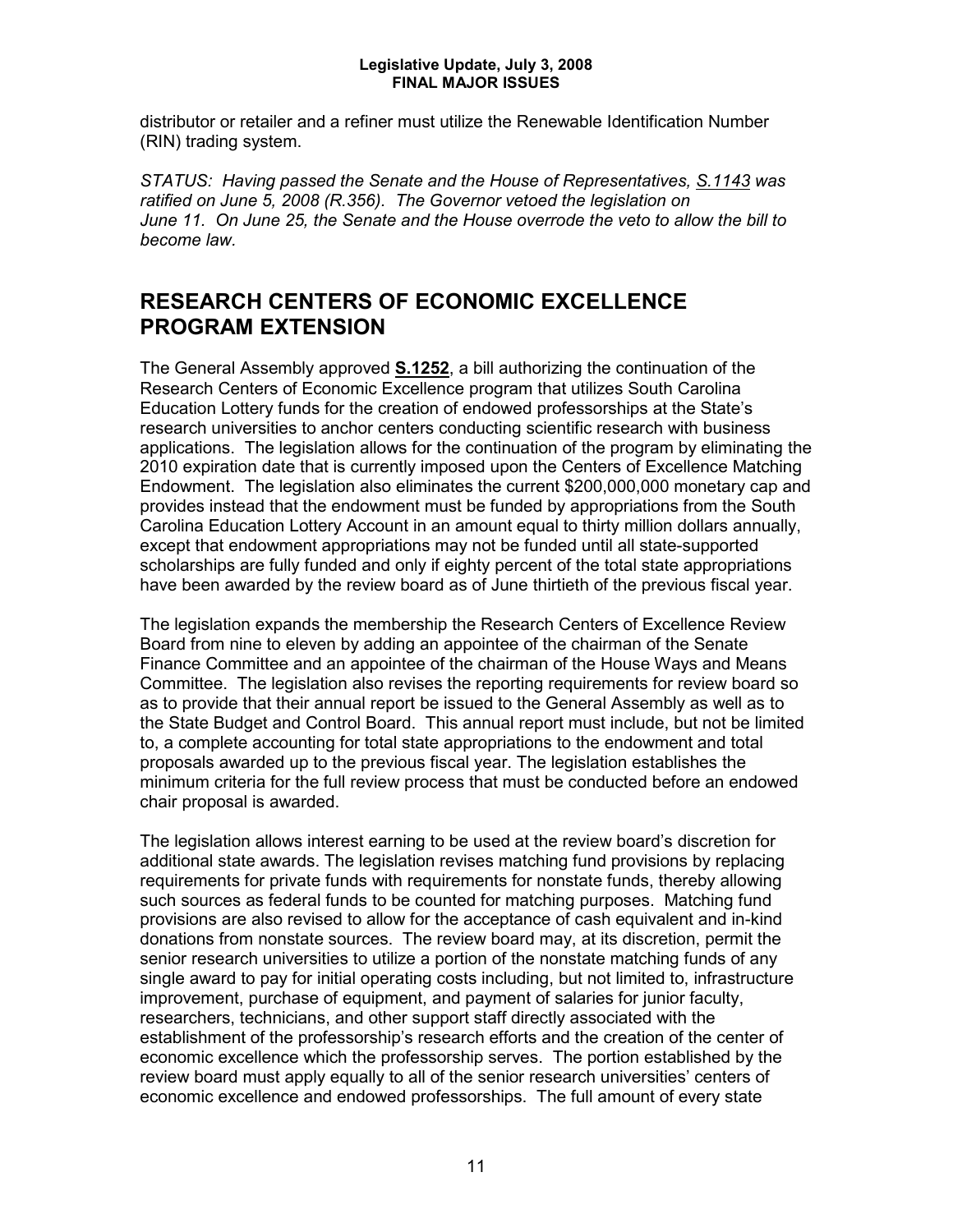distributor or retailer and a refiner must utilize the Renewable Identification Number (RIN) trading system.

*STATUS: Having passed the Senate and the House of Representatives, S.1143 was ratified on June 5, 2008 (R.356). The Governor vetoed the legislation on June 11. On June 25, the Senate and the House overrode the veto to allow the bill to become law.*

## RESEARCH CENTERS OF ECONOMIC EXCELLENCE PROGRAM EXTENSION

The General Assembly approved **S.1252**, a bill authorizing the continuation of the Research Centers of Economic Excellence program that utilizes South Carolina Education Lottery funds for the creation of endowed professorships at the State's research universities to anchor centers conducting scientific research with business applications. The legislation allows for the continuation of the program by eliminating the 2010 expiration date that is currently imposed upon the Centers of Excellence Matching Endowment. The legislation also eliminates the current $200,000,000 monetary cap and provides instead that the endowment must be funded by appropriations from the South Carolina Education Lottery Account in an amount equal to thirty million dollars annually, except that endowment appropriations may not be funded until all state-supported scholarships are fully funded and only if eighty percent of the total state appropriations have been awarded by the review board as of June thirtieth of the previous fiscal year.

The legislation expands the membership the Research Centers of Excellence Review Board from nine to eleven by adding an appointee of the chairman of the Senate Finance Committee and an appointee of the chairman of the House Ways and Means Committee. The legislation also revises the reporting requirements for review board so as to provide that their annual report be issued to the General Assembly as well as to the State Budget and Control Board. This annual report must include, but not be limited to, a complete accounting for total state appropriations to the endowment and total proposals awarded up to the previous fiscal year. The legislation establishes the minimum criteria for the full review process that must be conducted before an endowed chair proposal is awarded.

The legislation allows interest earning to be used at the review board's discretion for additional state awards. The legislation revises matching fund provisions by replacing requirements for private funds with requirements for nonstate funds, thereby allowing such sources as federal funds to be counted for matching purposes. Matching fund provisions are also revised to allow for the acceptance of cash equivalent and in-kind donations from nonstate sources. The review board may, at its discretion, permit the senior research universities to utilize a portion of the nonstate matching funds of any single award to pay for initial operating costs including, but not limited to, infrastructure improvement, purchase of equipment, and payment of salaries for junior faculty, researchers, technicians, and other support staff directly associated with the establishment of the professorship's research efforts and the creation of the center of economic excellence which the professorship serves. The portion established by the review board must apply equally to all of the senior research universities' centers of economic excellence and endowed professorships. The full amount of every state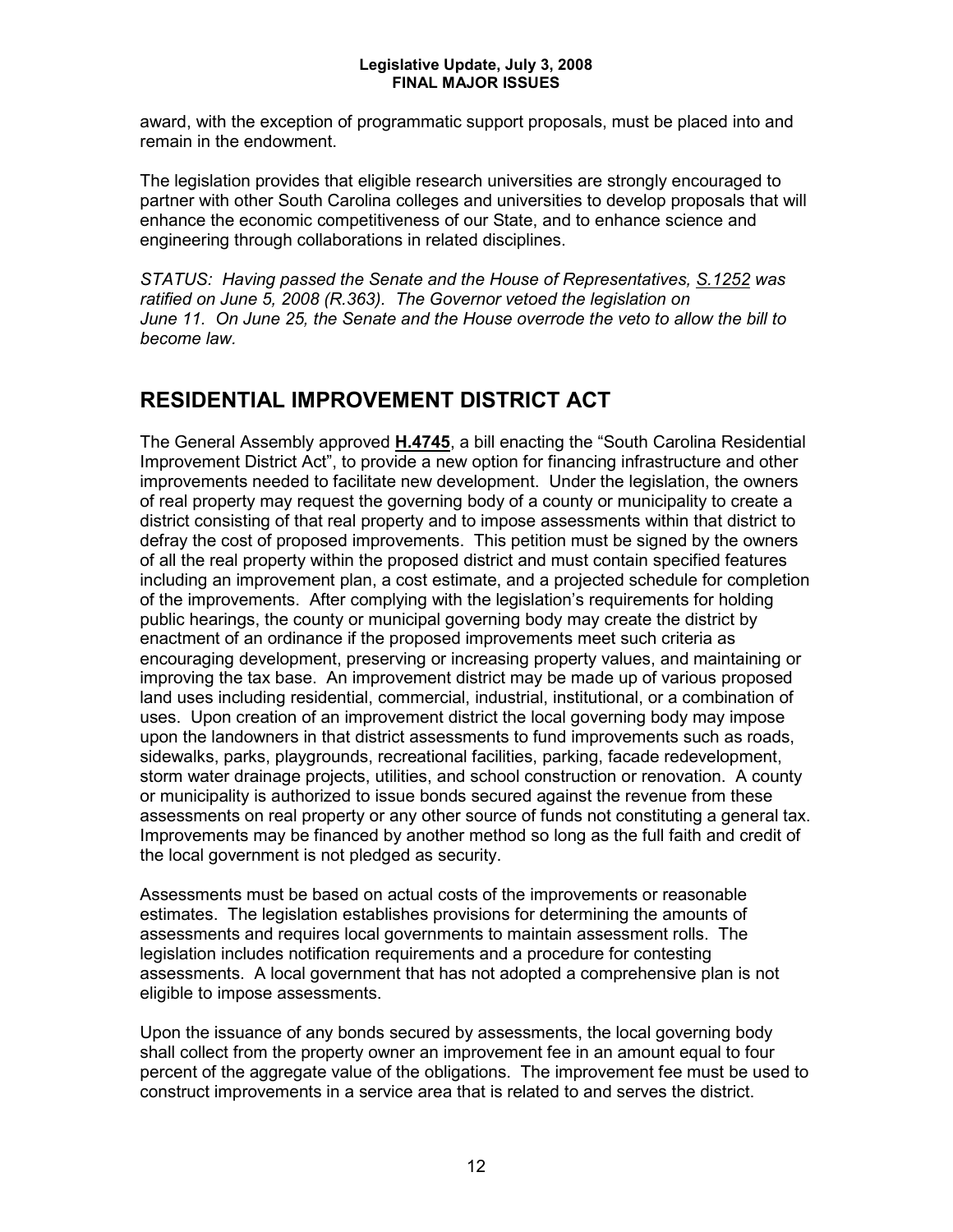award, with the exception of programmatic support proposals, must be placed into and remain in the endowment.

The legislation provides that eligible research universities are strongly encouraged to partner with other South Carolina colleges and universities to develop proposals that will enhance the economic competitiveness of our State, and to enhance science and engineering through collaborations in related disciplines.

*STATUS: Having passed the Senate and the House of Representatives, S.1252 was ratified on June 5, 2008 (R.363). The Governor vetoed the legislation on June 11. On June 25, the Senate and the House overrode the veto to allow the bill to become law.*

## RESIDENTIAL IMPROVEMENT DISTRICT ACT

The General Assembly approved **H.4745**, a bill enacting the "South Carolina Residential Improvement District Act", to provide a new option for financing infrastructure and other improvements needed to facilitate new development. Under the legislation, the owners of real property may request the governing body of a county or municipality to create a district consisting of that real property and to impose assessments within that district to defray the cost of proposed improvements. This petition must be signed by the owners of all the real property within the proposed district and must contain specified features including an improvement plan, a cost estimate, and a projected schedule for completion of the improvements. After complying with the legislation's requirements for holding public hearings, the county or municipal governing body may create the district by enactment of an ordinance if the proposed improvements meet such criteria as encouraging development, preserving or increasing property values, and maintaining or improving the tax base. An improvement district may be made up of various proposed land uses including residential, commercial, industrial, institutional, or a combination of uses. Upon creation of an improvement district the local governing body may impose upon the landowners in that district assessments to fund improvements such as roads, sidewalks, parks, playgrounds, recreational facilities, parking, facade redevelopment, storm water drainage projects, utilities, and school construction or renovation. A county or municipality is authorized to issue bonds secured against the revenue from these assessments on real property or any other source of funds not constituting a general tax. Improvements may be financed by another method so long as the full faith and credit of the local government is not pledged as security.

Assessments must be based on actual costs of the improvements or reasonable estimates. The legislation establishes provisions for determining the amounts of assessments and requires local governments to maintain assessment rolls. The legislation includes notification requirements and a procedure for contesting assessments. A local government that has not adopted a comprehensive plan is not eligible to impose assessments.

Upon the issuance of any bonds secured by assessments, the local governing body shall collect from the property owner an improvement fee in an amount equal to four percent of the aggregate value of the obligations. The improvement fee must be used to construct improvements in a service area that is related to and serves the district.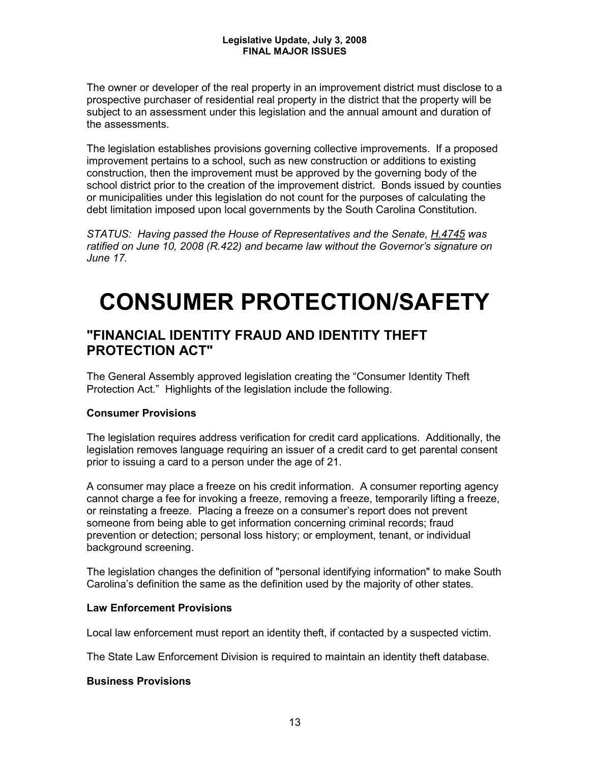The owner or developer of the real property in an improvement district must disclose to a prospective purchaser of residential real property in the district that the property will be subject to an assessment under this legislation and the annual amount and duration of the assessments.

The legislation establishes provisions governing collective improvements. If a proposed improvement pertains to a school, such as new construction or additions to existing construction, then the improvement must be approved by the governing body of the school district prior to the creation of the improvement district. Bonds issued by counties or municipalities under this legislation do not count for the purposes of calculating the debt limitation imposed upon local governments by the South Carolina Constitution.

*STATUS: Having passed the House of Representatives and the Senate, H.4745 was ratified on June 10, 2008 (R.422) and became law without the Governor's signature on June 17.*

# CONSUMER PROTECTION/SAFETY

## "FINANCIAL IDENTITY FRAUD AND IDENTITY THEFT PROTECTION ACT"

The General Assembly approved legislation creating the "Consumer Identity Theft Protection Act." Highlights of the legislation include the following.

**Consumer Provisions**

The legislation requires address verification for credit card applications. Additionally, the legislation removes language requiring an issuer of a credit card to get parental consent prior to issuing a card to a person under the age of 21.

A consumer may place a freeze on his credit information. A consumer reporting agency cannot charge a fee for invoking a freeze, removing a freeze, temporarily lifting a freeze, or reinstating a freeze. Placing a freeze on a consumer's report does not prevent someone from being able to get information concerning criminal records; fraud prevention or detection; personal loss history; or employment, tenant, or individual background screening.

The legislation changes the definition of "personal identifying information" to make South Carolina's definition the same as the definition used by the majority of other states.

**Law Enforcement Provisions**

Local law enforcement must report an identity theft, if contacted by a suspected victim.

The State Law Enforcement Division is required to maintain an identity theft database.

**Business Provisions**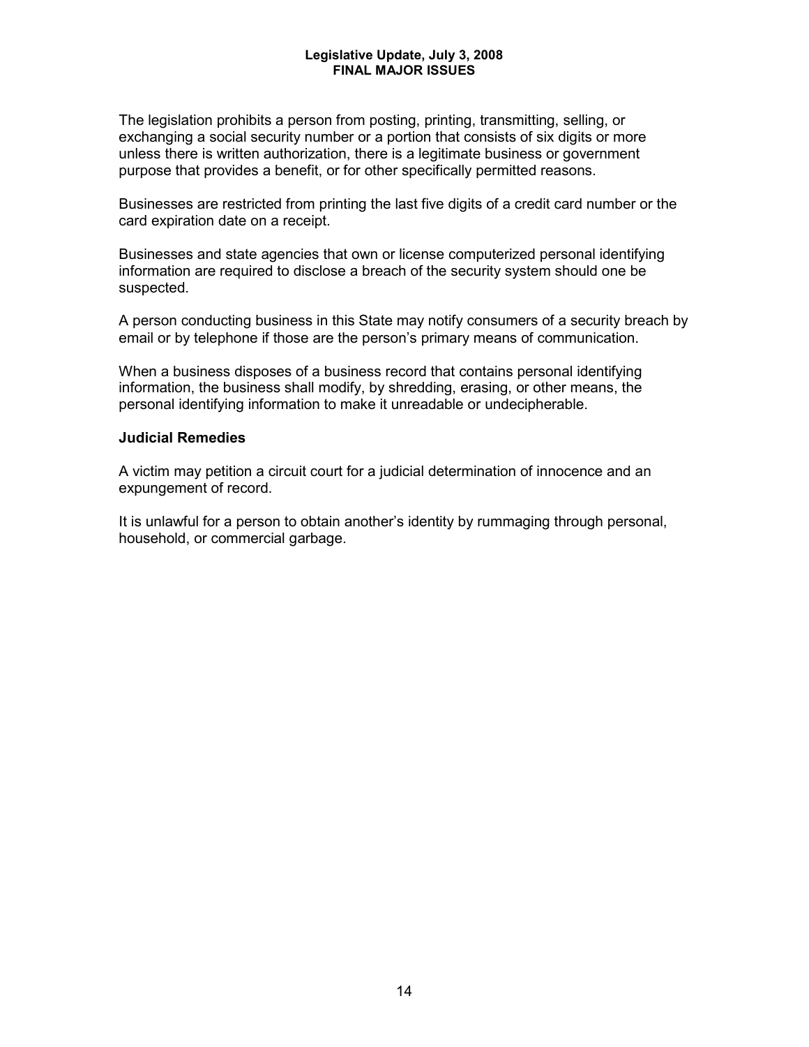The legislation prohibits a person from posting, printing, transmitting, selling, or exchanging a social security number or a portion that consists of six digits or more unless there is written authorization, there is a legitimate business or government purpose that provides a benefit, or for other specifically permitted reasons.

Businesses are restricted from printing the last five digits of a credit card number or the card expiration date on a receipt.

Businesses and state agencies that own or license computerized personal identifying information are required to disclose a breach of the security system should one be suspected.

A person conducting business in this State may notify consumers of a security breach by email or by telephone if those are the person's primary means of communication.

When a business disposes of a business record that contains personal identifying information, the business shall modify, by shredding, erasing, or other means, the personal identifying information to make it unreadable or undecipherable.

**Judicial Remedies**

A victim may petition a circuit court for a judicial determination of innocence and an expungement of record.

It is unlawful for a person to obtain another's identity by rummaging through personal, household, or commercial garbage.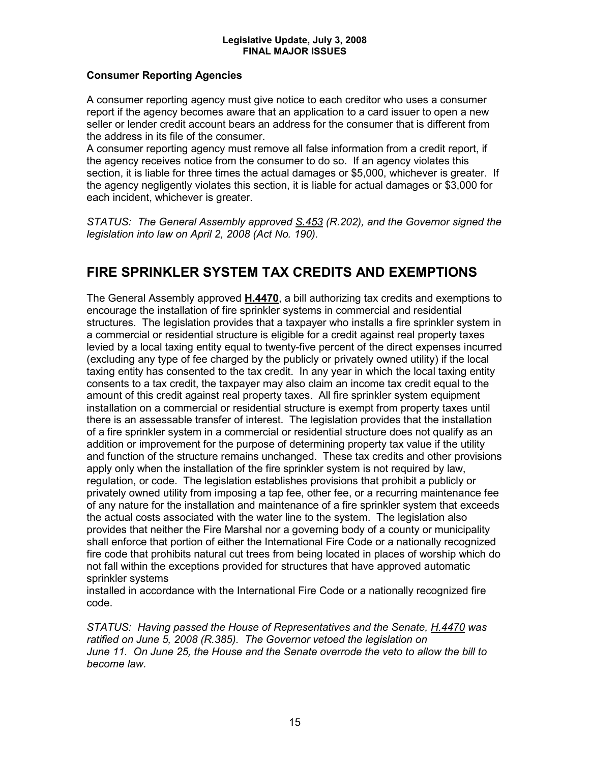### Consumer Reporting Agencies

A consumer reporting agency must give notice to each creditor who uses a consumer report if the agency becomes aware that an application to a card issuer to open a new seller or lender credit account bears an address for the consumer that is different from the address in its file of the consumer.

A consumer reporting agency must remove all false information from a credit report, if the agency receives notice from the consumer to do so. If an agency violates this section, it is liable for three times the actual damages or $5,000, whichever is greater. If the agency negligently violates this section, it is liable for actual damages or $3,000 for each incident, whichever is greater.

*STATUS: The General Assembly approved S.453 (R.202), and the Governor signed the legislation into law on April 2, 2008 (Act No. 190).*

## FIRE SPRINKLER SYSTEM TAX CREDITS AND EXEMPTIONS

The General Assembly approved **H.4470**, a bill authorizing tax credits and exemptions to encourage the installation of fire sprinkler systems in commercial and residential structures. The legislation provides that a taxpayer who installs a fire sprinkler system in a commercial or residential structure is eligible for a credit against real property taxes levied by a local taxing entity equal to twenty-five percent of the direct expenses incurred (excluding any type of fee charged by the publicly or privately owned utility) if the local taxing entity has consented to the tax credit. In any year in which the local taxing entity consents to a tax credit, the taxpayer may also claim an income tax credit equal to the amount of this credit against real property taxes. All fire sprinkler system equipment installation on a commercial or residential structure is exempt from property taxes until there is an assessable transfer of interest. The legislation provides that the installation of a fire sprinkler system in a commercial or residential structure does not qualify as an addition or improvement for the purpose of determining property tax value if the utility and function of the structure remains unchanged. These tax credits and other provisions apply only when the installation of the fire sprinkler system is not required by law, regulation, or code. The legislation establishes provisions that prohibit a publicly or privately owned utility from imposing a tap fee, other fee, or a recurring maintenance fee of any nature for the installation and maintenance of a fire sprinkler system that exceeds the actual costs associated with the water line to the system. The legislation also provides that neither the Fire Marshal nor a governing body of a county or municipality shall enforce that portion of either the International Fire Code or a nationally recognized fire code that prohibits natural cut trees from being located in places of worship which do not fall within the exceptions provided for structures that have approved automatic sprinkler systems installed in accordance with the International Fire Code or a nationally recognized fire code.

*STATUS: Having passed the House of Representatives and the Senate, H.4470 was ratified on June 5, 2008 (R.385). The Governor vetoed the legislation on June 11. On June 25, the House and the Senate overrode the veto to allow the bill to become law.*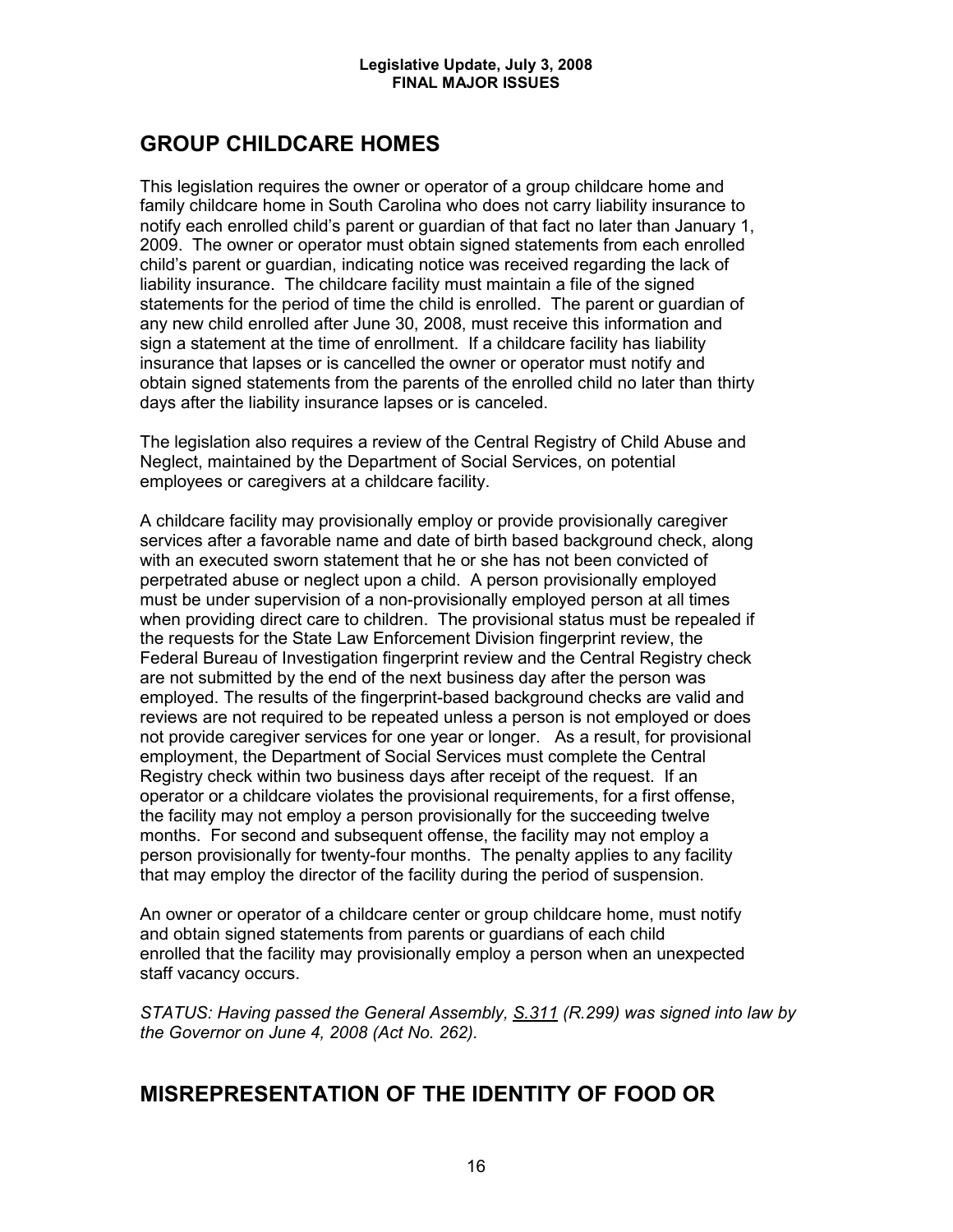## GROUP CHILDCARE HOMES

This legislation requires the owner or operator of a group childcare home and family childcare home in South Carolina who does not carry liability insurance to notify each enrolled child's parent or guardian of that fact no later than January 1, 2009. The owner or operator must obtain signed statements from each enrolled child's parent or guardian, indicating notice was received regarding the lack of liability insurance. The childcare facility must maintain a file of the signed statements for the period of time the child is enrolled. The parent or guardian of any new child enrolled after June 30, 2008, must receive this information and sign a statement at the time of enrollment. If a childcare facility has liability insurance that lapses or is cancelled the owner or operator must notify and obtain signed statements from the parents of the enrolled child no later than thirty days after the liability insurance lapses or is canceled.

The legislation also requires a review of the Central Registry of Child Abuse and Neglect, maintained by the Department of Social Services, on potential employees or caregivers at a childcare facility.

A childcare facility may provisionally employ or provide provisionally caregiver services after a favorable name and date of birth based background check, along with an executed sworn statement that he or she has not been convicted of perpetrated abuse or neglect upon a child. A person provisionally employed must be under supervision of a non-provisionally employed person at all times when providing direct care to children. The provisional status must be repealed if the requests for the State Law Enforcement Division fingerprint review, the Federal Bureau of Investigation fingerprint review and the Central Registry check are not submitted by the end of the next business day after the person was employed. The results of the fingerprint-based background checks are valid and reviews are not required to be repeated unless a person is not employed or does not provide caregiver services for one year or longer. As a result, for provisional employment, the Department of Social Services must complete the Central Registry check within two business days after receipt of the request. If an operator or a childcare violates the provisional requirements, for a first offense, the facility may not employ a person provisionally for the succeeding twelve months. For second and subsequent offense, the facility may not employ a person provisionally for twenty-four months. The penalty applies to any facility that may employ the director of the facility during the period of suspension.

An owner or operator of a childcare center or group childcare home, must notify and obtain signed statements from parents or guardians of each child enrolled that the facility may provisionally employ a person when an unexpected staff vacancy occurs.

*STATUS: Having passed the General Assembly, S.311 (R.299) was signed into law by the Governor on June 4, 2008 (Act No. 262).*

## MISREPRESENTATION OF THE IDENTITY OF FOOD OR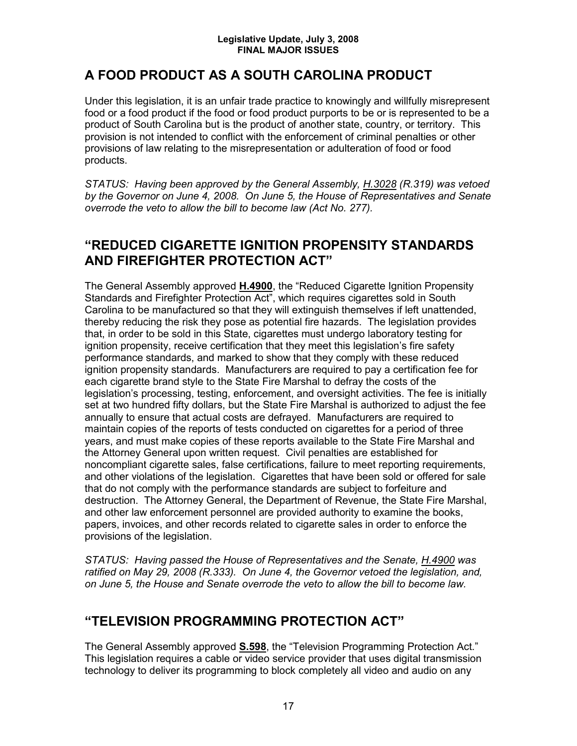## A FOOD PRODUCT AS A SOUTH CAROLINA PRODUCT

Under this legislation, it is an unfair trade practice to knowingly and willfully misrepresent food or a food product if the food or food product purports to be or is represented to be a product of South Carolina but is the product of another state, country, or territory. This provision is not intended to conflict with the enforcement of criminal penalties or other provisions of law relating to the misrepresentation or adulteration of food or food products.

*STATUS: Having been approved by the General Assembly, H.3028 (R.319) was vetoed by the Governor on June 4, 2008. On June 5, the House of Representatives and Senate overrode the veto to allow the bill to become law (Act No. 277).*

## "REDUCED CIGARETTE IGNITION PROPENSITY STANDARDS AND FIREFIGHTER PROTECTION ACT"

The General Assembly approved **H.4900**, the "Reduced Cigarette Ignition Propensity Standards and Firefighter Protection Act", which requires cigarettes sold in South Carolina to be manufactured so that they will extinguish themselves if left unattended, thereby reducing the risk they pose as potential fire hazards. The legislation provides that, in order to be sold in this State, cigarettes must undergo laboratory testing for ignition propensity, receive certification that they meet this legislation's fire safety performance standards, and marked to show that they comply with these reduced ignition propensity standards. Manufacturers are required to pay a certification fee for each cigarette brand style to the State Fire Marshal to defray the costs of the legislation's processing, testing, enforcement, and oversight activities. The fee is initially set at two hundred fifty dollars, but the State Fire Marshal is authorized to adjust the fee annually to ensure that actual costs are defrayed. Manufacturers are required to maintain copies of the reports of tests conducted on cigarettes for a period of three years, and must make copies of these reports available to the State Fire Marshal and the Attorney General upon written request. Civil penalties are established for noncompliant cigarette sales, false certifications, failure to meet reporting requirements, and other violations of the legislation. Cigarettes that have been sold or offered for sale that do not comply with the performance standards are subject to forfeiture and destruction. The Attorney General, the Department of Revenue, the State Fire Marshal, and other law enforcement personnel are provided authority to examine the books, papers, invoices, and other records related to cigarette sales in order to enforce the provisions of the legislation.

*STATUS: Having passed the House of Representatives and the Senate, H.4900 was ratified on May 29, 2008 (R.333). On June 4, the Governor vetoed the legislation, and, on June 5, the House and Senate overrode the veto to allow the bill to become law.*

## "TELEVISION PROGRAMMING PROTECTION ACT"

The General Assembly approved **S.598**, the "Television Programming Protection Act." This legislation requires a cable or video service provider that uses digital transmission technology to deliver its programming to block completely all video and audio on any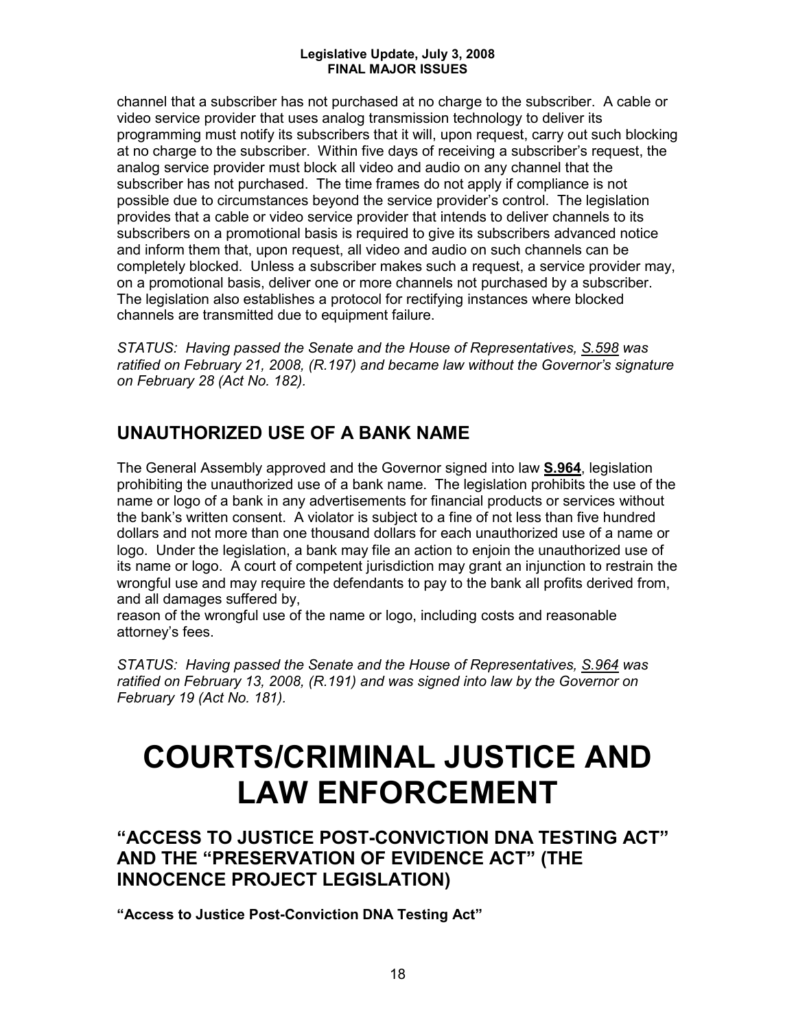channel that a subscriber has not purchased at no charge to the subscriber. A cable or video service provider that uses analog transmission technology to deliver its programming must notify its subscribers that it will, upon request, carry out such blocking at no charge to the subscriber. Within five days of receiving a subscriber's request, the analog service provider must block all video and audio on any channel that the subscriber has not purchased. The time frames do not apply if compliance is not possible due to circumstances beyond the service provider's control. The legislation provides that a cable or video service provider that intends to deliver channels to its subscribers on a promotional basis is required to give its subscribers advanced notice and inform them that, upon request, all video and audio on such channels can be completely blocked. Unless a subscriber makes such a request, a service provider may, on a promotional basis, deliver one or more channels not purchased by a subscriber. The legislation also establishes a protocol for rectifying instances where blocked channels are transmitted due to equipment failure.

*STATUS: Having passed the Senate and the House of Representatives, S.598 was ratified on February 21, 2008, (R.197) and became law without the Governor's signature on February 28 (Act No. 182).*

## UNAUTHORIZED USE OF A BANK NAME

The General Assembly approved and the Governor signed into law **S.964**, legislation prohibiting the unauthorized use of a bank name. The legislation prohibits the use of the name or logo of a bank in any advertisements for financial products or services without the bank's written consent. A violator is subject to a fine of not less than five hundred dollars and not more than one thousand dollars for each unauthorized use of a name or logo. Under the legislation, a bank may file an action to enjoin the unauthorized use of its name or logo. A court of competent jurisdiction may grant an injunction to restrain the wrongful use and may require the defendants to pay to the bank all profits derived from, and all damages suffered by,
reason of the wrongful use of the name or logo, including costs and reasonable attorney's fees.

*STATUS: Having passed the Senate and the House of Representatives, S.964 was ratified on February 13, 2008, (R.191) and was signed into law by the Governor on February 19 (Act No. 181).*

# COURTS/CRIMINAL JUSTICE AND LAW ENFORCEMENT

## "ACCESS TO JUSTICE POST-CONVICTION DNA TESTING ACT" AND THE "PRESERVATION OF EVIDENCE ACT" (THE INNOCENCE PROJECT LEGISLATION)

**"Access to Justice Post-Conviction DNA Testing Act"**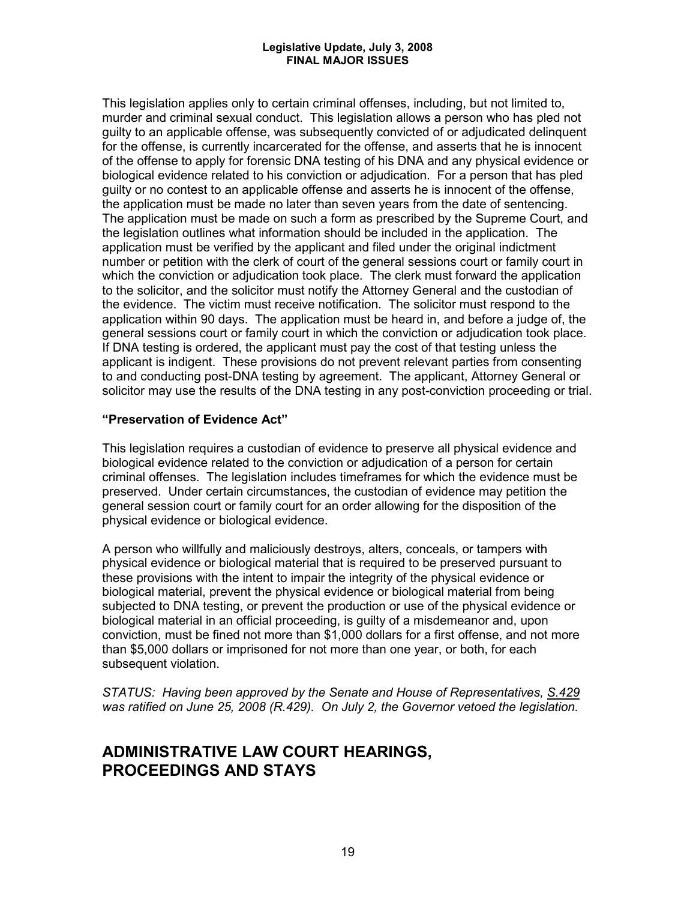This legislation applies only to certain criminal offenses, including, but not limited to, murder and criminal sexual conduct. This legislation allows a person who has pled not guilty to an applicable offense, was subsequently convicted of or adjudicated delinquent for the offense, is currently incarcerated for the offense, and asserts that he is innocent of the offense to apply for forensic DNA testing of his DNA and any physical evidence or biological evidence related to his conviction or adjudication. For a person that has pled guilty or no contest to an applicable offense and asserts he is innocent of the offense, the application must be made no later than seven years from the date of sentencing. The application must be made on such a form as prescribed by the Supreme Court, and the legislation outlines what information should be included in the application. The application must be verified by the applicant and filed under the original indictment number or petition with the clerk of court of the general sessions court or family court in which the conviction or adjudication took place. The clerk must forward the application to the solicitor, and the solicitor must notify the Attorney General and the custodian of the evidence. The victim must receive notification. The solicitor must respond to the application within 90 days. The application must be heard in, and before a judge of, the general sessions court or family court in which the conviction or adjudication took place. If DNA testing is ordered, the applicant must pay the cost of that testing unless the applicant is indigent. These provisions do not prevent relevant parties from consenting to and conducting post-DNA testing by agreement. The applicant, Attorney General or solicitor may use the results of the DNA testing in any post-conviction proceeding or trial.

**"Preservation of Evidence Act"**

This legislation requires a custodian of evidence to preserve all physical evidence and biological evidence related to the conviction or adjudication of a person for certain criminal offenses. The legislation includes timeframes for which the evidence must be preserved. Under certain circumstances, the custodian of evidence may petition the general session court or family court for an order allowing for the disposition of the physical evidence or biological evidence.

A person who willfully and maliciously destroys, alters, conceals, or tampers with physical evidence or biological material that is required to be preserved pursuant to these provisions with the intent to impair the integrity of the physical evidence or biological material, prevent the physical evidence or biological material from being subjected to DNA testing, or prevent the production or use of the physical evidence or biological material in an official proceeding, is guilty of a misdemeanor and, upon conviction, must be fined not more than $1,000 dollars for a first offense, and not more than $5,000 dollars or imprisoned for not more than one year, or both, for each subsequent violation.

*STATUS: Having been approved by the Senate and House of Representatives, S.429 was ratified on June 25, 2008 (R.429). On July 2, the Governor vetoed the legislation.*

## ADMINISTRATIVE LAW COURT HEARINGS, PROCEEDINGS AND STAYS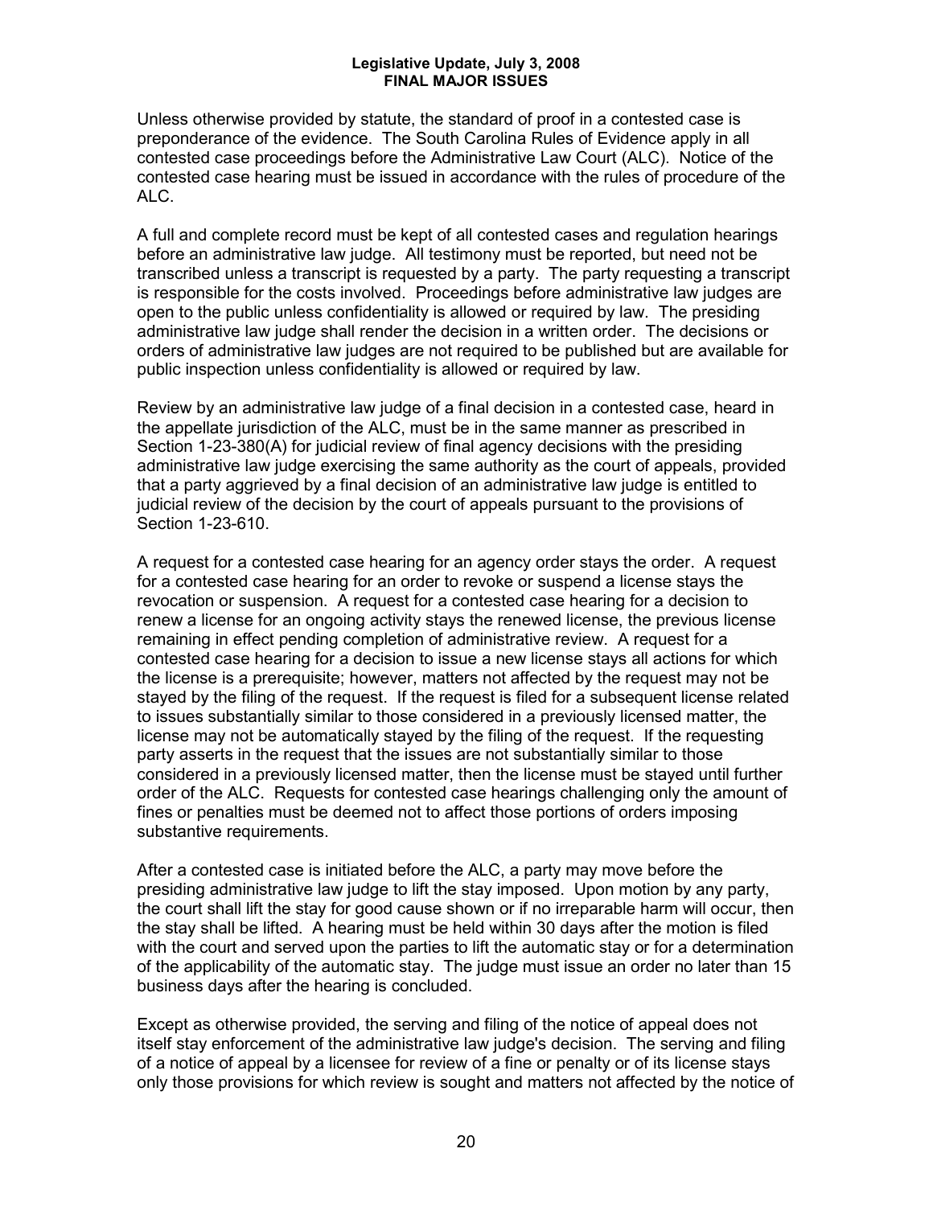Unless otherwise provided by statute, the standard of proof in a contested case is preponderance of the evidence. The South Carolina Rules of Evidence apply in all contested case proceedings before the Administrative Law Court (ALC). Notice of the contested case hearing must be issued in accordance with the rules of procedure of the ALC.

A full and complete record must be kept of all contested cases and regulation hearings before an administrative law judge. All testimony must be reported, but need not be transcribed unless a transcript is requested by a party. The party requesting a transcript is responsible for the costs involved. Proceedings before administrative law judges are open to the public unless confidentiality is allowed or required by law. The presiding administrative law judge shall render the decision in a written order. The decisions or orders of administrative law judges are not required to be published but are available for public inspection unless confidentiality is allowed or required by law.

Review by an administrative law judge of a final decision in a contested case, heard in the appellate jurisdiction of the ALC, must be in the same manner as prescribed in Section 1-23-380(A) for judicial review of final agency decisions with the presiding administrative law judge exercising the same authority as the court of appeals, provided that a party aggrieved by a final decision of an administrative law judge is entitled to judicial review of the decision by the court of appeals pursuant to the provisions of Section 1-23-610.

A request for a contested case hearing for an agency order stays the order. A request for a contested case hearing for an order to revoke or suspend a license stays the revocation or suspension. A request for a contested case hearing for a decision to renew a license for an ongoing activity stays the renewed license, the previous license remaining in effect pending completion of administrative review. A request for a contested case hearing for a decision to issue a new license stays all actions for which the license is a prerequisite; however, matters not affected by the request may not be stayed by the filing of the request. If the request is filed for a subsequent license related to issues substantially similar to those considered in a previously licensed matter, the license may not be automatically stayed by the filing of the request. If the requesting party asserts in the request that the issues are not substantially similar to those considered in a previously licensed matter, then the license must be stayed until further order of the ALC. Requests for contested case hearings challenging only the amount of fines or penalties must be deemed not to affect those portions of orders imposing substantive requirements.

After a contested case is initiated before the ALC, a party may move before the presiding administrative law judge to lift the stay imposed. Upon motion by any party, the court shall lift the stay for good cause shown or if no irreparable harm will occur, then the stay shall be lifted. A hearing must be held within 30 days after the motion is filed with the court and served upon the parties to lift the automatic stay or for a determination of the applicability of the automatic stay. The judge must issue an order no later than 15 business days after the hearing is concluded.

Except as otherwise provided, the serving and filing of the notice of appeal does not itself stay enforcement of the administrative law judge's decision. The serving and filing of a notice of appeal by a licensee for review of a fine or penalty or of its license stays only those provisions for which review is sought and matters not affected by the notice of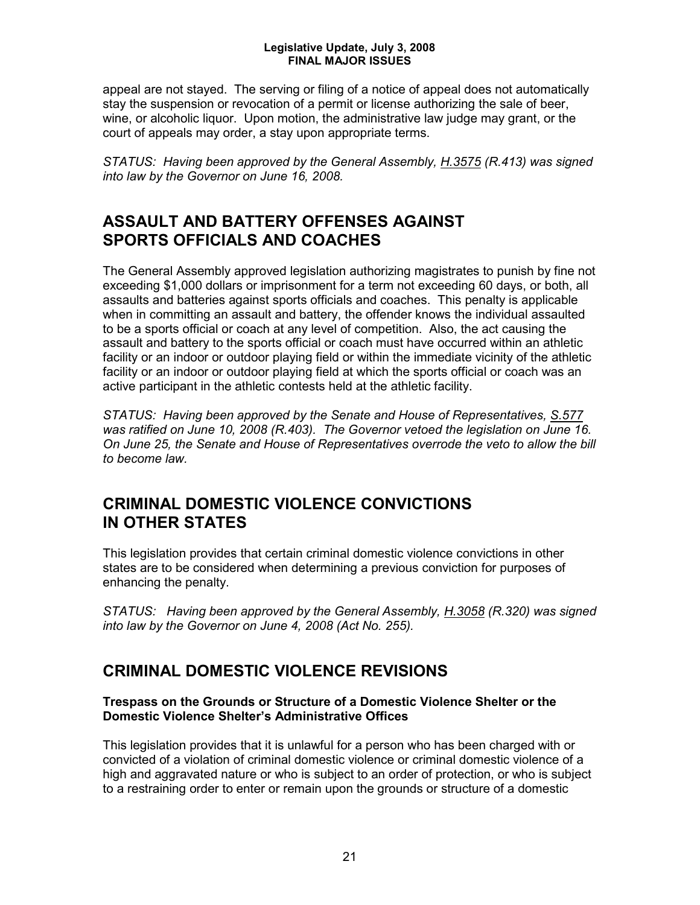appeal are not stayed. The serving or filing of a notice of appeal does not automatically stay the suspension or revocation of a permit or license authorizing the sale of beer, wine, or alcoholic liquor. Upon motion, the administrative law judge may grant, or the court of appeals may order, a stay upon appropriate terms.

*STATUS: Having been approved by the General Assembly, H.3575 (R.413) was signed into law by the Governor on June 16, 2008.*

## ASSAULT AND BATTERY OFFENSES AGAINST SPORTS OFFICIALS AND COACHES

The General Assembly approved legislation authorizing magistrates to punish by fine not exceeding $1,000 dollars or imprisonment for a term not exceeding 60 days, or both, all assaults and batteries against sports officials and coaches. This penalty is applicable when in committing an assault and battery, the offender knows the individual assaulted to be a sports official or coach at any level of competition. Also, the act causing the assault and battery to the sports official or coach must have occurred within an athletic facility or an indoor or outdoor playing field or within the immediate vicinity of the athletic facility or an indoor or outdoor playing field at which the sports official or coach was an active participant in the athletic contests held at the athletic facility.

*STATUS: Having been approved by the Senate and House of Representatives, S.577 was ratified on June 10, 2008 (R.403). The Governor vetoed the legislation on June 16. On June 25, the Senate and House of Representatives overrode the veto to allow the bill to become law.*

## CRIMINAL DOMESTIC VIOLENCE CONVICTIONS IN OTHER STATES

This legislation provides that certain criminal domestic violence convictions in other states are to be considered when determining a previous conviction for purposes of enhancing the penalty.

*STATUS: Having been approved by the General Assembly, H.3058 (R.320) was signed into law by the Governor on June 4, 2008 (Act No. 255).*

## CRIMINAL DOMESTIC VIOLENCE REVISIONS

### Trespass on the Grounds or Structure of a Domestic Violence Shelter or the Domestic Violence Shelter's Administrative Offices

This legislation provides that it is unlawful for a person who has been charged with or convicted of a violation of criminal domestic violence or criminal domestic violence of a high and aggravated nature or who is subject to an order of protection, or who is subject to a restraining order to enter or remain upon the grounds or structure of a domestic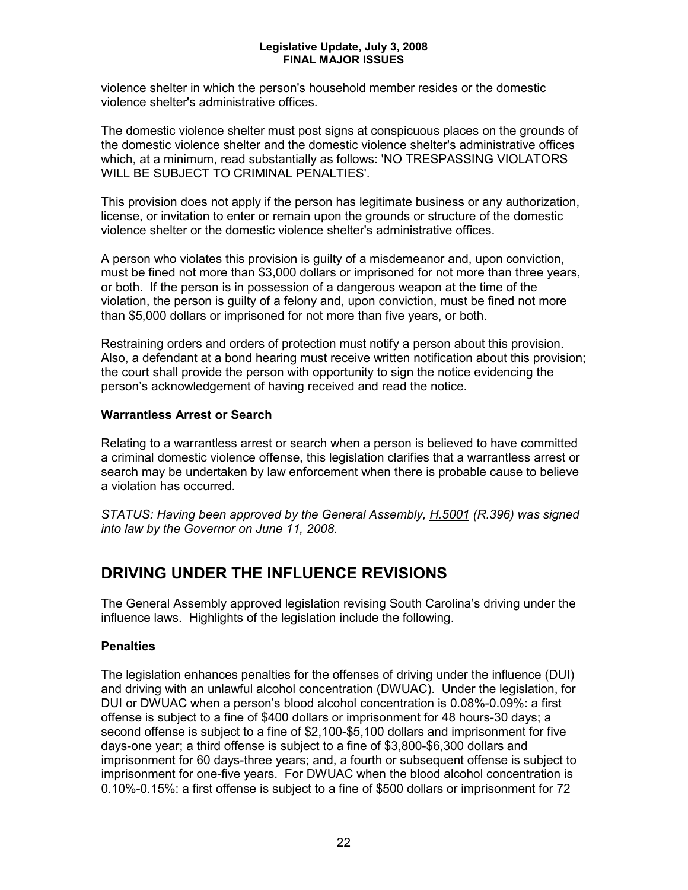violence shelter in which the person's household member resides or the domestic violence shelter's administrative offices.

The domestic violence shelter must post signs at conspicuous places on the grounds of the domestic violence shelter and the domestic violence shelter's administrative offices which, at a minimum, read substantially as follows: 'NO TRESPASSING VIOLATORS WILL BE SUBJECT TO CRIMINAL PENALTIES'.

This provision does not apply if the person has legitimate business or any authorization, license, or invitation to enter or remain upon the grounds or structure of the domestic violence shelter or the domestic violence shelter's administrative offices.

A person who violates this provision is guilty of a misdemeanor and, upon conviction, must be fined not more than $3,000 dollars or imprisoned for not more than three years, or both. If the person is in possession of a dangerous weapon at the time of the violation, the person is guilty of a felony and, upon conviction, must be fined not more than $5,000 dollars or imprisoned for not more than five years, or both.

Restraining orders and orders of protection must notify a person about this provision. Also, a defendant at a bond hearing must receive written notification about this provision; the court shall provide the person with opportunity to sign the notice evidencing the person's acknowledgement of having received and read the notice.

### Warrantless Arrest or Search

Relating to a warrantless arrest or search when a person is believed to have committed a criminal domestic violence offense, this legislation clarifies that a warrantless arrest or search may be undertaken by law enforcement when there is probable cause to believe a violation has occurred.

*STATUS: Having been approved by the General Assembly, H.5001 (R.396) was signed into law by the Governor on June 11, 2008.*

## DRIVING UNDER THE INFLUENCE REVISIONS

The General Assembly approved legislation revising South Carolina's driving under the influence laws. Highlights of the legislation include the following.

### Penalties

The legislation enhances penalties for the offenses of driving under the influence (DUI) and driving with an unlawful alcohol concentration (DWUAC). Under the legislation, for DUI or DWUAC when a person's blood alcohol concentration is 0.08%-0.09%: a first offense is subject to a fine of $400 dollars or imprisonment for 48 hours-30 days; a second offense is subject to a fine of $2,100-$5,100 dollars and imprisonment for five days-one year; a third offense is subject to a fine of $3,800-$6,300 dollars and imprisonment for 60 days-three years; and, a fourth or subsequent offense is subject to imprisonment for one-five years. For DWUAC when the blood alcohol concentration is 0.10%-0.15%: a first offense is subject to a fine of $500 dollars or imprisonment for 72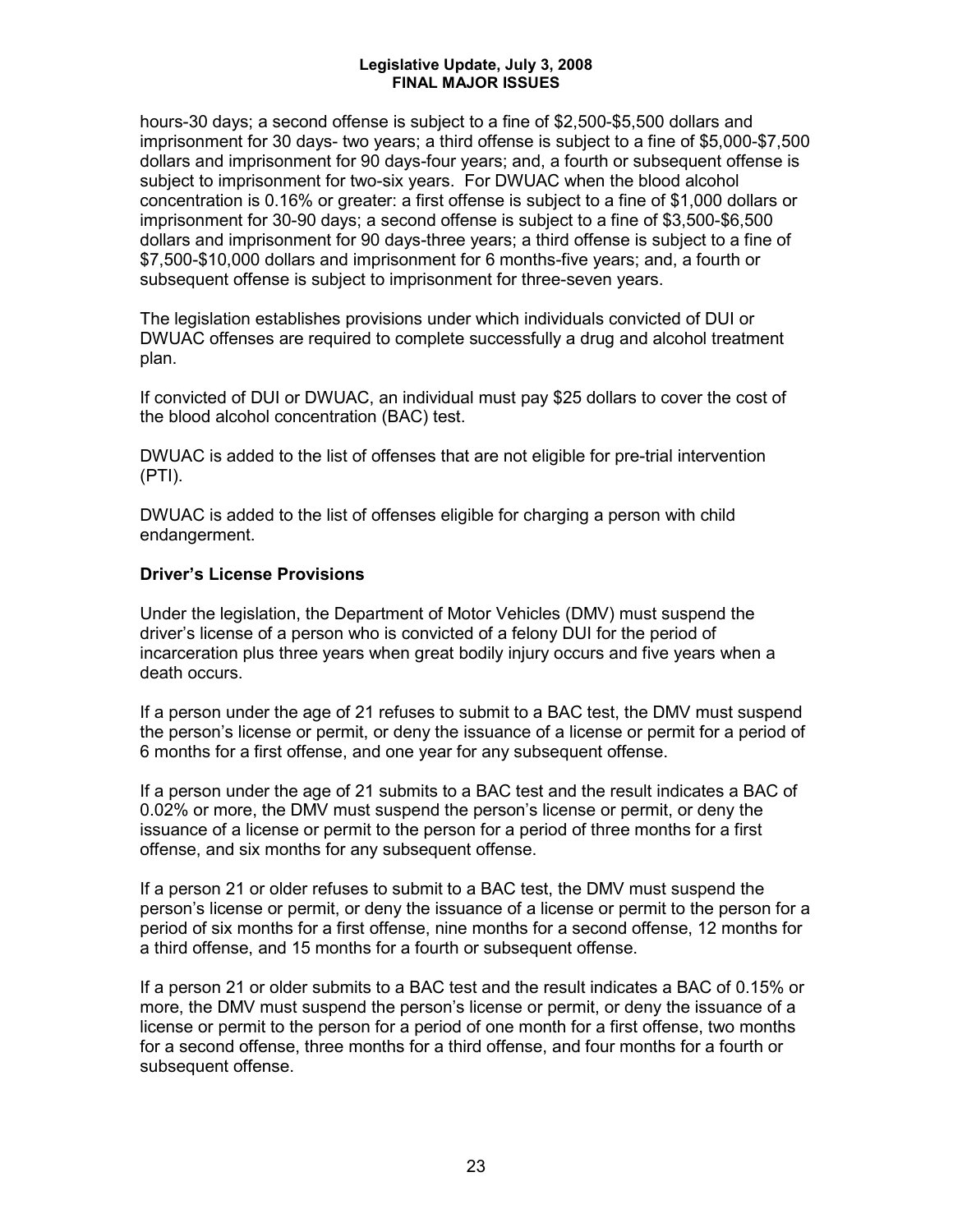hours-30 days; a second offense is subject to a fine of $2,500-$5,500 dollars and imprisonment for 30 days- two years; a third offense is subject to a fine of $5,000-$7,500 dollars and imprisonment for 90 days-four years; and, a fourth or subsequent offense is subject to imprisonment for two-six years. For DWUAC when the blood alcohol concentration is 0.16% or greater: a first offense is subject to a fine of $1,000 dollars or imprisonment for 30-90 days; a second offense is subject to a fine of $3,500-$6,500 dollars and imprisonment for 90 days-three years; a third offense is subject to a fine of $7,500-$10,000 dollars and imprisonment for 6 months-five years; and, a fourth or subsequent offense is subject to imprisonment for three-seven years.

The legislation establishes provisions under which individuals convicted of DUI or DWUAC offenses are required to complete successfully a drug and alcohol treatment plan.

If convicted of DUI or DWUAC, an individual must pay $25 dollars to cover the cost of the blood alcohol concentration (BAC) test.

DWUAC is added to the list of offenses that are not eligible for pre-trial intervention (PTI).

DWUAC is added to the list of offenses eligible for charging a person with child endangerment.

**Driver's License Provisions**

Under the legislation, the Department of Motor Vehicles (DMV) must suspend the driver's license of a person who is convicted of a felony DUI for the period of incarceration plus three years when great bodily injury occurs and five years when a death occurs.

If a person under the age of 21 refuses to submit to a BAC test, the DMV must suspend the person's license or permit, or deny the issuance of a license or permit for a period of 6 months for a first offense, and one year for any subsequent offense.

If a person under the age of 21 submits to a BAC test and the result indicates a BAC of 0.02% or more, the DMV must suspend the person's license or permit, or deny the issuance of a license or permit to the person for a period of three months for a first offense, and six months for any subsequent offense.

If a person 21 or older refuses to submit to a BAC test, the DMV must suspend the person's license or permit, or deny the issuance of a license or permit to the person for a period of six months for a first offense, nine months for a second offense, 12 months for a third offense, and 15 months for a fourth or subsequent offense.

If a person 21 or older submits to a BAC test and the result indicates a BAC of 0.15% or more, the DMV must suspend the person's license or permit, or deny the issuance of a license or permit to the person for a period of one month for a first offense, two months for a second offense, three months for a third offense, and four months for a fourth or subsequent offense.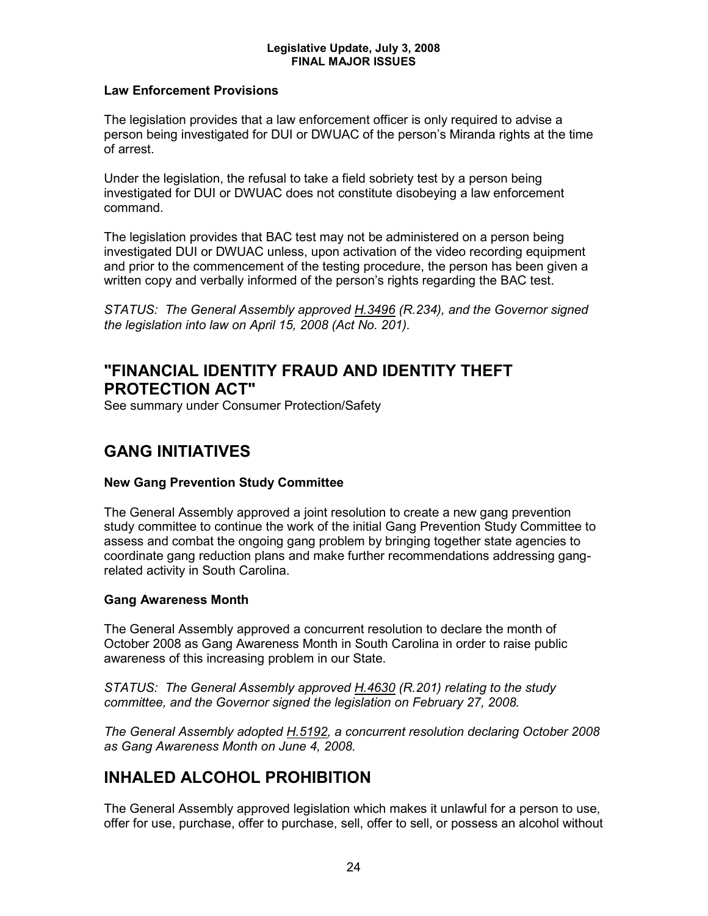### Law Enforcement Provisions

The legislation provides that a law enforcement officer is only required to advise a person being investigated for DUI or DWUAC of the person's Miranda rights at the time of arrest.

Under the legislation, the refusal to take a field sobriety test by a person being investigated for DUI or DWUAC does not constitute disobeying a law enforcement command.

The legislation provides that BAC test may not be administered on a person being investigated DUI or DWUAC unless, upon activation of the video recording equipment and prior to the commencement of the testing procedure, the person has been given a written copy and verbally informed of the person's rights regarding the BAC test.

*STATUS: The General Assembly approved H.3496 (R.234), and the Governor signed the legislation into law on April 15, 2008 (Act No. 201).*

## "FINANCIAL IDENTITY FRAUD AND IDENTITY THEFT PROTECTION ACT"

See summary under Consumer Protection/Safety

## GANG INITIATIVES

### New Gang Prevention Study Committee

The General Assembly approved a joint resolution to create a new gang prevention study committee to continue the work of the initial Gang Prevention Study Committee to assess and combat the ongoing gang problem by bringing together state agencies to coordinate gang reduction plans and make further recommendations addressing gang-related activity in South Carolina.

### Gang Awareness Month

The General Assembly approved a concurrent resolution to declare the month of October 2008 as Gang Awareness Month in South Carolina in order to raise public awareness of this increasing problem in our State.

*STATUS: The General Assembly approved H.4630 (R.201) relating to the study committee, and the Governor signed the legislation on February 27, 2008.*

*The General Assembly adopted H.5192, a concurrent resolution declaring October 2008 as Gang Awareness Month on June 4, 2008.*

## INHALED ALCOHOL PROHIBITION

The General Assembly approved legislation which makes it unlawful for a person to use, offer for use, purchase, offer to purchase, sell, offer to sell, or possess an alcohol without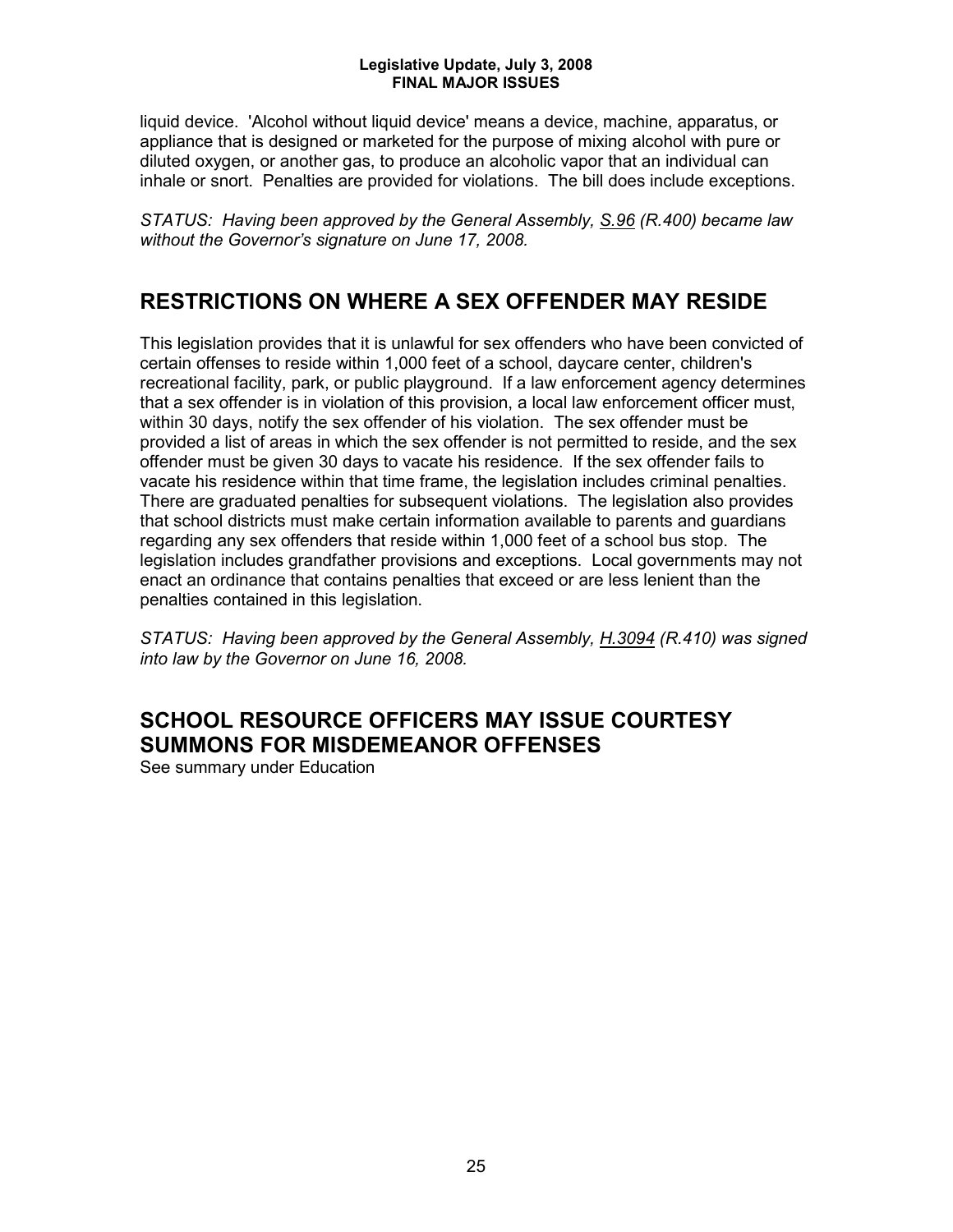liquid device. 'Alcohol without liquid device' means a device, machine, apparatus, or appliance that is designed or marketed for the purpose of mixing alcohol with pure or diluted oxygen, or another gas, to produce an alcoholic vapor that an individual can inhale or snort. Penalties are provided for violations. The bill does include exceptions.

*STATUS: Having been approved by the General Assembly, S.96 (R.400) became law without the Governor's signature on June 17, 2008.*

## RESTRICTIONS ON WHERE A SEX OFFENDER MAY RESIDE

This legislation provides that it is unlawful for sex offenders who have been convicted of certain offenses to reside within 1,000 feet of a school, daycare center, children's recreational facility, park, or public playground. If a law enforcement agency determines that a sex offender is in violation of this provision, a local law enforcement officer must, within 30 days, notify the sex offender of his violation. The sex offender must be provided a list of areas in which the sex offender is not permitted to reside, and the sex offender must be given 30 days to vacate his residence. If the sex offender fails to vacate his residence within that time frame, the legislation includes criminal penalties. There are graduated penalties for subsequent violations. The legislation also provides that school districts must make certain information available to parents and guardians regarding any sex offenders that reside within 1,000 feet of a school bus stop. The legislation includes grandfather provisions and exceptions. Local governments may not enact an ordinance that contains penalties that exceed or are less lenient than the penalties contained in this legislation.

*STATUS: Having been approved by the General Assembly, H.3094 (R.410) was signed into law by the Governor on June 16, 2008.*

## SCHOOL RESOURCE OFFICERS MAY ISSUE COURTESY SUMMONS FOR MISDEMEANOR OFFENSES

See summary under Education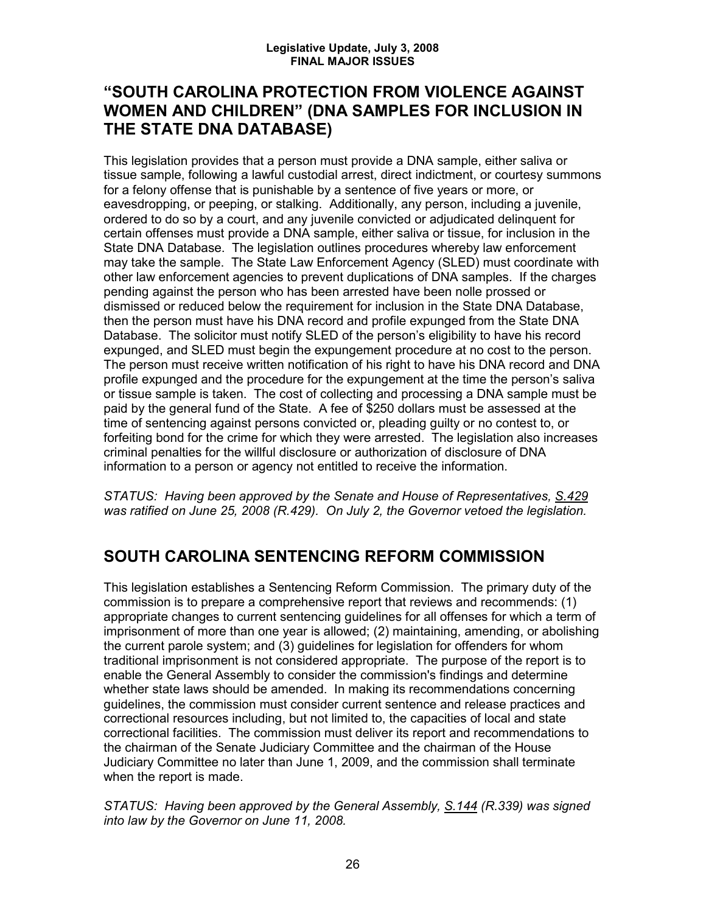## "SOUTH CAROLINA PROTECTION FROM VIOLENCE AGAINST WOMEN AND CHILDREN" (DNA SAMPLES FOR INCLUSION IN THE STATE DNA DATABASE)

This legislation provides that a person must provide a DNA sample, either saliva or tissue sample, following a lawful custodial arrest, direct indictment, or courtesy summons for a felony offense that is punishable by a sentence of five years or more, or eavesdropping, or peeping, or stalking. Additionally, any person, including a juvenile, ordered to do so by a court, and any juvenile convicted or adjudicated delinquent for certain offenses must provide a DNA sample, either saliva or tissue, for inclusion in the State DNA Database. The legislation outlines procedures whereby law enforcement may take the sample. The State Law Enforcement Agency (SLED) must coordinate with other law enforcement agencies to prevent duplications of DNA samples. If the charges pending against the person who has been arrested have been nolle prossed or dismissed or reduced below the requirement for inclusion in the State DNA Database, then the person must have his DNA record and profile expunged from the State DNA Database. The solicitor must notify SLED of the person's eligibility to have his record expunged, and SLED must begin the expungement procedure at no cost to the person. The person must receive written notification of his right to have his DNA record and DNA profile expunged and the procedure for the expungement at the time the person's saliva or tissue sample is taken. The cost of collecting and processing a DNA sample must be paid by the general fund of the State. A fee of $250 dollars must be assessed at the time of sentencing against persons convicted or, pleading guilty or no contest to, or forfeiting bond for the crime for which they were arrested. The legislation also increases criminal penalties for the willful disclosure or authorization of disclosure of DNA information to a person or agency not entitled to receive the information.

*STATUS: Having been approved by the Senate and House of Representatives, S.429 was ratified on June 25, 2008 (R.429). On July 2, the Governor vetoed the legislation.*

## SOUTH CAROLINA SENTENCING REFORM COMMISSION

This legislation establishes a Sentencing Reform Commission. The primary duty of the commission is to prepare a comprehensive report that reviews and recommends: (1) appropriate changes to current sentencing guidelines for all offenses for which a term of imprisonment of more than one year is allowed; (2) maintaining, amending, or abolishing the current parole system; and (3) guidelines for legislation for offenders for whom traditional imprisonment is not considered appropriate. The purpose of the report is to enable the General Assembly to consider the commission's findings and determine whether state laws should be amended. In making its recommendations concerning guidelines, the commission must consider current sentence and release practices and correctional resources including, but not limited to, the capacities of local and state correctional facilities. The commission must deliver its report and recommendations to the chairman of the Senate Judiciary Committee and the chairman of the House Judiciary Committee no later than June 1, 2009, and the commission shall terminate when the report is made.

*STATUS: Having been approved by the General Assembly, S.144 (R.339) was signed into law by the Governor on June 11, 2008.*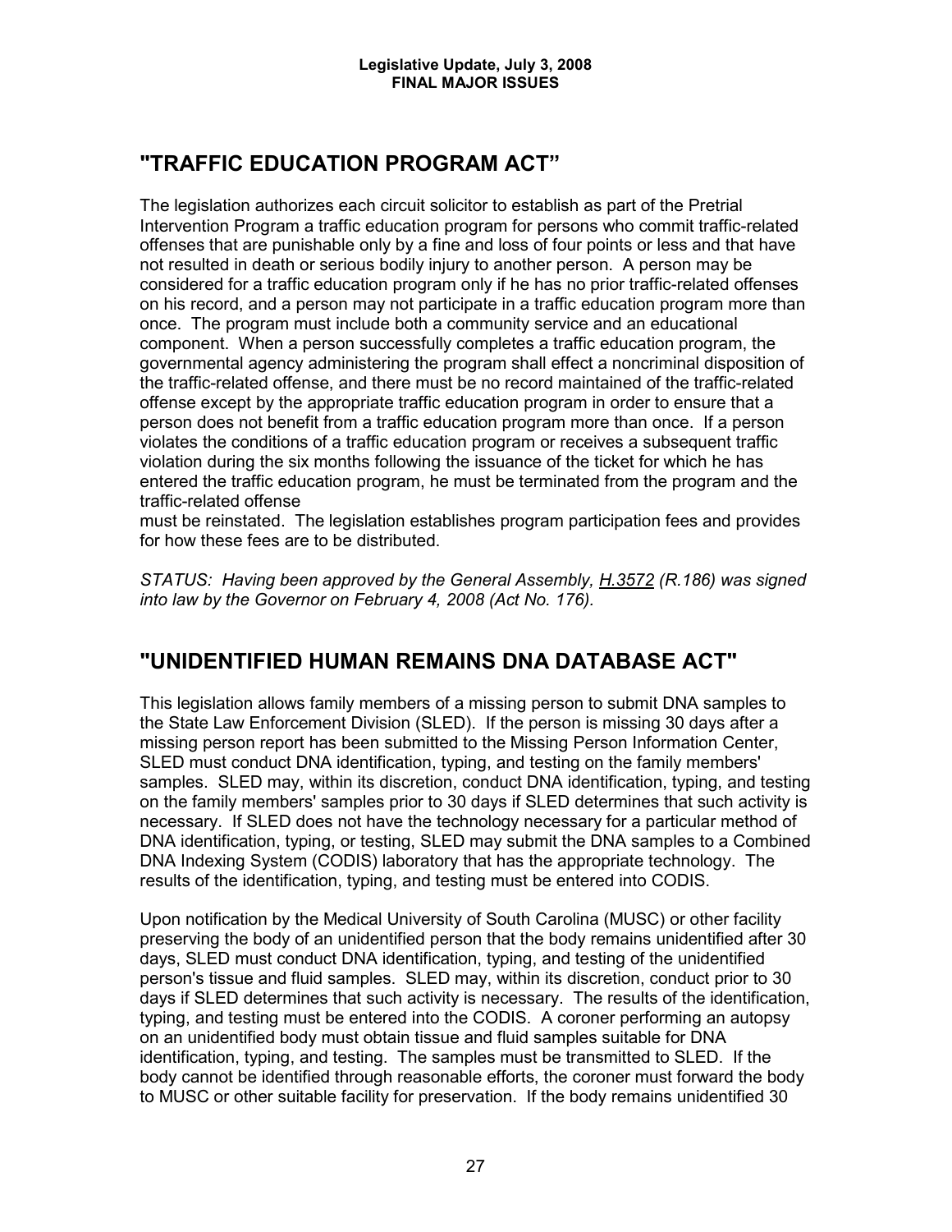## "TRAFFIC EDUCATION PROGRAM ACT"

The legislation authorizes each circuit solicitor to establish as part of the Pretrial Intervention Program a traffic education program for persons who commit traffic-related offenses that are punishable only by a fine and loss of four points or less and that have not resulted in death or serious bodily injury to another person. A person may be considered for a traffic education program only if he has no prior traffic-related offenses on his record, and a person may not participate in a traffic education program more than once. The program must include both a community service and an educational component. When a person successfully completes a traffic education program, the governmental agency administering the program shall effect a noncriminal disposition of the traffic-related offense, and there must be no record maintained of the traffic-related offense except by the appropriate traffic education program in order to ensure that a person does not benefit from a traffic education program more than once. If a person violates the conditions of a traffic education program or receives a subsequent traffic violation during the six months following the issuance of the ticket for which he has entered the traffic education program, he must be terminated from the program and the traffic-related offense must be reinstated. The legislation establishes program participation fees and provides for how these fees are to be distributed.

*STATUS: Having been approved by the General Assembly, H.3572 (R.186) was signed into law by the Governor on February 4, 2008 (Act No. 176).*

## "UNIDENTIFIED HUMAN REMAINS DNA DATABASE ACT"

This legislation allows family members of a missing person to submit DNA samples to the State Law Enforcement Division (SLED). If the person is missing 30 days after a missing person report has been submitted to the Missing Person Information Center, SLED must conduct DNA identification, typing, and testing on the family members' samples. SLED may, within its discretion, conduct DNA identification, typing, and testing on the family members' samples prior to 30 days if SLED determines that such activity is necessary. If SLED does not have the technology necessary for a particular method of DNA identification, typing, or testing, SLED may submit the DNA samples to a Combined DNA Indexing System (CODIS) laboratory that has the appropriate technology. The results of the identification, typing, and testing must be entered into CODIS.

Upon notification by the Medical University of South Carolina (MUSC) or other facility preserving the body of an unidentified person that the body remains unidentified after 30 days, SLED must conduct DNA identification, typing, and testing of the unidentified person's tissue and fluid samples. SLED may, within its discretion, conduct prior to 30 days if SLED determines that such activity is necessary. The results of the identification, typing, and testing must be entered into the CODIS. A coroner performing an autopsy on an unidentified body must obtain tissue and fluid samples suitable for DNA identification, typing, and testing. The samples must be transmitted to SLED. If the body cannot be identified through reasonable efforts, the coroner must forward the body to MUSC or other suitable facility for preservation. If the body remains unidentified 30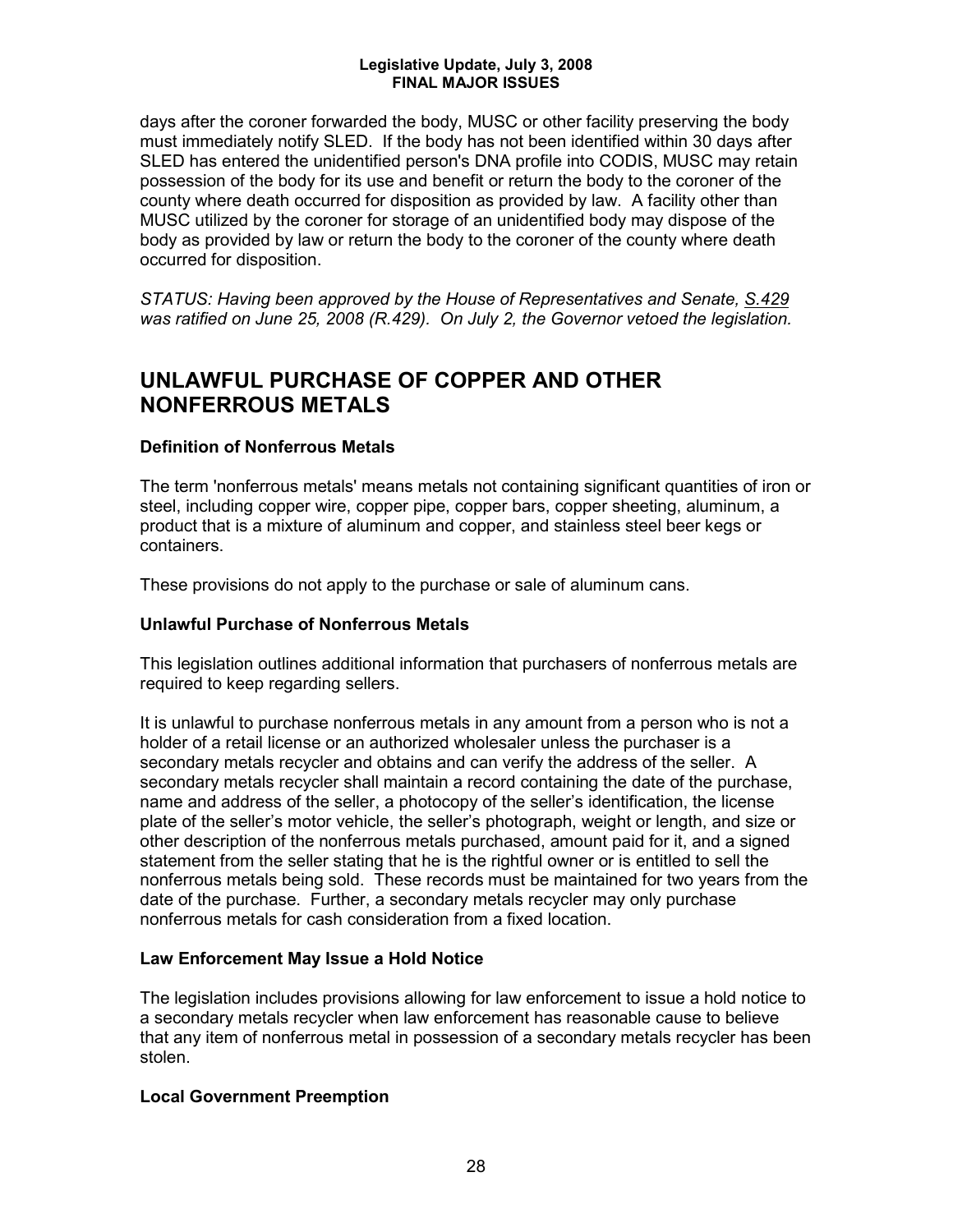days after the coroner forwarded the body, MUSC or other facility preserving the body must immediately notify SLED. If the body has not been identified within 30 days after SLED has entered the unidentified person's DNA profile into CODIS, MUSC may retain possession of the body for its use and benefit or return the body to the coroner of the county where death occurred for disposition as provided by law. A facility other than MUSC utilized by the coroner for storage of an unidentified body may dispose of the body as provided by law or return the body to the coroner of the county where death occurred for disposition.

*STATUS: Having been approved by the House of Representatives and Senate, S.429 was ratified on June 25, 2008 (R.429). On July 2, the Governor vetoed the legislation.*

## UNLAWFUL PURCHASE OF COPPER AND OTHER NONFERROUS METALS

### Definition of Nonferrous Metals

The term 'nonferrous metals' means metals not containing significant quantities of iron or steel, including copper wire, copper pipe, copper bars, copper sheeting, aluminum, a product that is a mixture of aluminum and copper, and stainless steel beer kegs or containers.

These provisions do not apply to the purchase or sale of aluminum cans.

### Unlawful Purchase of Nonferrous Metals

This legislation outlines additional information that purchasers of nonferrous metals are required to keep regarding sellers.

It is unlawful to purchase nonferrous metals in any amount from a person who is not a holder of a retail license or an authorized wholesaler unless the purchaser is a secondary metals recycler and obtains and can verify the address of the seller. A secondary metals recycler shall maintain a record containing the date of the purchase, name and address of the seller, a photocopy of the seller's identification, the license plate of the seller's motor vehicle, the seller's photograph, weight or length, and size or other description of the nonferrous metals purchased, amount paid for it, and a signed statement from the seller stating that he is the rightful owner or is entitled to sell the nonferrous metals being sold. These records must be maintained for two years from the date of the purchase. Further, a secondary metals recycler may only purchase nonferrous metals for cash consideration from a fixed location.

### Law Enforcement May Issue a Hold Notice

The legislation includes provisions allowing for law enforcement to issue a hold notice to a secondary metals recycler when law enforcement has reasonable cause to believe that any item of nonferrous metal in possession of a secondary metals recycler has been stolen.

### Local Government Preemption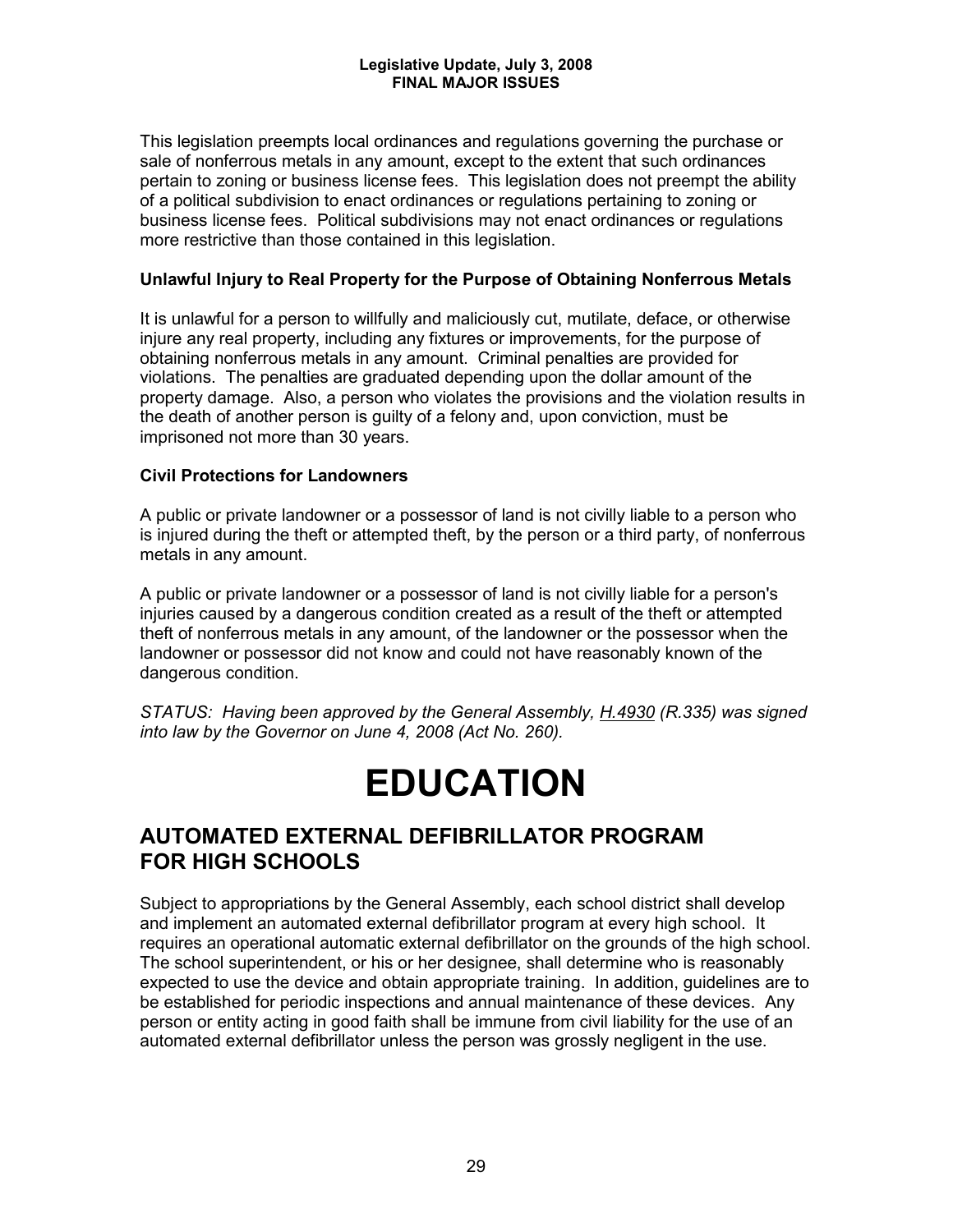This legislation preempts local ordinances and regulations governing the purchase or sale of nonferrous metals in any amount, except to the extent that such ordinances pertain to zoning or business license fees. This legislation does not preempt the ability of a political subdivision to enact ordinances or regulations pertaining to zoning or business license fees. Political subdivisions may not enact ordinances or regulations more restrictive than those contained in this legislation.

**Unlawful Injury to Real Property for the Purpose of Obtaining Nonferrous Metals**

It is unlawful for a person to willfully and maliciously cut, mutilate, deface, or otherwise injure any real property, including any fixtures or improvements, for the purpose of obtaining nonferrous metals in any amount. Criminal penalties are provided for violations. The penalties are graduated depending upon the dollar amount of the property damage. Also, a person who violates the provisions and the violation results in the death of another person is guilty of a felony and, upon conviction, must be imprisoned not more than 30 years.

**Civil Protections for Landowners**

A public or private landowner or a possessor of land is not civilly liable to a person who is injured during the theft or attempted theft, by the person or a third party, of nonferrous metals in any amount.

A public or private landowner or a possessor of land is not civilly liable for a person's injuries caused by a dangerous condition created as a result of the theft or attempted theft of nonferrous metals in any amount, of the landowner or the possessor when the landowner or possessor did not know and could not have reasonably known of the dangerous condition.

*STATUS: Having been approved by the General Assembly, H.4930 (R.335) was signed into law by the Governor on June 4, 2008 (Act No. 260).*

# EDUCATION

## AUTOMATED EXTERNAL DEFIBRILLATOR PROGRAM FOR HIGH SCHOOLS

Subject to appropriations by the General Assembly, each school district shall develop and implement an automated external defibrillator program at every high school. It requires an operational automatic external defibrillator on the grounds of the high school. The school superintendent, or his or her designee, shall determine who is reasonably expected to use the device and obtain appropriate training. In addition, guidelines are to be established for periodic inspections and annual maintenance of these devices. Any person or entity acting in good faith shall be immune from civil liability for the use of an automated external defibrillator unless the person was grossly negligent in the use.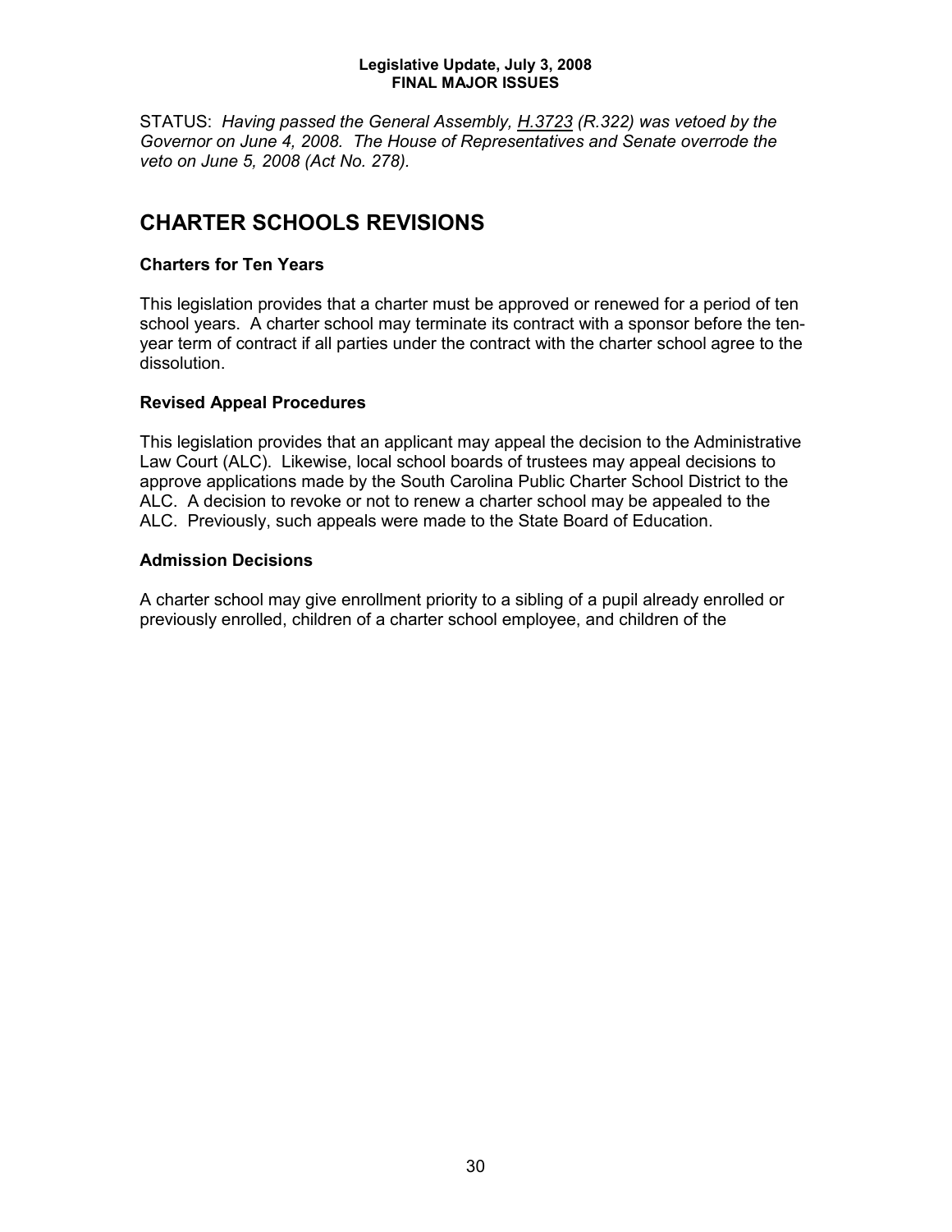STATUS: *Having passed the General Assembly, H.3723 (R.322) was vetoed by the Governor on June 4, 2008. The House of Representatives and Senate overrode the veto on June 5, 2008 (Act No. 278).*

# CHARTER SCHOOLS REVISIONS

### Charters for Ten Years

This legislation provides that a charter must be approved or renewed for a period of ten school years. A charter school may terminate its contract with a sponsor before the ten-year term of contract if all parties under the contract with the charter school agree to the dissolution.

### Revised Appeal Procedures

This legislation provides that an applicant may appeal the decision to the Administrative Law Court (ALC). Likewise, local school boards of trustees may appeal decisions to approve applications made by the South Carolina Public Charter School District to the ALC. A decision to revoke or not to renew a charter school may be appealed to the ALC. Previously, such appeals were made to the State Board of Education.

### Admission Decisions

A charter school may give enrollment priority to a sibling of a pupil already enrolled or previously enrolled, children of a charter school employee, and children of the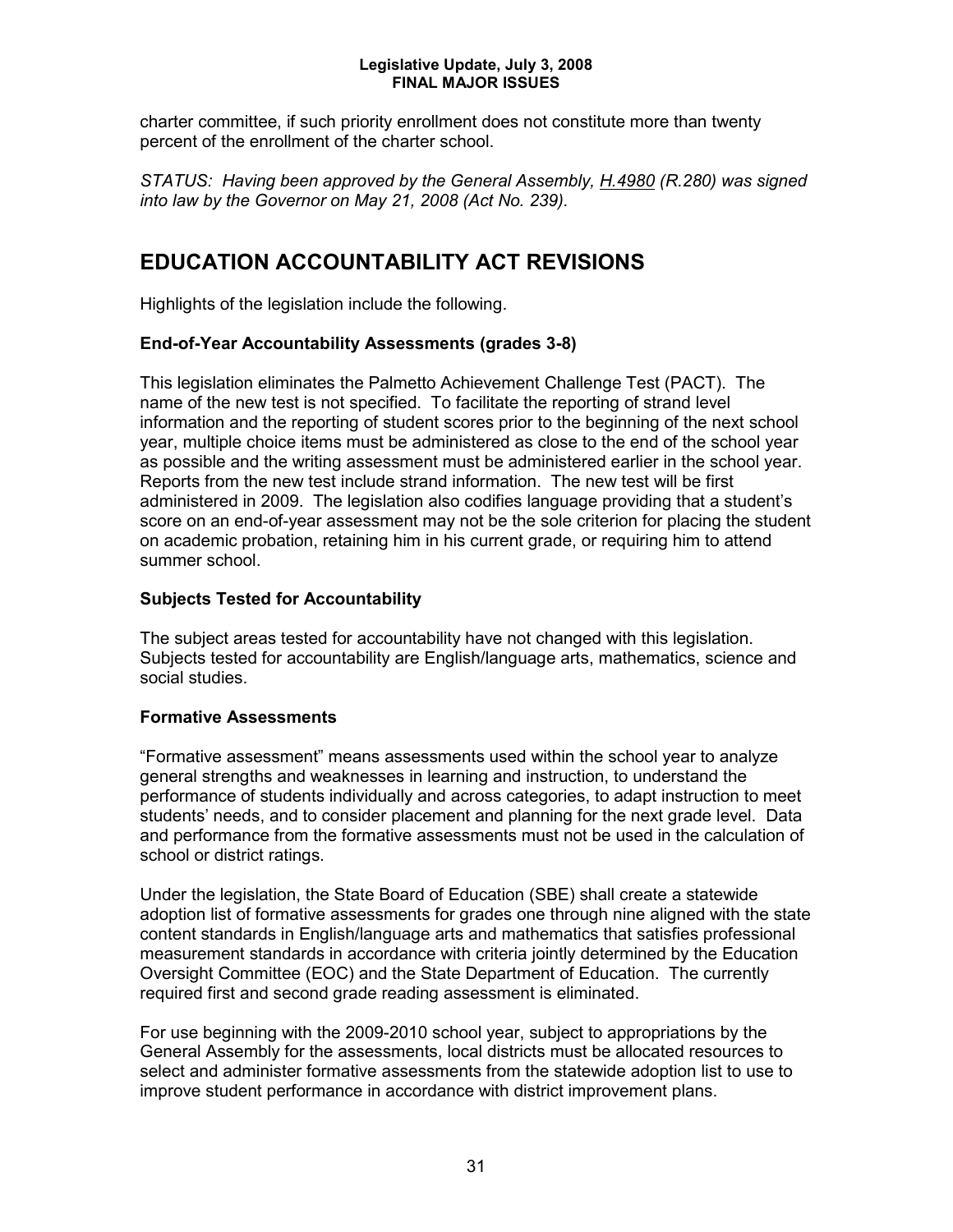charter committee, if such priority enrollment does not constitute more than twenty percent of the enrollment of the charter school.

*STATUS: Having been approved by the General Assembly, H.4980 (R.280) was signed into law by the Governor on May 21, 2008 (Act No. 239).*

# EDUCATION ACCOUNTABILITY ACT REVISIONS

Highlights of the legislation include the following.

**End-of-Year Accountability Assessments (grades 3-8)**

This legislation eliminates the Palmetto Achievement Challenge Test (PACT). The name of the new test is not specified. To facilitate the reporting of strand level information and the reporting of student scores prior to the beginning of the next school year, multiple choice items must be administered as close to the end of the school year as possible and the writing assessment must be administered earlier in the school year. Reports from the new test include strand information. The new test will be first administered in 2009. The legislation also codifies language providing that a student's score on an end-of-year assessment may not be the sole criterion for placing the student on academic probation, retaining him in his current grade, or requiring him to attend summer school.

**Subjects Tested for Accountability**

The subject areas tested for accountability have not changed with this legislation. Subjects tested for accountability are English/language arts, mathematics, science and social studies.

**Formative Assessments**

"Formative assessment" means assessments used within the school year to analyze general strengths and weaknesses in learning and instruction, to understand the performance of students individually and across categories, to adapt instruction to meet students' needs, and to consider placement and planning for the next grade level. Data and performance from the formative assessments must not be used in the calculation of school or district ratings.

Under the legislation, the State Board of Education (SBE) shall create a statewide adoption list of formative assessments for grades one through nine aligned with the state content standards in English/language arts and mathematics that satisfies professional measurement standards in accordance with criteria jointly determined by the Education Oversight Committee (EOC) and the State Department of Education. The currently required first and second grade reading assessment is eliminated.

For use beginning with the 2009-2010 school year, subject to appropriations by the General Assembly for the assessments, local districts must be allocated resources to select and administer formative assessments from the statewide adoption list to use to improve student performance in accordance with district improvement plans.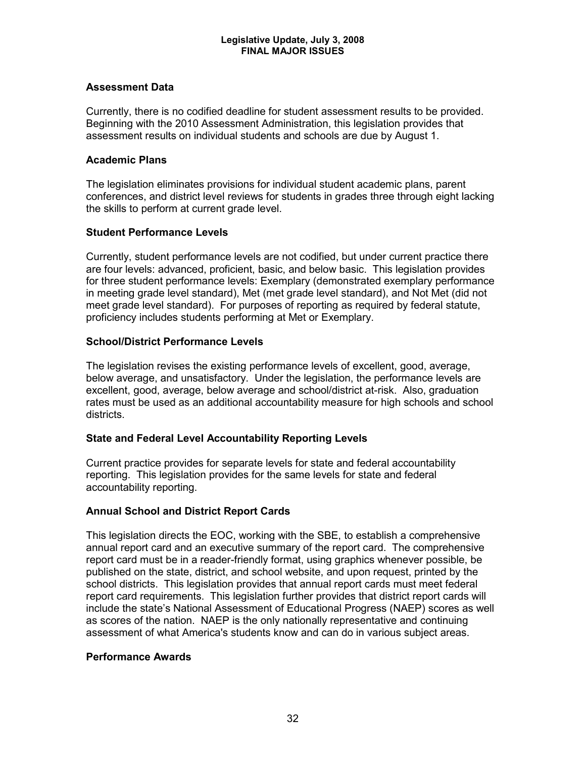## Assessment Data

Currently, there is no codified deadline for student assessment results to be provided. Beginning with the 2010 Assessment Administration, this legislation provides that assessment results on individual students and schools are due by August 1.

## Academic Plans

The legislation eliminates provisions for individual student academic plans, parent conferences, and district level reviews for students in grades three through eight lacking the skills to perform at current grade level.

## Student Performance Levels

Currently, student performance levels are not codified, but under current practice there are four levels: advanced, proficient, basic, and below basic. This legislation provides for three student performance levels: Exemplary (demonstrated exemplary performance in meeting grade level standard), Met (met grade level standard), and Not Met (did not meet grade level standard). For purposes of reporting as required by federal statute, proficiency includes students performing at Met or Exemplary.

## School/District Performance Levels

The legislation revises the existing performance levels of excellent, good, average, below average, and unsatisfactory. Under the legislation, the performance levels are excellent, good, average, below average and school/district at-risk. Also, graduation rates must be used as an additional accountability measure for high schools and school districts.

## State and Federal Level Accountability Reporting Levels

Current practice provides for separate levels for state and federal accountability reporting. This legislation provides for the same levels for state and federal accountability reporting.

## Annual School and District Report Cards

This legislation directs the EOC, working with the SBE, to establish a comprehensive annual report card and an executive summary of the report card. The comprehensive report card must be in a reader-friendly format, using graphics whenever possible, be published on the state, district, and school website, and upon request, printed by the school districts. This legislation provides that annual report cards must meet federal report card requirements. This legislation further provides that district report cards will include the state's National Assessment of Educational Progress (NAEP) scores as well as scores of the nation. NAEP is the only nationally representative and continuing assessment of what America's students know and can do in various subject areas.

## Performance Awards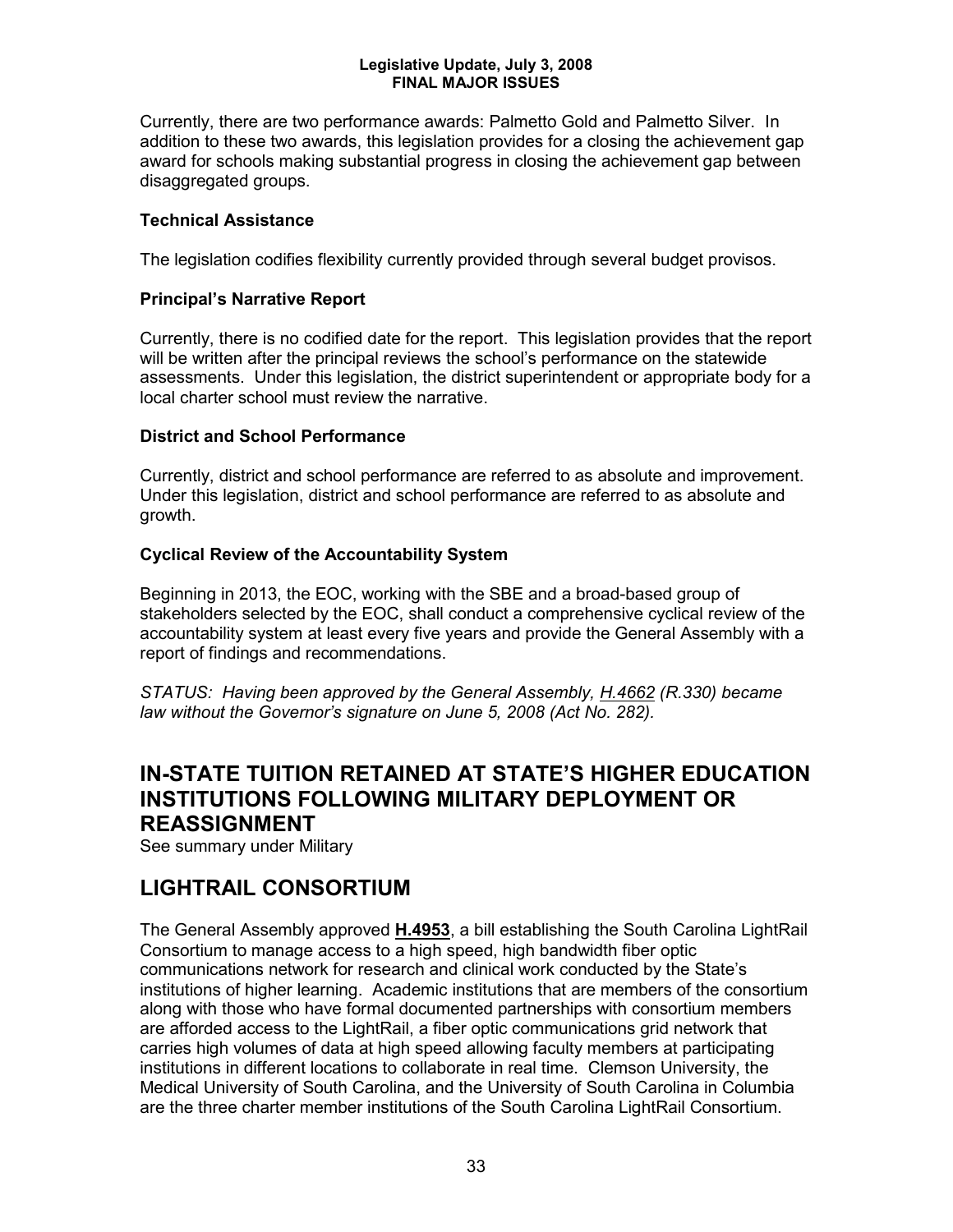Currently, there are two performance awards: Palmetto Gold and Palmetto Silver. In addition to these two awards, this legislation provides for a closing the achievement gap award for schools making substantial progress in closing the achievement gap between disaggregated groups.

### Technical Assistance

The legislation codifies flexibility currently provided through several budget provisos.

### Principal's Narrative Report

Currently, there is no codified date for the report. This legislation provides that the report will be written after the principal reviews the school's performance on the statewide assessments. Under this legislation, the district superintendent or appropriate body for a local charter school must review the narrative.

### District and School Performance

Currently, district and school performance are referred to as absolute and improvement. Under this legislation, district and school performance are referred to as absolute and growth.

### Cyclical Review of the Accountability System

Beginning in 2013, the EOC, working with the SBE and a broad-based group of stakeholders selected by the EOC, shall conduct a comprehensive cyclical review of the accountability system at least every five years and provide the General Assembly with a report of findings and recommendations.

*STATUS: Having been approved by the General Assembly, H.4662 (R.330) became law without the Governor's signature on June 5, 2008 (Act No. 282).*

## IN-STATE TUITION RETAINED AT STATE'S HIGHER EDUCATION INSTITUTIONS FOLLOWING MILITARY DEPLOYMENT OR REASSIGNMENT

See summary under Military

## LIGHTRAIL CONSORTIUM

The General Assembly approved **H.4953**, a bill establishing the South Carolina LightRail Consortium to manage access to a high speed, high bandwidth fiber optic communications network for research and clinical work conducted by the State's institutions of higher learning. Academic institutions that are members of the consortium along with those who have formal documented partnerships with consortium members are afforded access to the LightRail, a fiber optic communications grid network that carries high volumes of data at high speed allowing faculty members at participating institutions in different locations to collaborate in real time. Clemson University, the Medical University of South Carolina, and the University of South Carolina in Columbia are the three charter member institutions of the South Carolina LightRail Consortium.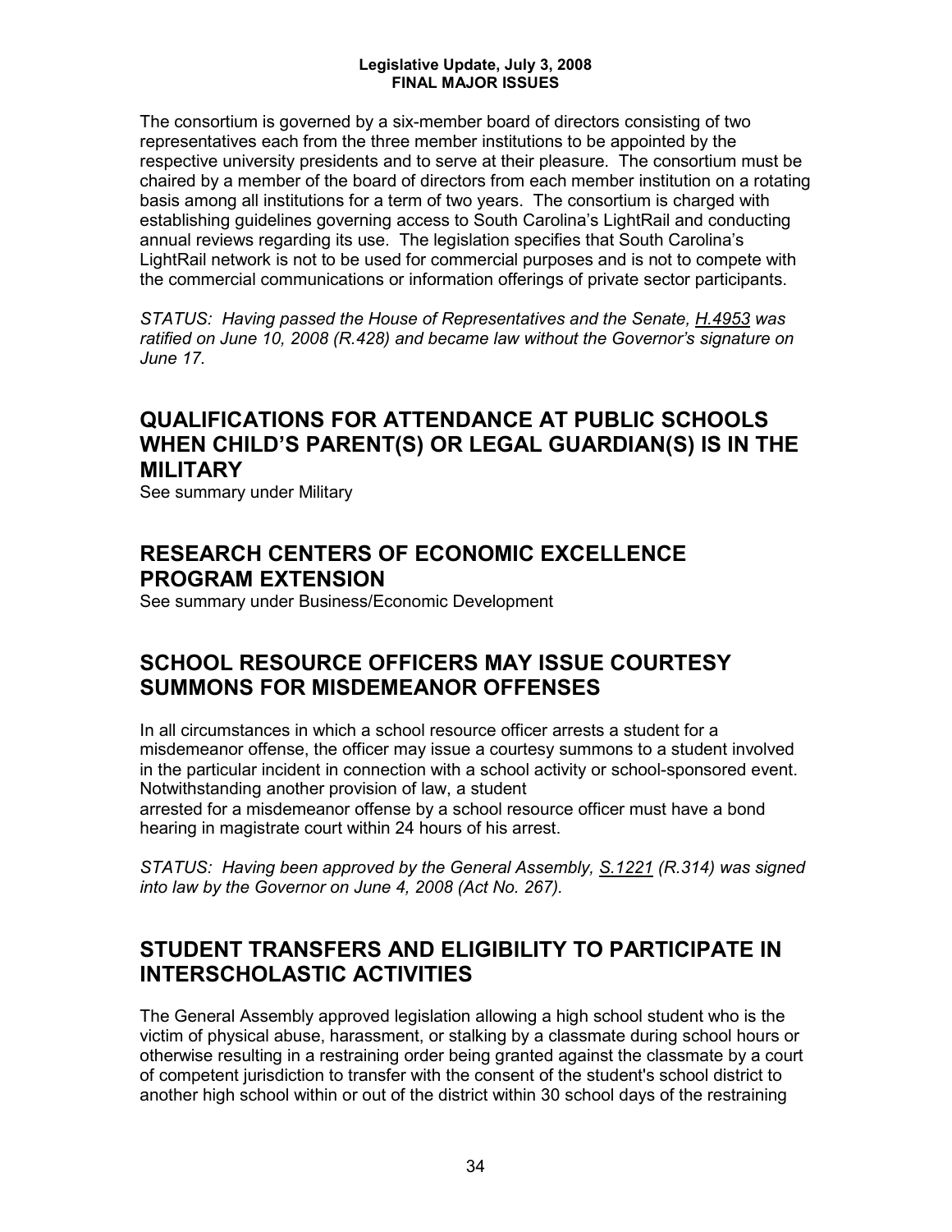The consortium is governed by a six-member board of directors consisting of two representatives each from the three member institutions to be appointed by the respective university presidents and to serve at their pleasure. The consortium must be chaired by a member of the board of directors from each member institution on a rotating basis among all institutions for a term of two years. The consortium is charged with establishing guidelines governing access to South Carolina's LightRail and conducting annual reviews regarding its use. The legislation specifies that South Carolina's LightRail network is not to be used for commercial purposes and is not to compete with the commercial communications or information offerings of private sector participants.

*STATUS: Having passed the House of Representatives and the Senate, H.4953 was ratified on June 10, 2008 (R.428) and became law without the Governor's signature on June 17.*

## QUALIFICATIONS FOR ATTENDANCE AT PUBLIC SCHOOLS WHEN CHILD'S PARENT(S) OR LEGAL GUARDIAN(S) IS IN THE MILITARY

See summary under Military

## RESEARCH CENTERS OF ECONOMIC EXCELLENCE PROGRAM EXTENSION

See summary under Business/Economic Development

## SCHOOL RESOURCE OFFICERS MAY ISSUE COURTESY SUMMONS FOR MISDEMEANOR OFFENSES

In all circumstances in which a school resource officer arrests a student for a misdemeanor offense, the officer may issue a courtesy summons to a student involved in the particular incident in connection with a school activity or school-sponsored event. Notwithstanding another provision of law, a student arrested for a misdemeanor offense by a school resource officer must have a bond hearing in magistrate court within 24 hours of his arrest.

*STATUS: Having been approved by the General Assembly, S.1221 (R.314) was signed into law by the Governor on June 4, 2008 (Act No. 267).*

## STUDENT TRANSFERS AND ELIGIBILITY TO PARTICIPATE IN INTERSCHOLASTIC ACTIVITIES

The General Assembly approved legislation allowing a high school student who is the victim of physical abuse, harassment, or stalking by a classmate during school hours or otherwise resulting in a restraining order being granted against the classmate by a court of competent jurisdiction to transfer with the consent of the student's school district to another high school within or out of the district within 30 school days of the restraining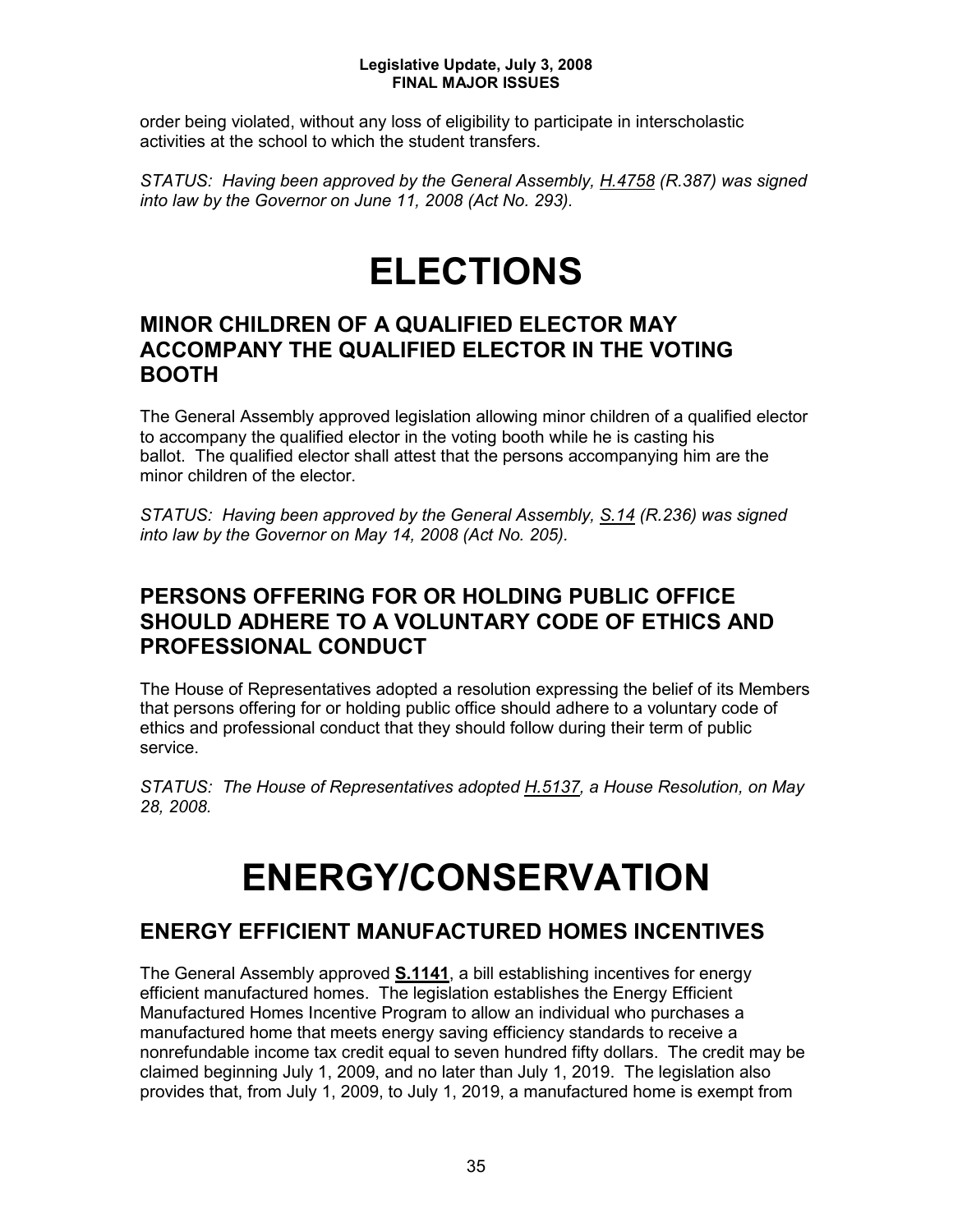order being violated, without any loss of eligibility to participate in interscholastic activities at the school to which the student transfers.

*STATUS: Having been approved by the General Assembly, H.4758 (R.387) was signed into law by the Governor on June 11, 2008 (Act No. 293).*

# ELECTIONS

## MINOR CHILDREN OF A QUALIFIED ELECTOR MAY ACCOMPANY THE QUALIFIED ELECTOR IN THE VOTING BOOTH

The General Assembly approved legislation allowing minor children of a qualified elector to accompany the qualified elector in the voting booth while he is casting his ballot. The qualified elector shall attest that the persons accompanying him are the minor children of the elector.

*STATUS: Having been approved by the General Assembly, S.14 (R.236) was signed into law by the Governor on May 14, 2008 (Act No. 205).*

## PERSONS OFFERING FOR OR HOLDING PUBLIC OFFICE SHOULD ADHERE TO A VOLUNTARY CODE OF ETHICS AND PROFESSIONAL CONDUCT

The House of Representatives adopted a resolution expressing the belief of its Members that persons offering for or holding public office should adhere to a voluntary code of ethics and professional conduct that they should follow during their term of public service.

*STATUS: The House of Representatives adopted H.5137, a House Resolution, on May 28, 2008.*

# ENERGY/CONSERVATION

## ENERGY EFFICIENT MANUFACTURED HOMES INCENTIVES

The General Assembly approved **S.1141**, a bill establishing incentives for energy efficient manufactured homes. The legislation establishes the Energy Efficient Manufactured Homes Incentive Program to allow an individual who purchases a manufactured home that meets energy saving efficiency standards to receive a nonrefundable income tax credit equal to seven hundred fifty dollars. The credit may be claimed beginning July 1, 2009, and no later than July 1, 2019. The legislation also provides that, from July 1, 2009, to July 1, 2019, a manufactured home is exempt from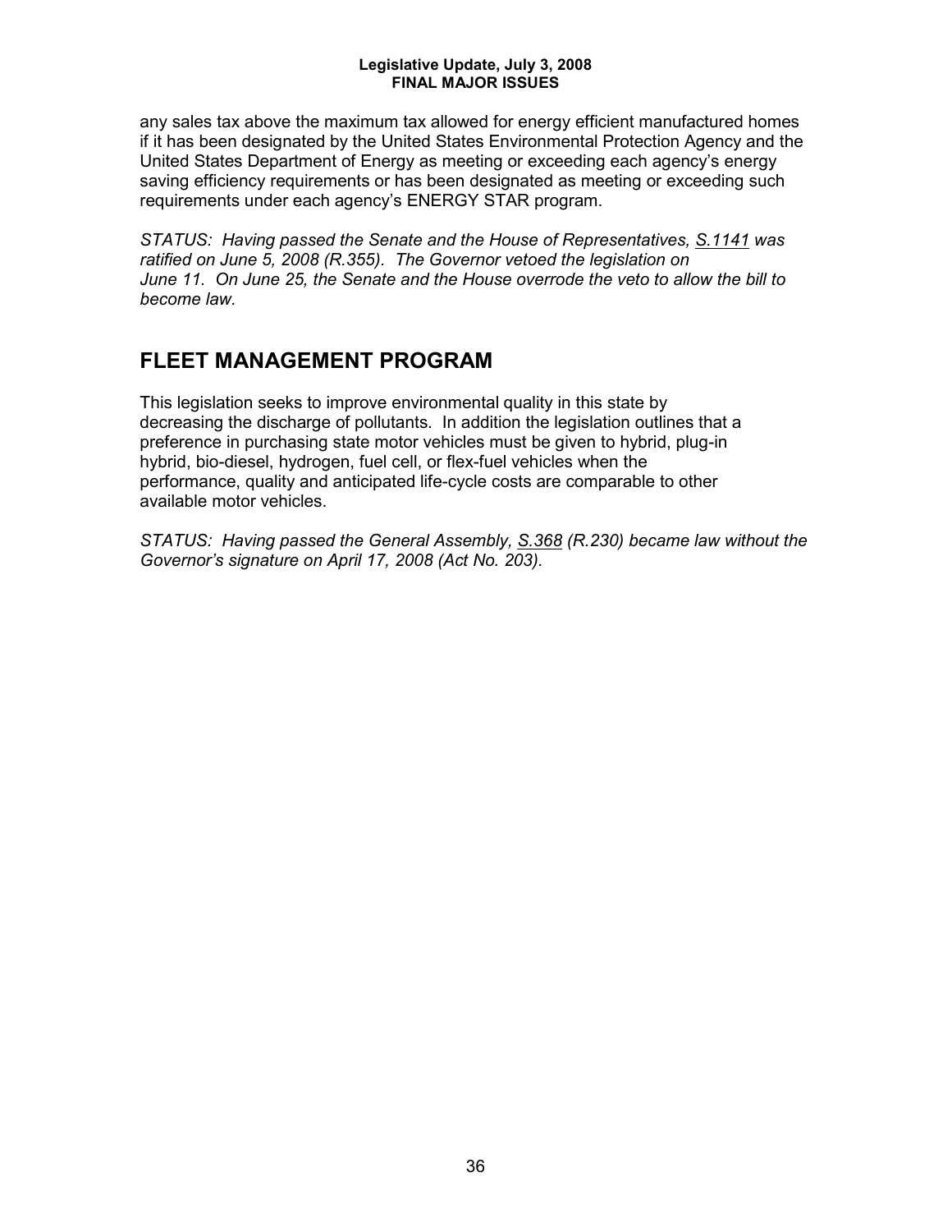any sales tax above the maximum tax allowed for energy efficient manufactured homes if it has been designated by the United States Environmental Protection Agency and the United States Department of Energy as meeting or exceeding each agency's energy saving efficiency requirements or has been designated as meeting or exceeding such requirements under each agency's ENERGY STAR program.

*STATUS: Having passed the Senate and the House of Representatives, S.1141 was ratified on June 5, 2008 (R.355). The Governor vetoed the legislation on June 11. On June 25, the Senate and the House overrode the veto to allow the bill to become law.*

## FLEET MANAGEMENT PROGRAM

This legislation seeks to improve environmental quality in this state by decreasing the discharge of pollutants. In addition the legislation outlines that a preference in purchasing state motor vehicles must be given to hybrid, plug-in hybrid, bio-diesel, hydrogen, fuel cell, or flex-fuel vehicles when the performance, quality and anticipated life-cycle costs are comparable to other available motor vehicles.

*STATUS: Having passed the General Assembly, S.368 (R.230) became law without the Governor's signature on April 17, 2008 (Act No. 203).*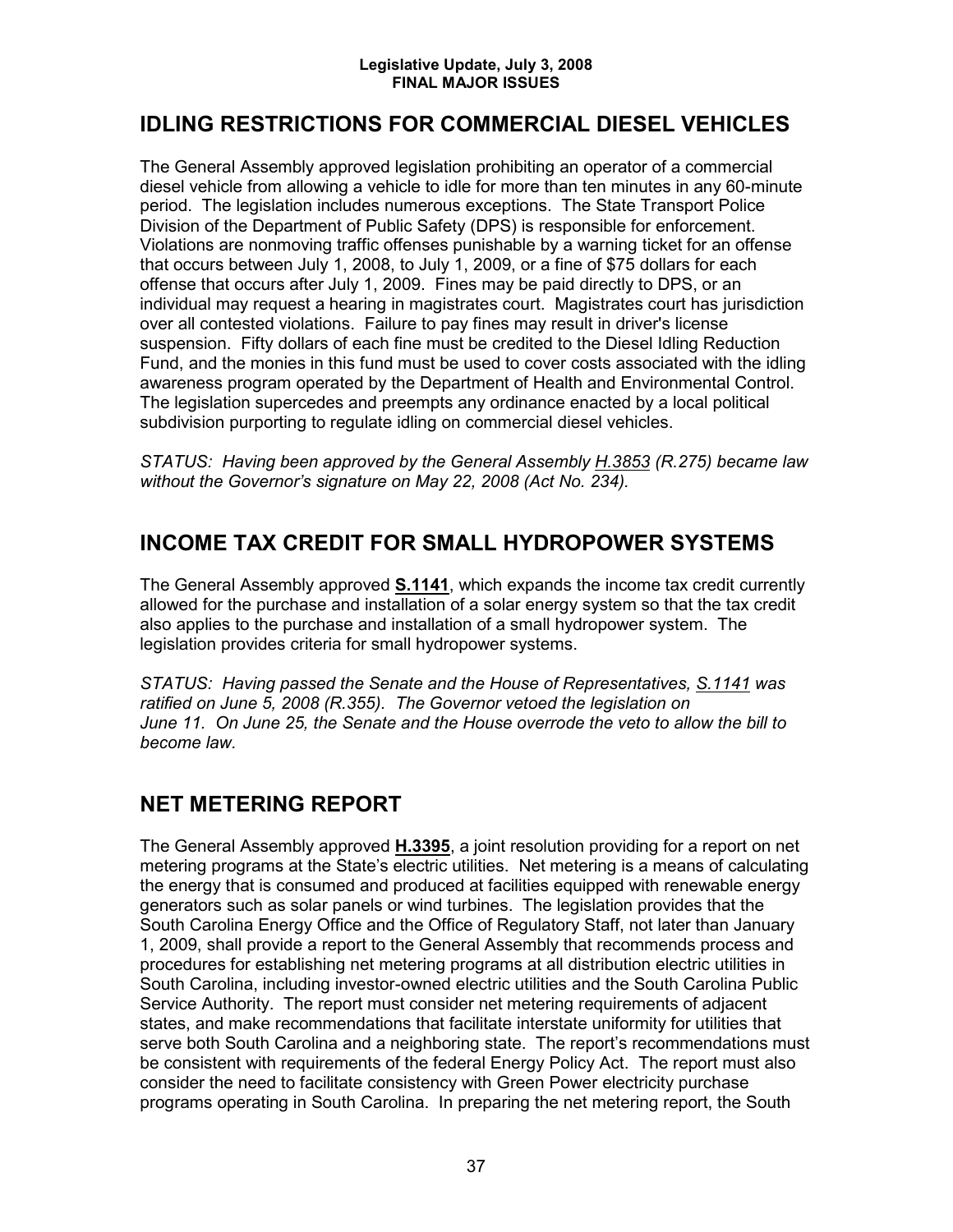## IDLING RESTRICTIONS FOR COMMERCIAL DIESEL VEHICLES

The General Assembly approved legislation prohibiting an operator of a commercial diesel vehicle from allowing a vehicle to idle for more than ten minutes in any 60-minute period. The legislation includes numerous exceptions. The State Transport Police Division of the Department of Public Safety (DPS) is responsible for enforcement. Violations are nonmoving traffic offenses punishable by a warning ticket for an offense that occurs between July 1, 2008, to July 1, 2009, or a fine of $75 dollars for each offense that occurs after July 1, 2009. Fines may be paid directly to DPS, or an individual may request a hearing in magistrates court. Magistrates court has jurisdiction over all contested violations. Failure to pay fines may result in driver's license suspension. Fifty dollars of each fine must be credited to the Diesel Idling Reduction Fund, and the monies in this fund must be used to cover costs associated with the idling awareness program operated by the Department of Health and Environmental Control. The legislation supercedes and preempts any ordinance enacted by a local political subdivision purporting to regulate idling on commercial diesel vehicles.

*STATUS: Having been approved by the General Assembly H.3853 (R.275) became law without the Governor's signature on May 22, 2008 (Act No. 234).*

## INCOME TAX CREDIT FOR SMALL HYDROPOWER SYSTEMS

The General Assembly approved **S.1141**, which expands the income tax credit currently allowed for the purchase and installation of a solar energy system so that the tax credit also applies to the purchase and installation of a small hydropower system. The legislation provides criteria for small hydropower systems.

*STATUS: Having passed the Senate and the House of Representatives, S.1141 was ratified on June 5, 2008 (R.355). The Governor vetoed the legislation on June 11. On June 25, the Senate and the House overrode the veto to allow the bill to become law.*

## NET METERING REPORT

The General Assembly approved **H.3395**, a joint resolution providing for a report on net metering programs at the State's electric utilities. Net metering is a means of calculating the energy that is consumed and produced at facilities equipped with renewable energy generators such as solar panels or wind turbines. The legislation provides that the South Carolina Energy Office and the Office of Regulatory Staff, not later than January 1, 2009, shall provide a report to the General Assembly that recommends process and procedures for establishing net metering programs at all distribution electric utilities in South Carolina, including investor-owned electric utilities and the South Carolina Public Service Authority. The report must consider net metering requirements of adjacent states, and make recommendations that facilitate interstate uniformity for utilities that serve both South Carolina and a neighboring state. The report's recommendations must be consistent with requirements of the federal Energy Policy Act. The report must also consider the need to facilitate consistency with Green Power electricity purchase programs operating in South Carolina. In preparing the net metering report, the South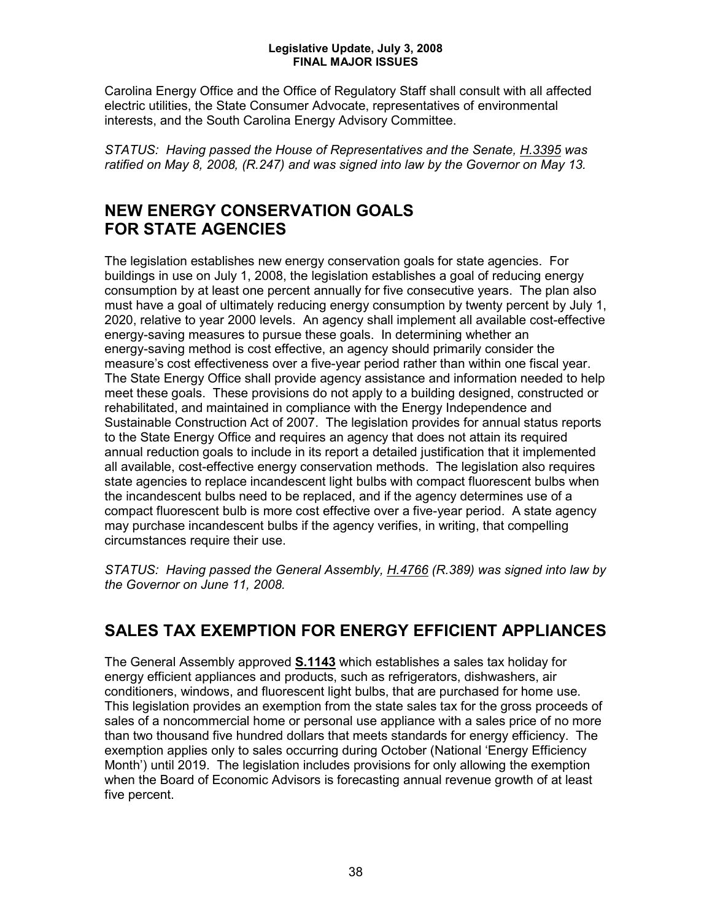Carolina Energy Office and the Office of Regulatory Staff shall consult with all affected electric utilities, the State Consumer Advocate, representatives of environmental interests, and the South Carolina Energy Advisory Committee.

*STATUS: Having passed the House of Representatives and the Senate, H.3395 was ratified on May 8, 2008, (R.247) and was signed into law by the Governor on May 13.*

## NEW ENERGY CONSERVATION GOALS FOR STATE AGENCIES

The legislation establishes new energy conservation goals for state agencies. For buildings in use on July 1, 2008, the legislation establishes a goal of reducing energy consumption by at least one percent annually for five consecutive years. The plan also must have a goal of ultimately reducing energy consumption by twenty percent by July 1, 2020, relative to year 2000 levels. An agency shall implement all available cost-effective energy-saving measures to pursue these goals. In determining whether an energy-saving method is cost effective, an agency should primarily consider the measure's cost effectiveness over a five-year period rather than within one fiscal year. The State Energy Office shall provide agency assistance and information needed to help meet these goals. These provisions do not apply to a building designed, constructed or rehabilitated, and maintained in compliance with the Energy Independence and Sustainable Construction Act of 2007. The legislation provides for annual status reports to the State Energy Office and requires an agency that does not attain its required annual reduction goals to include in its report a detailed justification that it implemented all available, cost-effective energy conservation methods. The legislation also requires state agencies to replace incandescent light bulbs with compact fluorescent bulbs when the incandescent bulbs need to be replaced, and if the agency determines use of a compact fluorescent bulb is more cost effective over a five-year period. A state agency may purchase incandescent bulbs if the agency verifies, in writing, that compelling circumstances require their use.

*STATUS: Having passed the General Assembly, H.4766 (R.389) was signed into law by the Governor on June 11, 2008.*

## SALES TAX EXEMPTION FOR ENERGY EFFICIENT APPLIANCES

The General Assembly approved **S.1143** which establishes a sales tax holiday for energy efficient appliances and products, such as refrigerators, dishwashers, air conditioners, windows, and fluorescent light bulbs, that are purchased for home use. This legislation provides an exemption from the state sales tax for the gross proceeds of sales of a noncommercial home or personal use appliance with a sales price of no more than two thousand five hundred dollars that meets standards for energy efficiency. The exemption applies only to sales occurring during October (National 'Energy Efficiency Month') until 2019. The legislation includes provisions for only allowing the exemption when the Board of Economic Advisors is forecasting annual revenue growth of at least five percent.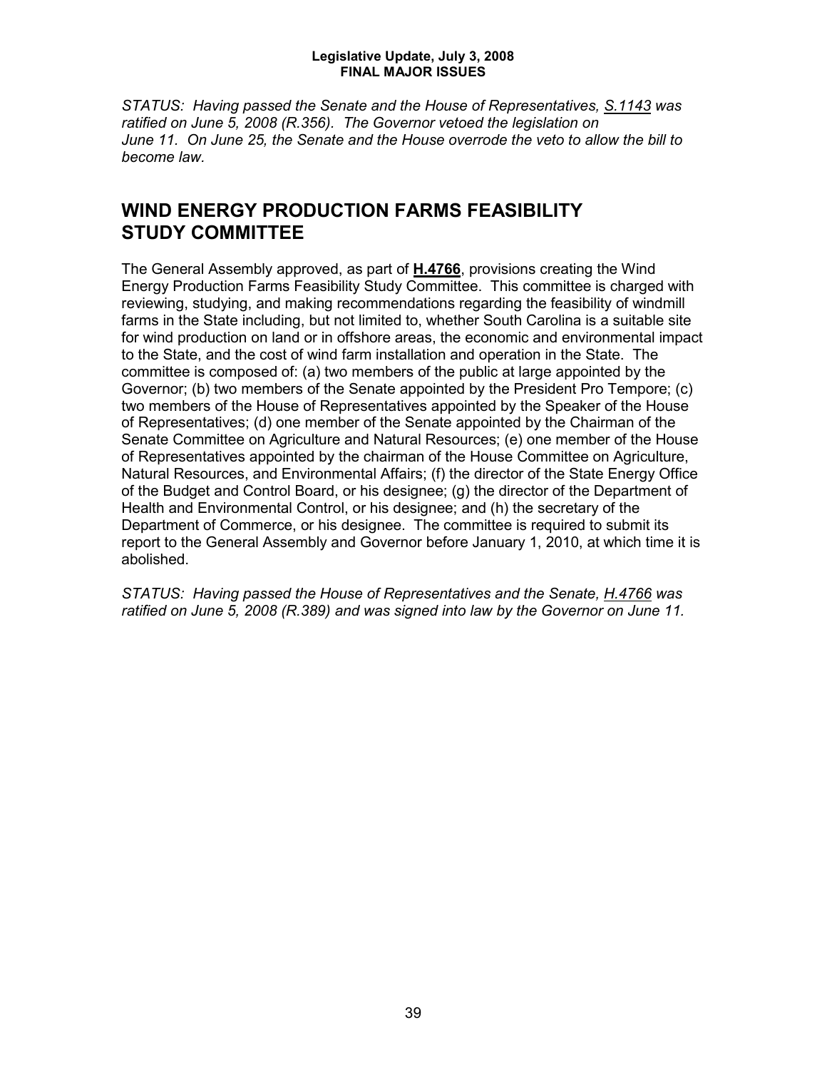*STATUS: Having passed the Senate and the House of Representatives, S.1143 was ratified on June 5, 2008 (R.356). The Governor vetoed the legislation on June 11. On June 25, the Senate and the House overrode the veto to allow the bill to become law.*

## WIND ENERGY PRODUCTION FARMS FEASIBILITY STUDY COMMITTEE

The General Assembly approved, as part of **H.4766**, provisions creating the Wind Energy Production Farms Feasibility Study Committee. This committee is charged with reviewing, studying, and making recommendations regarding the feasibility of windmill farms in the State including, but not limited to, whether South Carolina is a suitable site for wind production on land or in offshore areas, the economic and environmental impact to the State, and the cost of wind farm installation and operation in the State. The committee is composed of: (a) two members of the public at large appointed by the Governor; (b) two members of the Senate appointed by the President Pro Tempore; (c) two members of the House of Representatives appointed by the Speaker of the House of Representatives; (d) one member of the Senate appointed by the Chairman of the Senate Committee on Agriculture and Natural Resources; (e) one member of the House of Representatives appointed by the chairman of the House Committee on Agriculture, Natural Resources, and Environmental Affairs; (f) the director of the State Energy Office of the Budget and Control Board, or his designee; (g) the director of the Department of Health and Environmental Control, or his designee; and (h) the secretary of the Department of Commerce, or his designee. The committee is required to submit its report to the General Assembly and Governor before January 1, 2010, at which time it is abolished.

*STATUS: Having passed the House of Representatives and the Senate, H.4766 was ratified on June 5, 2008 (R.389) and was signed into law by the Governor on June 11.*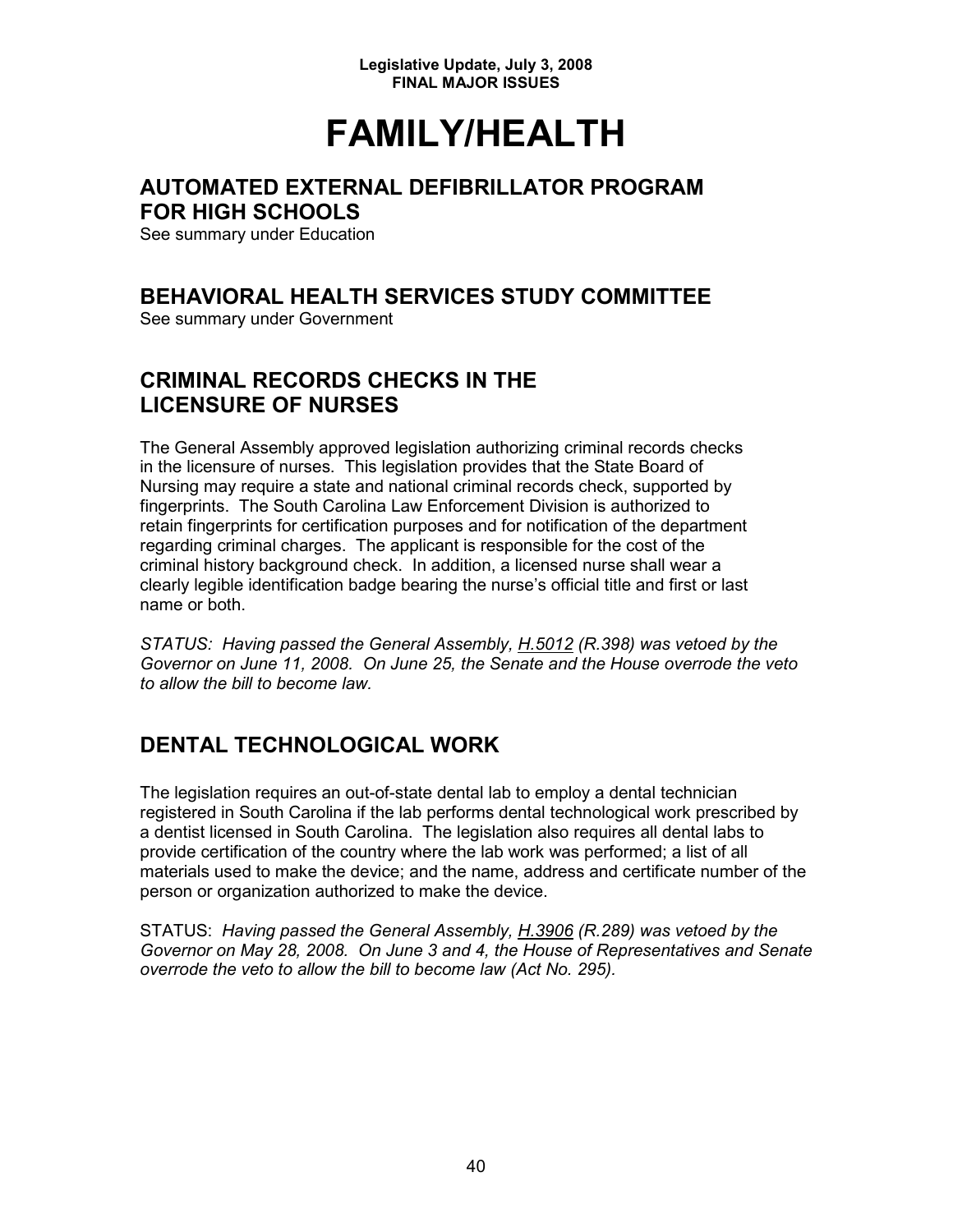# FAMILY/HEALTH

## AUTOMATED EXTERNAL DEFIBRILLATOR PROGRAM FOR HIGH SCHOOLS

See summary under Education

## BEHAVIORAL HEALTH SERVICES STUDY COMMITTEE

See summary under Government

## CRIMINAL RECORDS CHECKS IN THE LICENSURE OF NURSES

The General Assembly approved legislation authorizing criminal records checks in the licensure of nurses. This legislation provides that the State Board of Nursing may require a state and national criminal records check, supported by fingerprints. The South Carolina Law Enforcement Division is authorized to retain fingerprints for certification purposes and for notification of the department regarding criminal charges. The applicant is responsible for the cost of the criminal history background check. In addition, a licensed nurse shall wear a clearly legible identification badge bearing the nurse's official title and first or last name or both.

*STATUS: Having passed the General Assembly, H.5012 (R.398) was vetoed by the Governor on June 11, 2008. On June 25, the Senate and the House overrode the veto to allow the bill to become law.*

## DENTAL TECHNOLOGICAL WORK

The legislation requires an out-of-state dental lab to employ a dental technician registered in South Carolina if the lab performs dental technological work prescribed by a dentist licensed in South Carolina. The legislation also requires all dental labs to provide certification of the country where the lab work was performed; a list of all materials used to make the device; and the name, address and certificate number of the person or organization authorized to make the device.

STATUS: *Having passed the General Assembly, H.3906 (R.289) was vetoed by the Governor on May 28, 2008. On June 3 and 4, the House of Representatives and Senate overrode the veto to allow the bill to become law (Act No. 295).*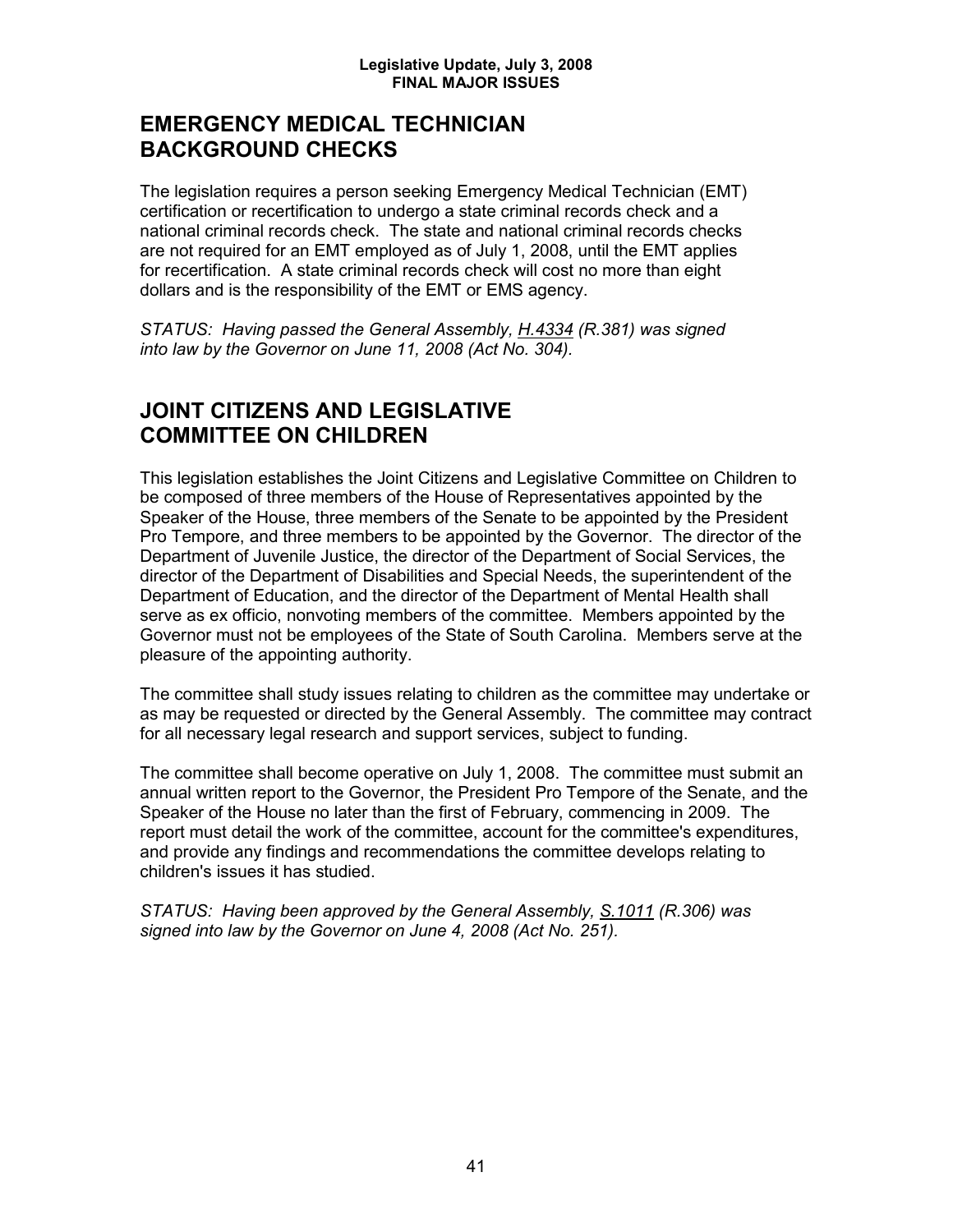## EMERGENCY MEDICAL TECHNICIAN BACKGROUND CHECKS

The legislation requires a person seeking Emergency Medical Technician (EMT) certification or recertification to undergo a state criminal records check and a national criminal records check. The state and national criminal records checks are not required for an EMT employed as of July 1, 2008, until the EMT applies for recertification. A state criminal records check will cost no more than eight dollars and is the responsibility of the EMT or EMS agency.

*STATUS: Having passed the General Assembly, H.4334 (R.381) was signed into law by the Governor on June 11, 2008 (Act No. 304).*

## JOINT CITIZENS AND LEGISLATIVE COMMITTEE ON CHILDREN

This legislation establishes the Joint Citizens and Legislative Committee on Children to be composed of three members of the House of Representatives appointed by the Speaker of the House, three members of the Senate to be appointed by the President Pro Tempore, and three members to be appointed by the Governor. The director of the Department of Juvenile Justice, the director of the Department of Social Services, the director of the Department of Disabilities and Special Needs, the superintendent of the Department of Education, and the director of the Department of Mental Health shall serve as ex officio, nonvoting members of the committee. Members appointed by the Governor must not be employees of the State of South Carolina. Members serve at the pleasure of the appointing authority.

The committee shall study issues relating to children as the committee may undertake or as may be requested or directed by the General Assembly. The committee may contract for all necessary legal research and support services, subject to funding.

The committee shall become operative on July 1, 2008. The committee must submit an annual written report to the Governor, the President Pro Tempore of the Senate, and the Speaker of the House no later than the first of February, commencing in 2009. The report must detail the work of the committee, account for the committee's expenditures, and provide any findings and recommendations the committee develops relating to children's issues it has studied.

*STATUS: Having been approved by the General Assembly, S.1011 (R.306) was signed into law by the Governor on June 4, 2008 (Act No. 251).*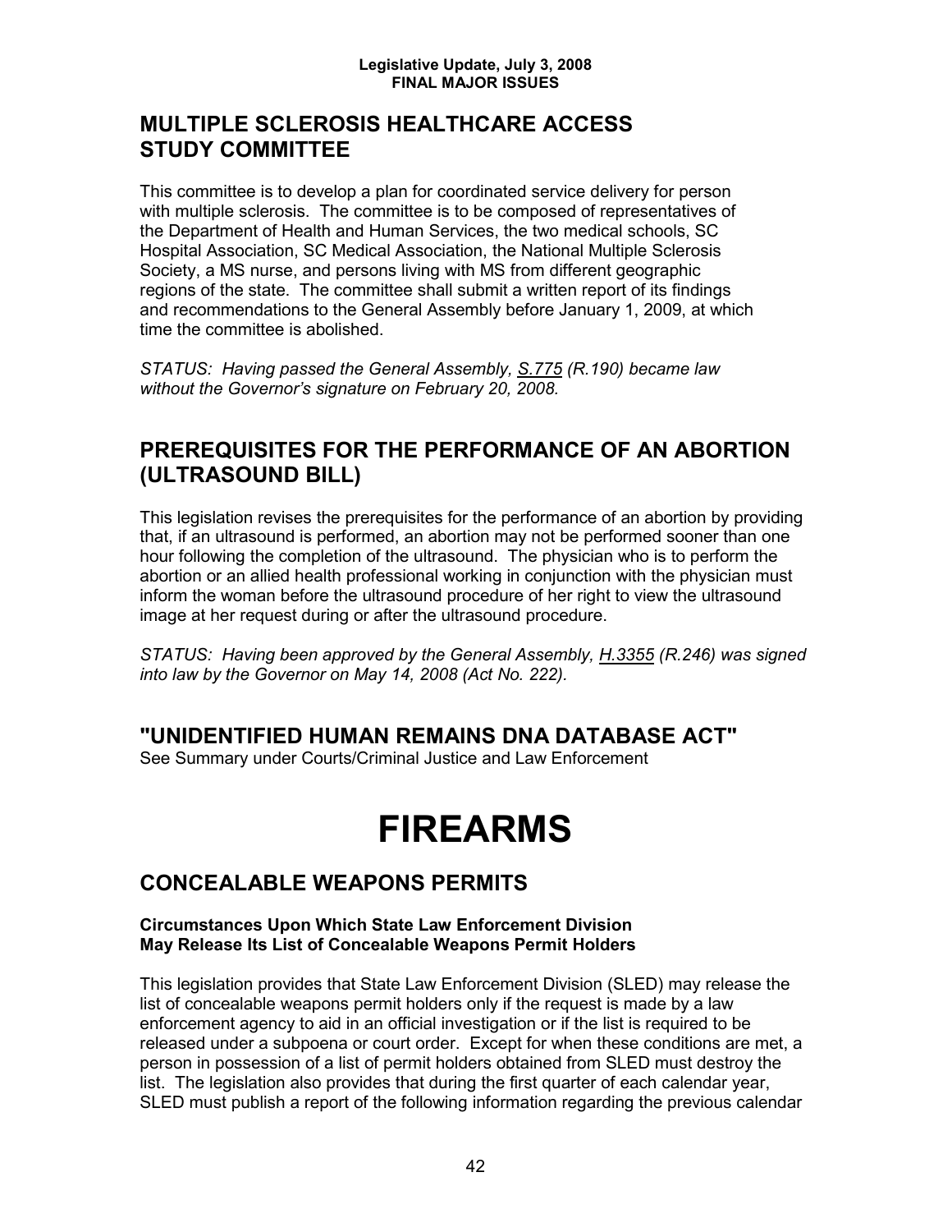## MULTIPLE SCLEROSIS HEALTHCARE ACCESS STUDY COMMITTEE

This committee is to develop a plan for coordinated service delivery for person with multiple sclerosis. The committee is to be composed of representatives of the Department of Health and Human Services, the two medical schools, SC Hospital Association, SC Medical Association, the National Multiple Sclerosis Society, a MS nurse, and persons living with MS from different geographic regions of the state. The committee shall submit a written report of its findings and recommendations to the General Assembly before January 1, 2009, at which time the committee is abolished.

*STATUS: Having passed the General Assembly, S.775 (R.190) became law without the Governor's signature on February 20, 2008.*

## PREREQUISITES FOR THE PERFORMANCE OF AN ABORTION (ULTRASOUND BILL)

This legislation revises the prerequisites for the performance of an abortion by providing that, if an ultrasound is performed, an abortion may not be performed sooner than one hour following the completion of the ultrasound. The physician who is to perform the abortion or an allied health professional working in conjunction with the physician must inform the woman before the ultrasound procedure of her right to view the ultrasound image at her request during or after the ultrasound procedure.

*STATUS: Having been approved by the General Assembly, H.3355 (R.246) was signed into law by the Governor on May 14, 2008 (Act No. 222).*

## "UNIDENTIFIED HUMAN REMAINS DNA DATABASE ACT"

See Summary under Courts/Criminal Justice and Law Enforcement

# FIREARMS

## CONCEALABLE WEAPONS PERMITS

**Circumstances Upon Which State Law Enforcement Division May Release Its List of Concealable Weapons Permit Holders**

This legislation provides that State Law Enforcement Division (SLED) may release the list of concealable weapons permit holders only if the request is made by a law enforcement agency to aid in an official investigation or if the list is required to be released under a subpoena or court order. Except for when these conditions are met, a person in possession of a list of permit holders obtained from SLED must destroy the list. The legislation also provides that during the first quarter of each calendar year, SLED must publish a report of the following information regarding the previous calendar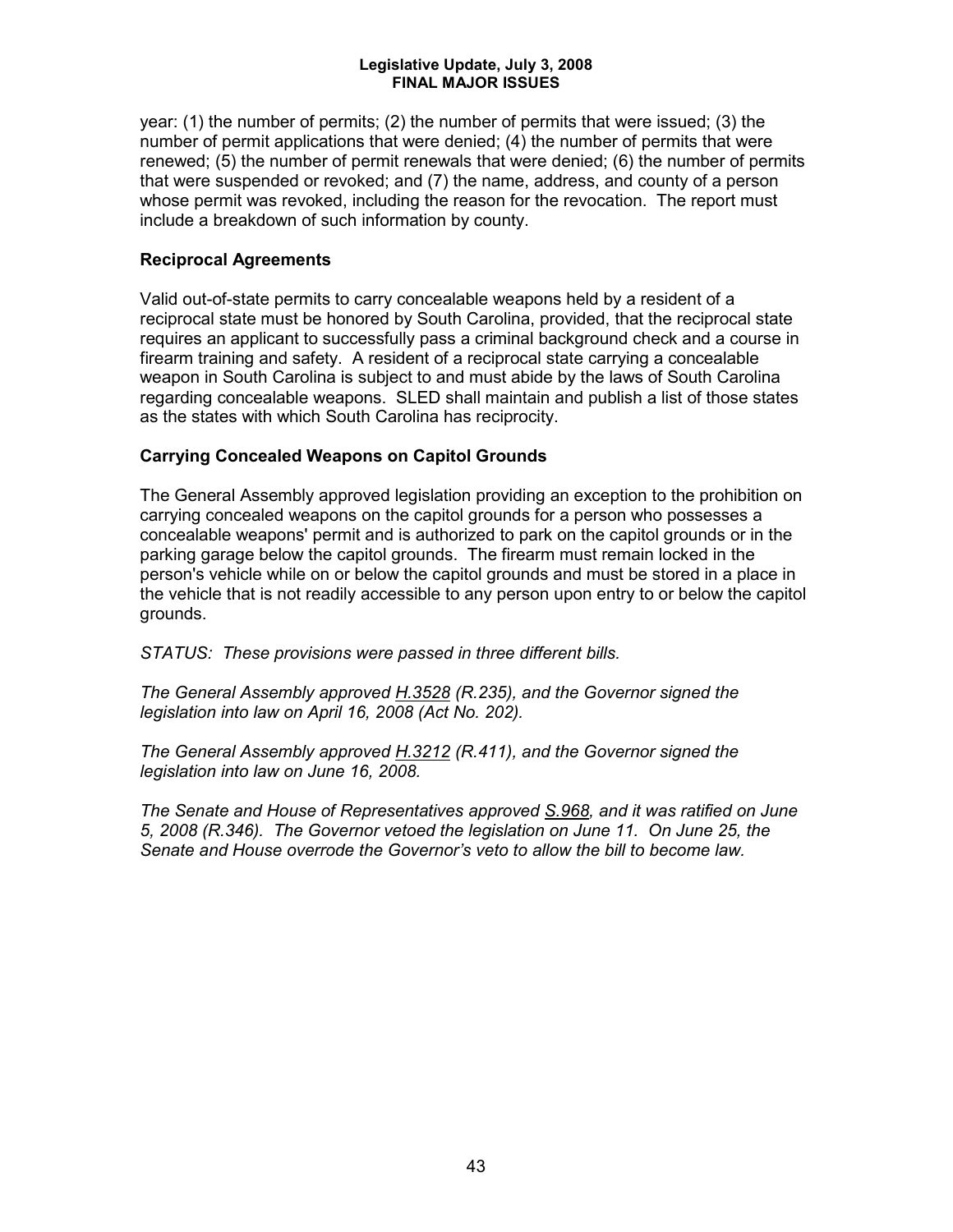year: (1) the number of permits; (2) the number of permits that were issued; (3) the number of permit applications that were denied; (4) the number of permits that were renewed; (5) the number of permit renewals that were denied; (6) the number of permits that were suspended or revoked; and (7) the name, address, and county of a person whose permit was revoked, including the reason for the revocation. The report must include a breakdown of such information by county.

### Reciprocal Agreements

Valid out-of-state permits to carry concealable weapons held by a resident of a reciprocal state must be honored by South Carolina, provided, that the reciprocal state requires an applicant to successfully pass a criminal background check and a course in firearm training and safety. A resident of a reciprocal state carrying a concealable weapon in South Carolina is subject to and must abide by the laws of South Carolina regarding concealable weapons. SLED shall maintain and publish a list of those states as the states with which South Carolina has reciprocity.

### Carrying Concealed Weapons on Capitol Grounds

The General Assembly approved legislation providing an exception to the prohibition on carrying concealed weapons on the capitol grounds for a person who possesses a concealable weapons' permit and is authorized to park on the capitol grounds or in the parking garage below the capitol grounds. The firearm must remain locked in the person's vehicle while on or below the capitol grounds and must be stored in a place in the vehicle that is not readily accessible to any person upon entry to or below the capitol grounds.

*STATUS: These provisions were passed in three different bills.*

*The General Assembly approved H.3528 (R.235), and the Governor signed the legislation into law on April 16, 2008 (Act No. 202).*

*The General Assembly approved H.3212 (R.411), and the Governor signed the legislation into law on June 16, 2008.*

*The Senate and House of Representatives approved S.968, and it was ratified on June 5, 2008 (R.346). The Governor vetoed the legislation on June 11. On June 25, the Senate and House overrode the Governor's veto to allow the bill to become law.*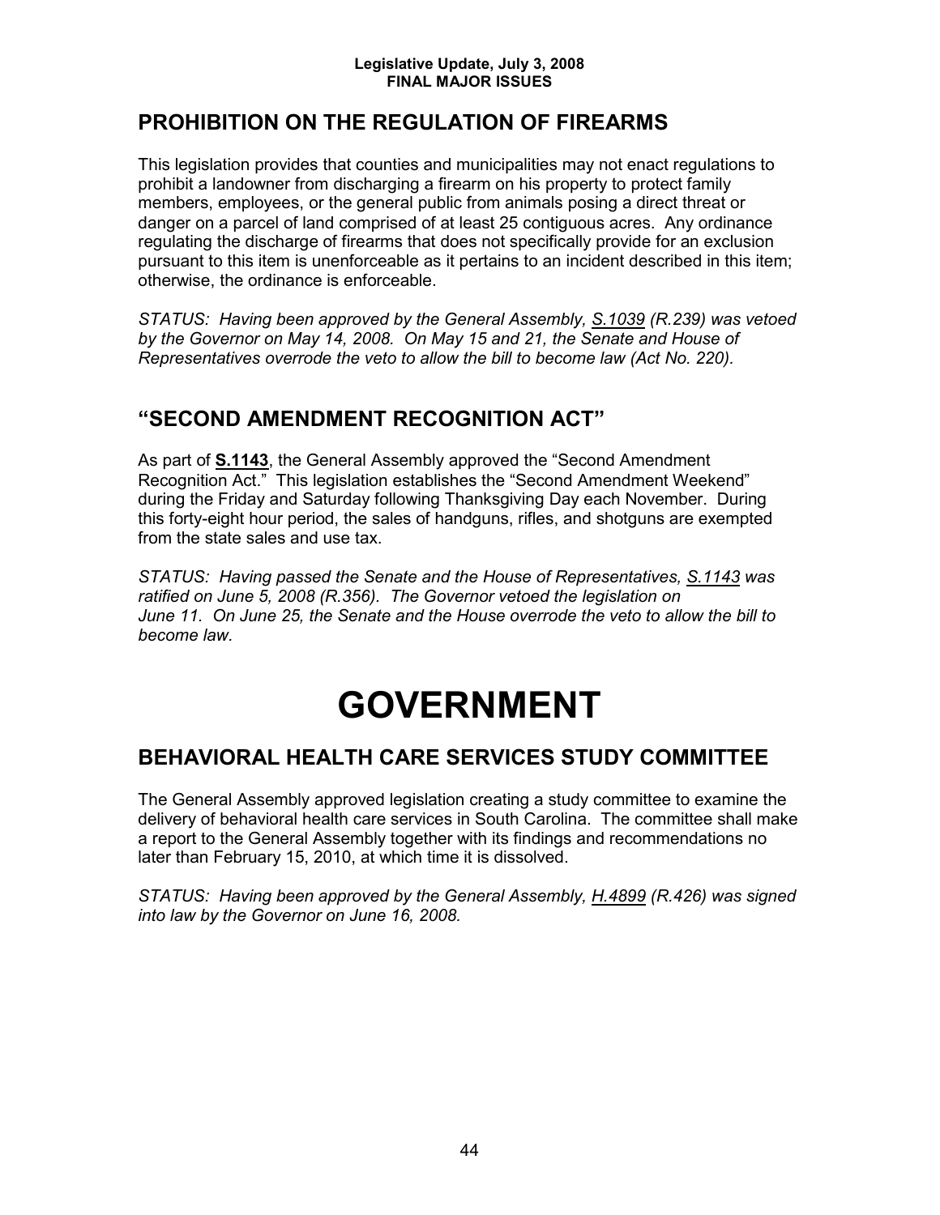## PROHIBITION ON THE REGULATION OF FIREARMS

This legislation provides that counties and municipalities may not enact regulations to prohibit a landowner from discharging a firearm on his property to protect family members, employees, or the general public from animals posing a direct threat or danger on a parcel of land comprised of at least 25 contiguous acres. Any ordinance regulating the discharge of firearms that does not specifically provide for an exclusion pursuant to this item is unenforceable as it pertains to an incident described in this item; otherwise, the ordinance is enforceable.

*STATUS: Having been approved by the General Assembly, S.1039 (R.239) was vetoed by the Governor on May 14, 2008. On May 15 and 21, the Senate and House of Representatives overrode the veto to allow the bill to become law (Act No. 220).*

## "SECOND AMENDMENT RECOGNITION ACT"

As part of **S.1143**, the General Assembly approved the "Second Amendment Recognition Act." This legislation establishes the "Second Amendment Weekend" during the Friday and Saturday following Thanksgiving Day each November. During this forty-eight hour period, the sales of handguns, rifles, and shotguns are exempted from the state sales and use tax.

*STATUS: Having passed the Senate and the House of Representatives, S.1143 was ratified on June 5, 2008 (R.356). The Governor vetoed the legislation on June 11. On June 25, the Senate and the House overrode the veto to allow the bill to become law.*

# GOVERNMENT

## BEHAVIORAL HEALTH CARE SERVICES STUDY COMMITTEE

The General Assembly approved legislation creating a study committee to examine the delivery of behavioral health care services in South Carolina. The committee shall make a report to the General Assembly together with its findings and recommendations no later than February 15, 2010, at which time it is dissolved.

*STATUS: Having been approved by the General Assembly, H.4899 (R.426) was signed into law by the Governor on June 16, 2008.*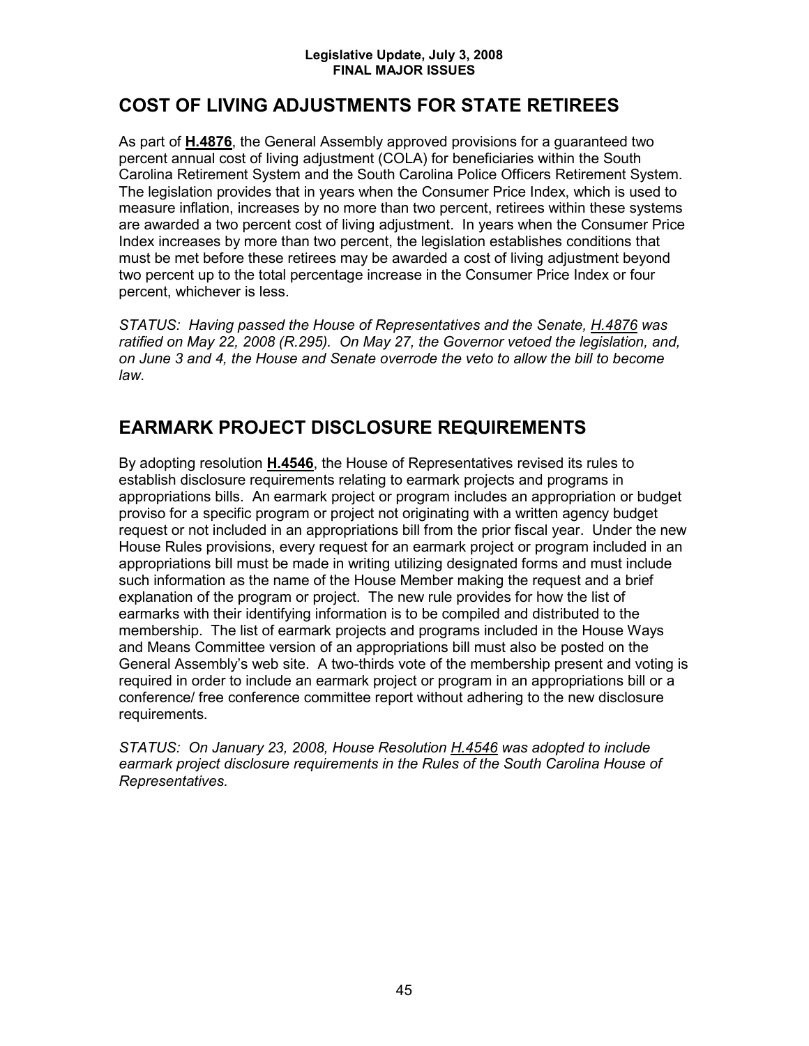## COST OF LIVING ADJUSTMENTS FOR STATE RETIREES

As part of **H.4876**, the General Assembly approved provisions for a guaranteed two percent annual cost of living adjustment (COLA) for beneficiaries within the South Carolina Retirement System and the South Carolina Police Officers Retirement System. The legislation provides that in years when the Consumer Price Index, which is used to measure inflation, increases by no more than two percent, retirees within these systems are awarded a two percent cost of living adjustment. In years when the Consumer Price Index increases by more than two percent, the legislation establishes conditions that must be met before these retirees may be awarded a cost of living adjustment beyond two percent up to the total percentage increase in the Consumer Price Index or four percent, whichever is less.

*STATUS: Having passed the House of Representatives and the Senate, H.4876 was ratified on May 22, 2008 (R.295). On May 27, the Governor vetoed the legislation, and, on June 3 and 4, the House and Senate overrode the veto to allow the bill to become law.*

## EARMARK PROJECT DISCLOSURE REQUIREMENTS

By adopting resolution **H.4546**, the House of Representatives revised its rules to establish disclosure requirements relating to earmark projects and programs in appropriations bills. An earmark project or program includes an appropriation or budget proviso for a specific program or project not originating with a written agency budget request or not included in an appropriations bill from the prior fiscal year. Under the new House Rules provisions, every request for an earmark project or program included in an appropriations bill must be made in writing utilizing designated forms and must include such information as the name of the House Member making the request and a brief explanation of the program or project. The new rule provides for how the list of earmarks with their identifying information is to be compiled and distributed to the membership. The list of earmark projects and programs included in the House Ways and Means Committee version of an appropriations bill must also be posted on the General Assembly's web site. A two-thirds vote of the membership present and voting is required in order to include an earmark project or program in an appropriations bill or a conference/ free conference committee report without adhering to the new disclosure requirements.

*STATUS: On January 23, 2008, House Resolution H.4546 was adopted to include earmark project disclosure requirements in the Rules of the South Carolina House of Representatives.*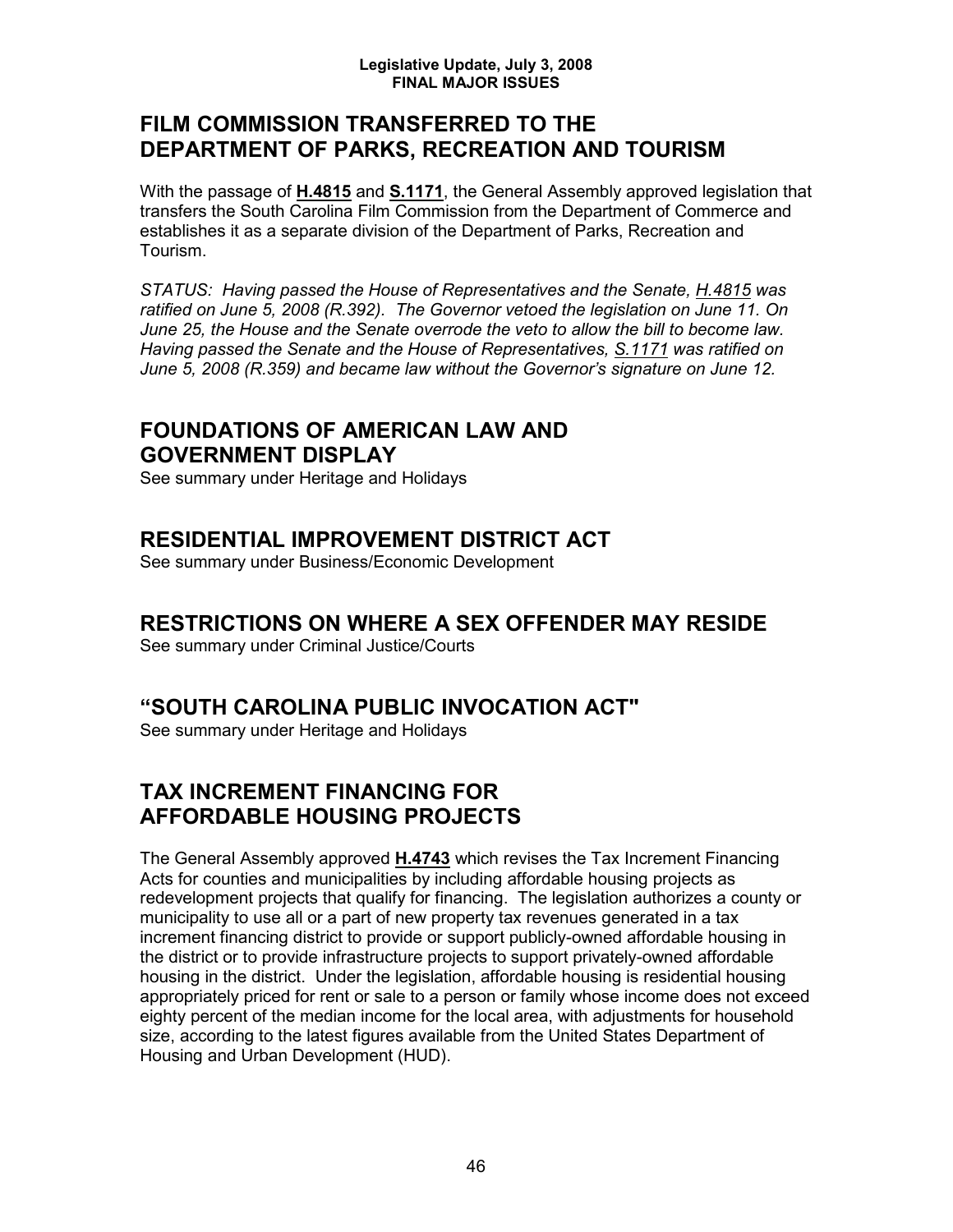## FILM COMMISSION TRANSFERRED TO THE DEPARTMENT OF PARKS, RECREATION AND TOURISM

With the passage of **H.4815** and **S.1171**, the General Assembly approved legislation that transfers the South Carolina Film Commission from the Department of Commerce and establishes it as a separate division of the Department of Parks, Recreation and Tourism.

*STATUS: Having passed the House of Representatives and the Senate, H.4815 was ratified on June 5, 2008 (R.392). The Governor vetoed the legislation on June 11. On June 25, the House and the Senate overrode the veto to allow the bill to become law. Having passed the Senate and the House of Representatives, S.1171 was ratified on June 5, 2008 (R.359) and became law without the Governor's signature on June 12.*

## FOUNDATIONS OF AMERICAN LAW AND GOVERNMENT DISPLAY

See summary under Heritage and Holidays

## RESIDENTIAL IMPROVEMENT DISTRICT ACT

See summary under Business/Economic Development

## RESTRICTIONS ON WHERE A SEX OFFENDER MAY RESIDE

See summary under Criminal Justice/Courts

## "SOUTH CAROLINA PUBLIC INVOCATION ACT"

See summary under Heritage and Holidays

## TAX INCREMENT FINANCING FOR AFFORDABLE HOUSING PROJECTS

The General Assembly approved **H.4743** which revises the Tax Increment Financing Acts for counties and municipalities by including affordable housing projects as redevelopment projects that qualify for financing. The legislation authorizes a county or municipality to use all or a part of new property tax revenues generated in a tax increment financing district to provide or support publicly-owned affordable housing in the district or to provide infrastructure projects to support privately-owned affordable housing in the district. Under the legislation, affordable housing is residential housing appropriately priced for rent or sale to a person or family whose income does not exceed eighty percent of the median income for the local area, with adjustments for household size, according to the latest figures available from the United States Department of Housing and Urban Development (HUD).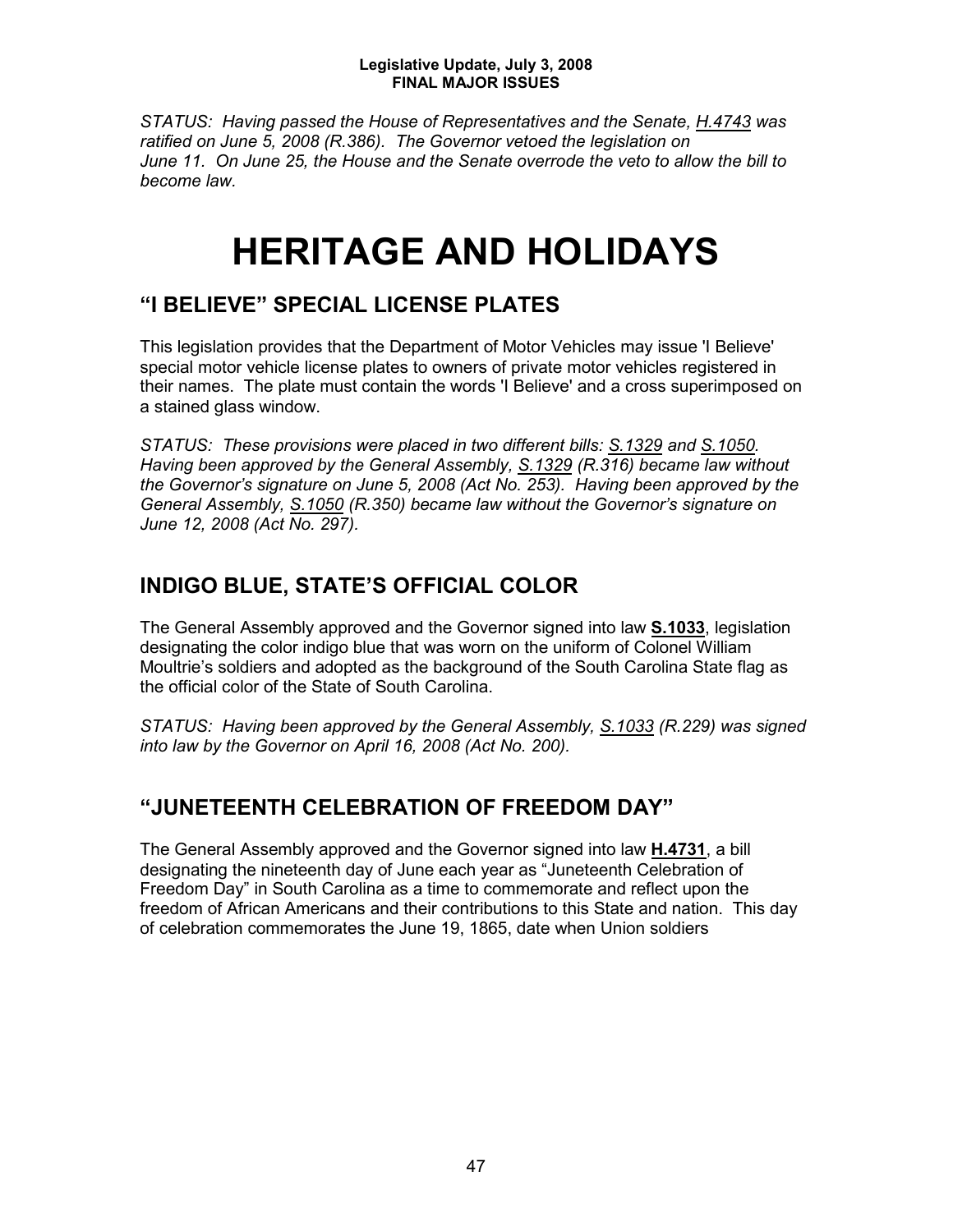*STATUS: Having passed the House of Representatives and the Senate, H.4743 was ratified on June 5, 2008 (R.386). The Governor vetoed the legislation on June 11. On June 25, the House and the Senate overrode the veto to allow the bill to become law.*

# HERITAGE AND HOLIDAYS

## "I BELIEVE" SPECIAL LICENSE PLATES

This legislation provides that the Department of Motor Vehicles may issue 'I Believe' special motor vehicle license plates to owners of private motor vehicles registered in their names. The plate must contain the words 'I Believe' and a cross superimposed on a stained glass window.

*STATUS: These provisions were placed in two different bills: S.1329 and S.1050. Having been approved by the General Assembly, S.1329 (R.316) became law without the Governor's signature on June 5, 2008 (Act No. 253). Having been approved by the General Assembly, S.1050 (R.350) became law without the Governor's signature on June 12, 2008 (Act No. 297).*

## INDIGO BLUE, STATE'S OFFICIAL COLOR

The General Assembly approved and the Governor signed into law **S.1033**, legislation designating the color indigo blue that was worn on the uniform of Colonel William Moultrie's soldiers and adopted as the background of the South Carolina State flag as the official color of the State of South Carolina.

*STATUS: Having been approved by the General Assembly, S.1033 (R.229) was signed into law by the Governor on April 16, 2008 (Act No. 200).*

## "JUNETEENTH CELEBRATION OF FREEDOM DAY"

The General Assembly approved and the Governor signed into law **H.4731**, a bill designating the nineteenth day of June each year as "Juneteenth Celebration of Freedom Day" in South Carolina as a time to commemorate and reflect upon the freedom of African Americans and their contributions to this State and nation. This day of celebration commemorates the June 19, 1865, date when Union soldiers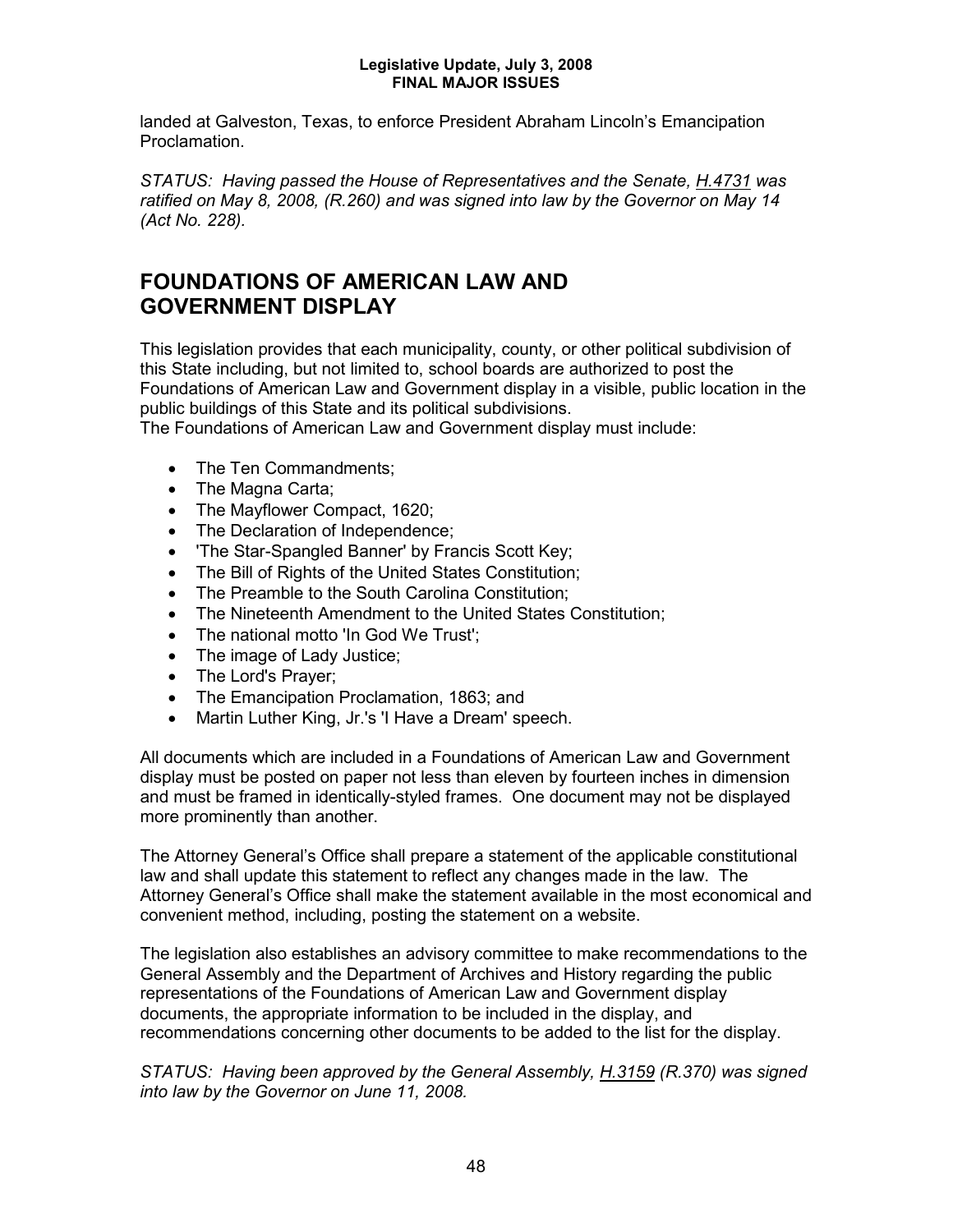landed at Galveston, Texas, to enforce President Abraham Lincoln's Emancipation Proclamation.

*STATUS: Having passed the House of Representatives and the Senate, H.4731 was ratified on May 8, 2008, (R.260) and was signed into law by the Governor on May 14 (Act No. 228).*

## FOUNDATIONS OF AMERICAN LAW AND GOVERNMENT DISPLAY

This legislation provides that each municipality, county, or other political subdivision of this State including, but not limited to, school boards are authorized to post the Foundations of American Law and Government display in a visible, public location in the public buildings of this State and its political subdivisions.
The Foundations of American Law and Government display must include:

- The Ten Commandments;
- The Magna Carta;
- The Mayflower Compact, 1620;
- The Declaration of Independence;
- 'The Star-Spangled Banner' by Francis Scott Key;
- The Bill of Rights of the United States Constitution;
- The Preamble to the South Carolina Constitution;
- The Nineteenth Amendment to the United States Constitution;
- The national motto 'In God We Trust';
- The image of Lady Justice;
- The Lord's Prayer;
- The Emancipation Proclamation, 1863; and
- Martin Luther King, Jr.'s 'I Have a Dream' speech.

All documents which are included in a Foundations of American Law and Government display must be posted on paper not less than eleven by fourteen inches in dimension and must be framed in identically-styled frames. One document may not be displayed more prominently than another.

The Attorney General's Office shall prepare a statement of the applicable constitutional law and shall update this statement to reflect any changes made in the law. The Attorney General's Office shall make the statement available in the most economical and convenient method, including, posting the statement on a website.

The legislation also establishes an advisory committee to make recommendations to the General Assembly and the Department of Archives and History regarding the public representations of the Foundations of American Law and Government display documents, the appropriate information to be included in the display, and recommendations concerning other documents to be added to the list for the display.

*STATUS: Having been approved by the General Assembly, H.3159 (R.370) was signed into law by the Governor on June 11, 2008.*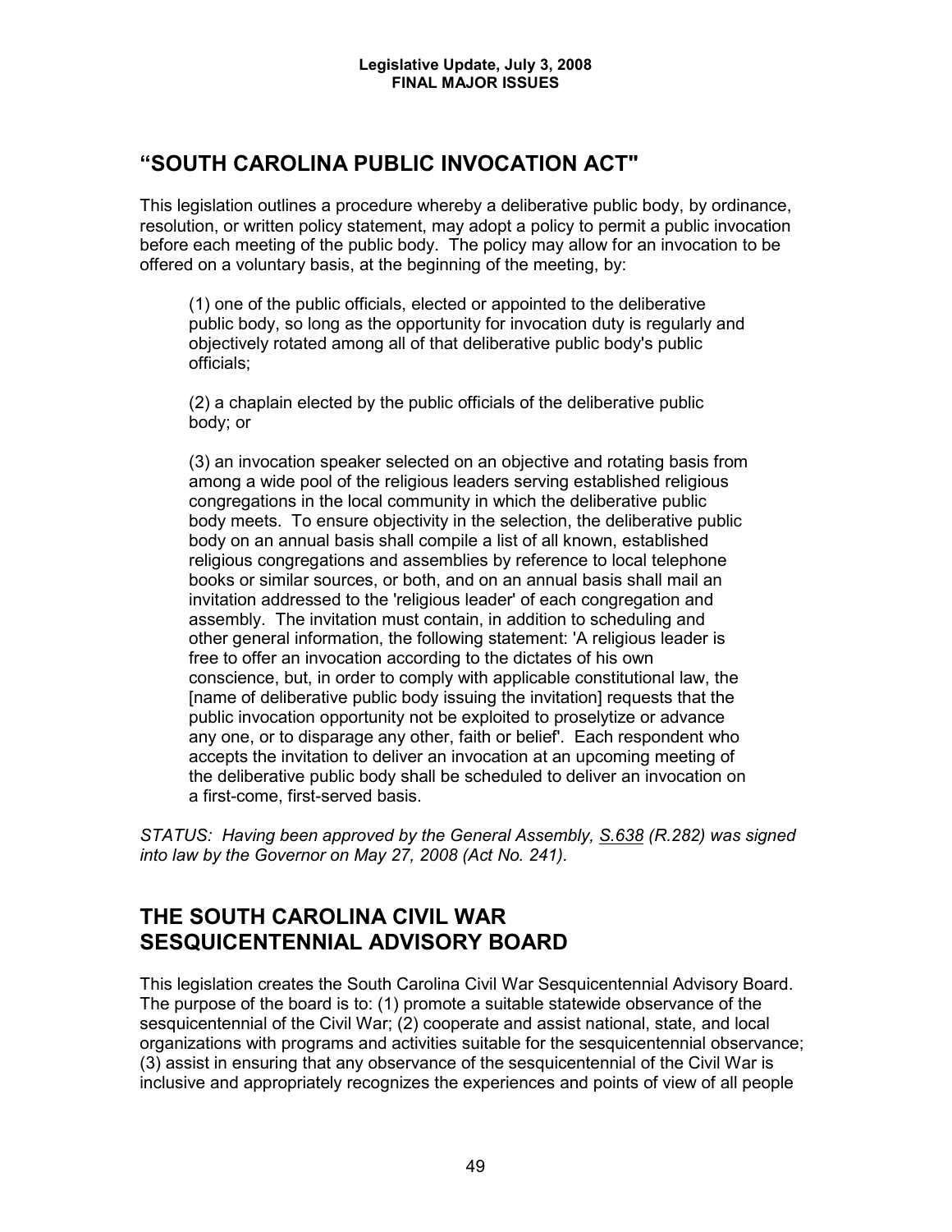## "SOUTH CAROLINA PUBLIC INVOCATION ACT"

This legislation outlines a procedure whereby a deliberative public body, by ordinance, resolution, or written policy statement, may adopt a policy to permit a public invocation before each meeting of the public body. The policy may allow for an invocation to be offered on a voluntary basis, at the beginning of the meeting, by:

> (1) one of the public officials, elected or appointed to the deliberative public body, so long as the opportunity for invocation duty is regularly and objectively rotated among all of that deliberative public body's public officials;
>
> (2) a chaplain elected by the public officials of the deliberative public body; or
>
> (3) an invocation speaker selected on an objective and rotating basis from among a wide pool of the religious leaders serving established religious congregations in the local community in which the deliberative public body meets. To ensure objectivity in the selection, the deliberative public body on an annual basis shall compile a list of all known, established religious congregations and assemblies by reference to local telephone books or similar sources, or both, and on an annual basis shall mail an invitation addressed to the 'religious leader' of each congregation and assembly. The invitation must contain, in addition to scheduling and other general information, the following statement: 'A religious leader is free to offer an invocation according to the dictates of his own conscience, but, in order to comply with applicable constitutional law, the [name of deliberative public body issuing the invitation] requests that the public invocation opportunity not be exploited to proselytize or advance any one, or to disparage any other, faith or belief'. Each respondent who accepts the invitation to deliver an invocation at an upcoming meeting of the deliberative public body shall be scheduled to deliver an invocation on a first-come, first-served basis.

*STATUS: Having been approved by the General Assembly, S.638 (R.282) was signed into law by the Governor on May 27, 2008 (Act No. 241).*

## THE SOUTH CAROLINA CIVIL WAR SESQUICENTENNIAL ADVISORY BOARD

This legislation creates the South Carolina Civil War Sesquicentennial Advisory Board. The purpose of the board is to: (1) promote a suitable statewide observance of the sesquicentennial of the Civil War; (2) cooperate and assist national, state, and local organizations with programs and activities suitable for the sesquicentennial observance; (3) assist in ensuring that any observance of the sesquicentennial of the Civil War is inclusive and appropriately recognizes the experiences and points of view of all people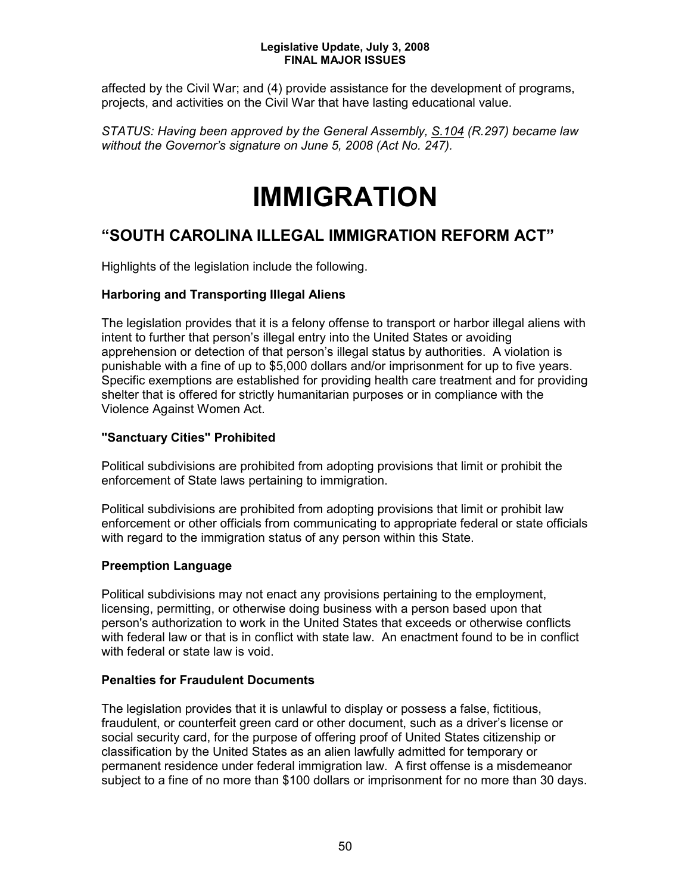affected by the Civil War; and (4) provide assistance for the development of programs, projects, and activities on the Civil War that have lasting educational value.

*STATUS: Having been approved by the General Assembly, S.104 (R.297) became law without the Governor's signature on June 5, 2008 (Act No. 247).*

# IMMIGRATION

## "SOUTH CAROLINA ILLEGAL IMMIGRATION REFORM ACT"

Highlights of the legislation include the following.

### Harboring and Transporting Illegal Aliens

The legislation provides that it is a felony offense to transport or harbor illegal aliens with intent to further that person's illegal entry into the United States or avoiding apprehension or detection of that person's illegal status by authorities. A violation is punishable with a fine of up to $5,000 dollars and/or imprisonment for up to five years. Specific exemptions are established for providing health care treatment and for providing shelter that is offered for strictly humanitarian purposes or in compliance with the Violence Against Women Act.

### "Sanctuary Cities" Prohibited

Political subdivisions are prohibited from adopting provisions that limit or prohibit the enforcement of State laws pertaining to immigration.

Political subdivisions are prohibited from adopting provisions that limit or prohibit law enforcement or other officials from communicating to appropriate federal or state officials with regard to the immigration status of any person within this State.

### Preemption Language

Political subdivisions may not enact any provisions pertaining to the employment, licensing, permitting, or otherwise doing business with a person based upon that person's authorization to work in the United States that exceeds or otherwise conflicts with federal law or that is in conflict with state law. An enactment found to be in conflict with federal or state law is void.

### Penalties for Fraudulent Documents

The legislation provides that it is unlawful to display or possess a false, fictitious, fraudulent, or counterfeit green card or other document, such as a driver's license or social security card, for the purpose of offering proof of United States citizenship or classification by the United States as an alien lawfully admitted for temporary or permanent residence under federal immigration law. A first offense is a misdemeanor subject to a fine of no more than $100 dollars or imprisonment for no more than 30 days.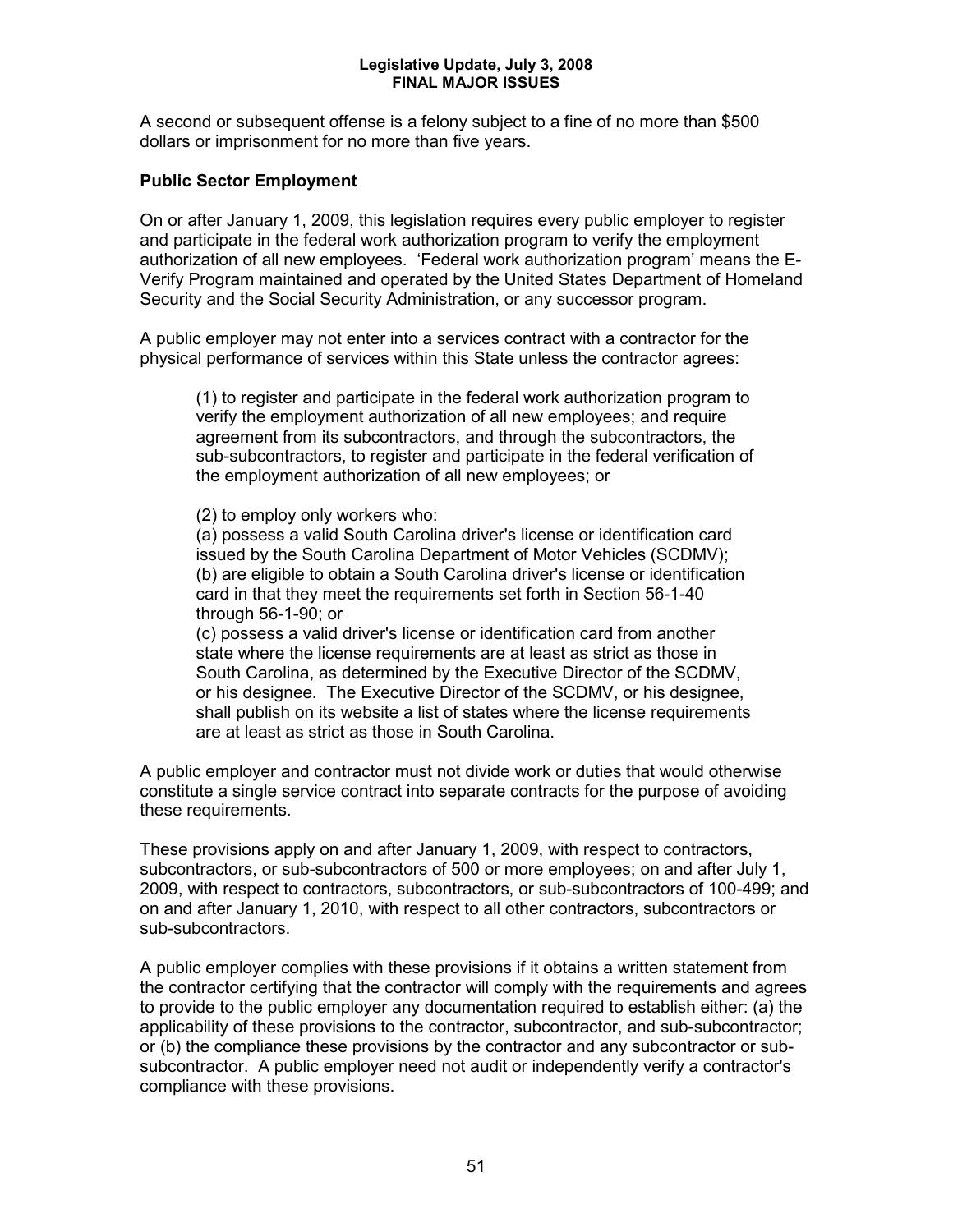A second or subsequent offense is a felony subject to a fine of no more than $500 dollars or imprisonment for no more than five years.

**Public Sector Employment**

On or after January 1, 2009, this legislation requires every public employer to register and participate in the federal work authorization program to verify the employment authorization of all new employees. 'Federal work authorization program' means the E-Verify Program maintained and operated by the United States Department of Homeland Security and the Social Security Administration, or any successor program.

A public employer may not enter into a services contract with a contractor for the physical performance of services within this State unless the contractor agrees:

> (1) to register and participate in the federal work authorization program to verify the employment authorization of all new employees; and require agreement from its subcontractors, and through the subcontractors, the sub-subcontractors, to register and participate in the federal verification of the employment authorization of all new employees; or
>
> (2) to employ only workers who:
> (a) possess a valid South Carolina driver's license or identification card issued by the South Carolina Department of Motor Vehicles (SCDMV);
> (b) are eligible to obtain a South Carolina driver's license or identification card in that they meet the requirements set forth in Section 56-1-40 through 56-1-90; or
> (c) possess a valid driver's license or identification card from another state where the license requirements are at least as strict as those in South Carolina, as determined by the Executive Director of the SCDMV, or his designee. The Executive Director of the SCDMV, or his designee, shall publish on its website a list of states where the license requirements are at least as strict as those in South Carolina.

A public employer and contractor must not divide work or duties that would otherwise constitute a single service contract into separate contracts for the purpose of avoiding these requirements.

These provisions apply on and after January 1, 2009, with respect to contractors, subcontractors, or sub-subcontractors of 500 or more employees; on and after July 1, 2009, with respect to contractors, subcontractors, or sub-subcontractors of 100-499; and on and after January 1, 2010, with respect to all other contractors, subcontractors or sub-subcontractors.

A public employer complies with these provisions if it obtains a written statement from the contractor certifying that the contractor will comply with the requirements and agrees to provide to the public employer any documentation required to establish either: (a) the applicability of these provisions to the contractor, subcontractor, and sub-subcontractor; or (b) the compliance these provisions by the contractor and any subcontractor or sub-subcontractor. A public employer need not audit or independently verify a contractor's compliance with these provisions.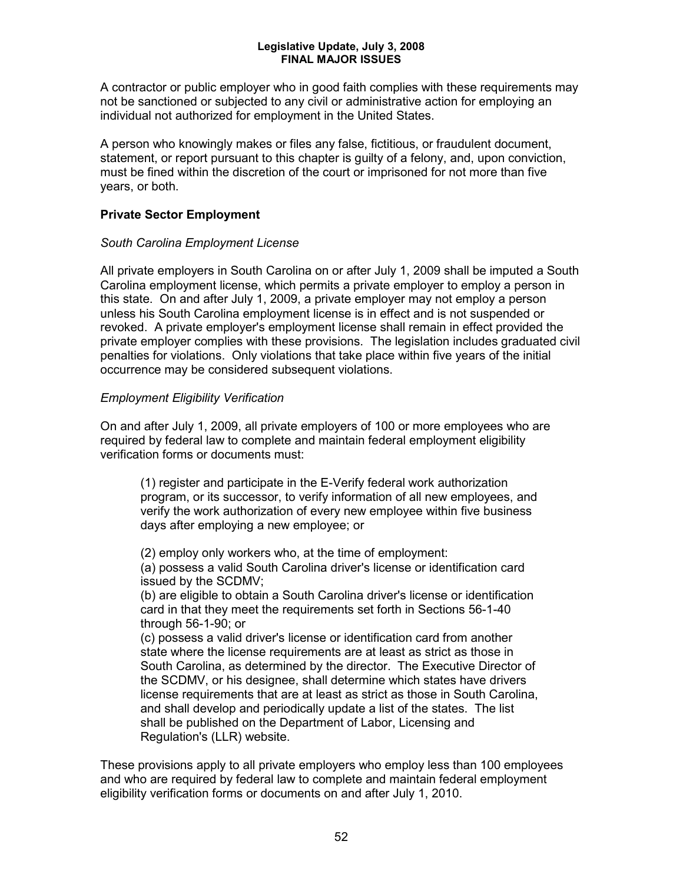A contractor or public employer who in good faith complies with these requirements may not be sanctioned or subjected to any civil or administrative action for employing an individual not authorized for employment in the United States.

A person who knowingly makes or files any false, fictitious, or fraudulent document, statement, or report pursuant to this chapter is guilty of a felony, and, upon conviction, must be fined within the discretion of the court or imprisoned for not more than five years, or both.

### Private Sector Employment

*South Carolina Employment License*

All private employers in South Carolina on or after July 1, 2009 shall be imputed a South Carolina employment license, which permits a private employer to employ a person in this state. On and after July 1, 2009, a private employer may not employ a person unless his South Carolina employment license is in effect and is not suspended or revoked. A private employer's employment license shall remain in effect provided the private employer complies with these provisions. The legislation includes graduated civil penalties for violations. Only violations that take place within five years of the initial occurrence may be considered subsequent violations.

*Employment Eligibility Verification*

On and after July 1, 2009, all private employers of 100 or more employees who are required by federal law to complete and maintain federal employment eligibility verification forms or documents must:

> (1) register and participate in the E-Verify federal work authorization program, or its successor, to verify information of all new employees, and verify the work authorization of every new employee within five business days after employing a new employee; or
>
> (2) employ only workers who, at the time of employment:
> (a) possess a valid South Carolina driver's license or identification card issued by the SCDMV;
> (b) are eligible to obtain a South Carolina driver's license or identification card in that they meet the requirements set forth in Sections 56-1-40 through 56-1-90; or
> (c) possess a valid driver's license or identification card from another state where the license requirements are at least as strict as those in South Carolina, as determined by the director. The Executive Director of the SCDMV, or his designee, shall determine which states have drivers license requirements that are at least as strict as those in South Carolina, and shall develop and periodically update a list of the states. The list shall be published on the Department of Labor, Licensing and Regulation's (LLR) website.

These provisions apply to all private employers who employ less than 100 employees and who are required by federal law to complete and maintain federal employment eligibility verification forms or documents on and after July 1, 2010.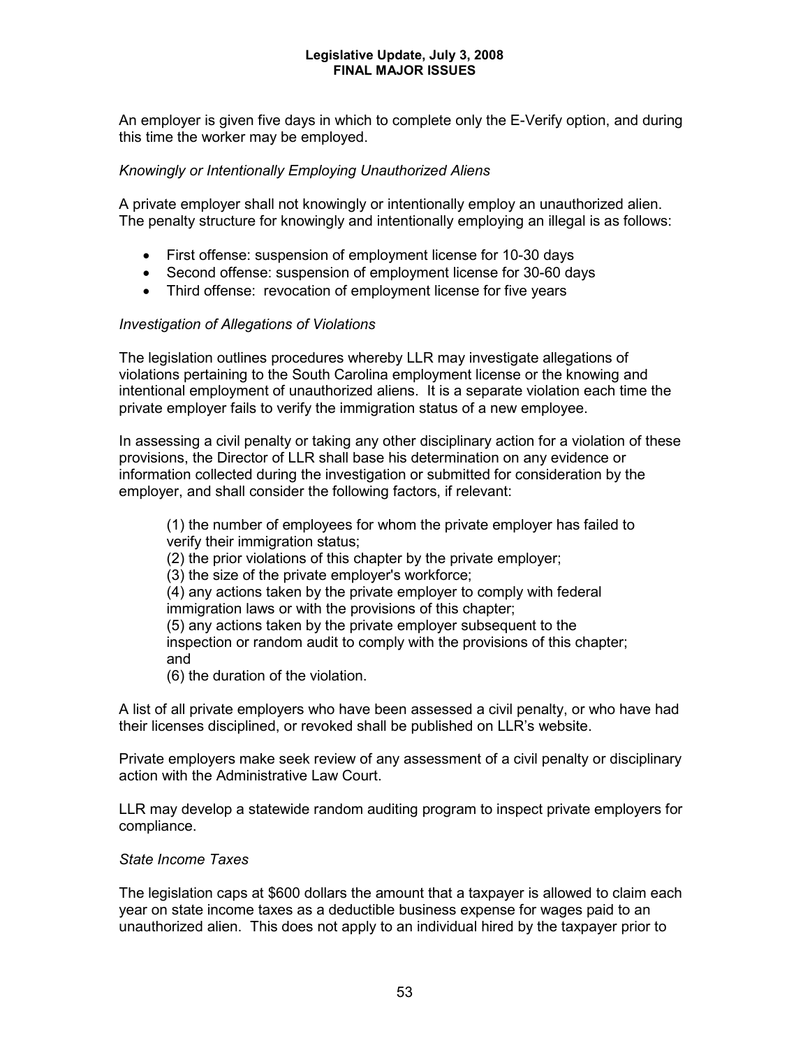An employer is given five days in which to complete only the E-Verify option, and during this time the worker may be employed.

*Knowingly or Intentionally Employing Unauthorized Aliens*

A private employer shall not knowingly or intentionally employ an unauthorized alien. The penalty structure for knowingly and intentionally employing an illegal is as follows:

- First offense: suspension of employment license for 10-30 days
- Second offense: suspension of employment license for 30-60 days
- Third offense: revocation of employment license for five years

*Investigation of Allegations of Violations*

The legislation outlines procedures whereby LLR may investigate allegations of violations pertaining to the South Carolina employment license or the knowing and intentional employment of unauthorized aliens. It is a separate violation each time the private employer fails to verify the immigration status of a new employee.

In assessing a civil penalty or taking any other disciplinary action for a violation of these provisions, the Director of LLR shall base his determination on any evidence or information collected during the investigation or submitted for consideration by the employer, and shall consider the following factors, if relevant:

> (1) the number of employees for whom the private employer has failed to verify their immigration status;
> (2) the prior violations of this chapter by the private employer;
> (3) the size of the private employer's workforce;
> (4) any actions taken by the private employer to comply with federal immigration laws or with the provisions of this chapter;
> (5) any actions taken by the private employer subsequent to the inspection or random audit to comply with the provisions of this chapter; and
> (6) the duration of the violation.

A list of all private employers who have been assessed a civil penalty, or who have had their licenses disciplined, or revoked shall be published on LLR's website.

Private employers make seek review of any assessment of a civil penalty or disciplinary action with the Administrative Law Court.

LLR may develop a statewide random auditing program to inspect private employers for compliance.

*State Income Taxes*

The legislation caps at $600 dollars the amount that a taxpayer is allowed to claim each year on state income taxes as a deductible business expense for wages paid to an unauthorized alien. This does not apply to an individual hired by the taxpayer prior to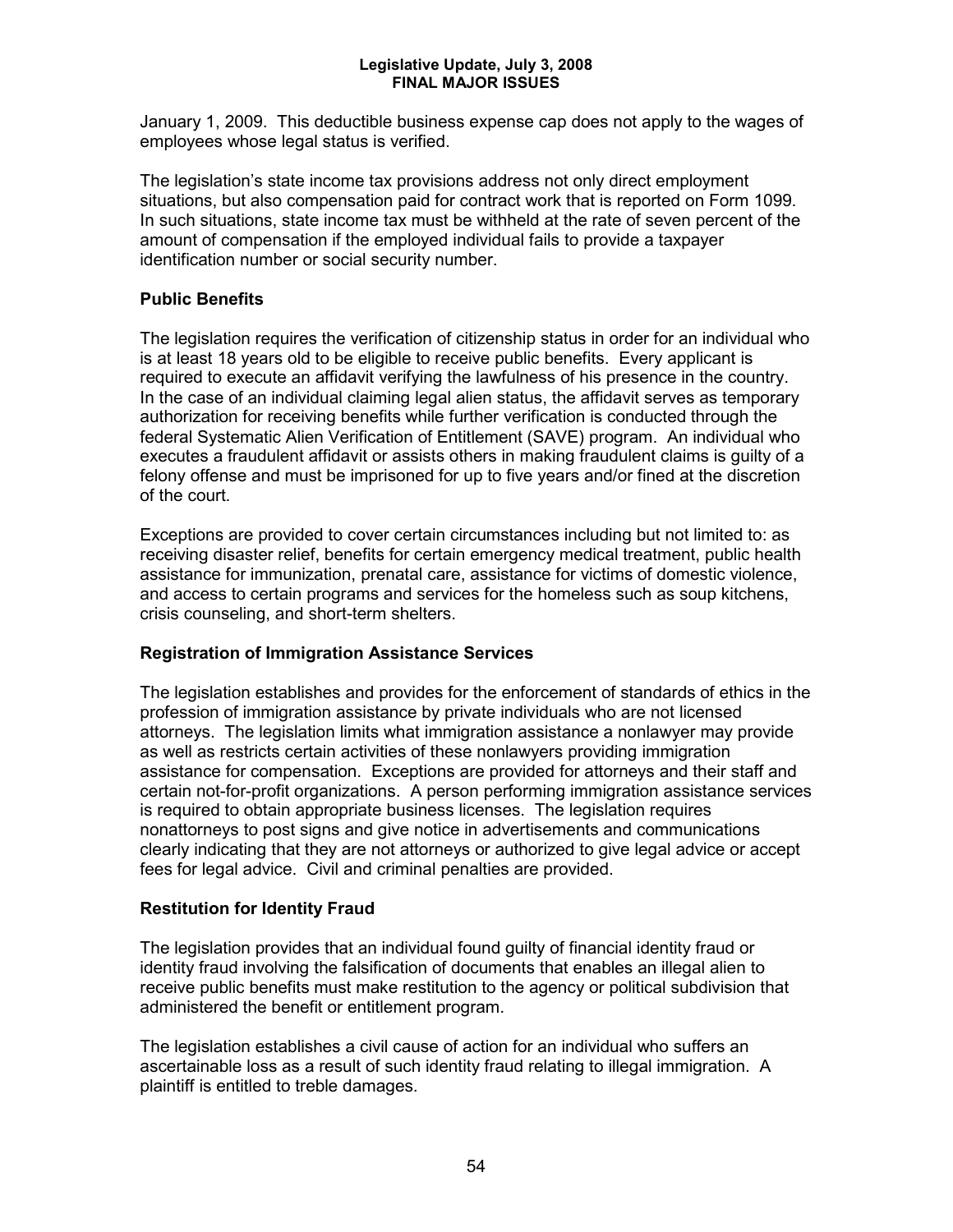January 1, 2009. This deductible business expense cap does not apply to the wages of employees whose legal status is verified.

The legislation's state income tax provisions address not only direct employment situations, but also compensation paid for contract work that is reported on Form 1099. In such situations, state income tax must be withheld at the rate of seven percent of the amount of compensation if the employed individual fails to provide a taxpayer identification number or social security number.

### Public Benefits

The legislation requires the verification of citizenship status in order for an individual who is at least 18 years old to be eligible to receive public benefits. Every applicant is required to execute an affidavit verifying the lawfulness of his presence in the country. In the case of an individual claiming legal alien status, the affidavit serves as temporary authorization for receiving benefits while further verification is conducted through the federal Systematic Alien Verification of Entitlement (SAVE) program. An individual who executes a fraudulent affidavit or assists others in making fraudulent claims is guilty of a felony offense and must be imprisoned for up to five years and/or fined at the discretion of the court.

Exceptions are provided to cover certain circumstances including but not limited to: as receiving disaster relief, benefits for certain emergency medical treatment, public health assistance for immunization, prenatal care, assistance for victims of domestic violence, and access to certain programs and services for the homeless such as soup kitchens, crisis counseling, and short-term shelters.

### Registration of Immigration Assistance Services

The legislation establishes and provides for the enforcement of standards of ethics in the profession of immigration assistance by private individuals who are not licensed attorneys. The legislation limits what immigration assistance a nonlawyer may provide as well as restricts certain activities of these nonlawyers providing immigration assistance for compensation. Exceptions are provided for attorneys and their staff and certain not-for-profit organizations. A person performing immigration assistance services is required to obtain appropriate business licenses. The legislation requires nonattorneys to post signs and give notice in advertisements and communications clearly indicating that they are not attorneys or authorized to give legal advice or accept fees for legal advice. Civil and criminal penalties are provided.

### Restitution for Identity Fraud

The legislation provides that an individual found guilty of financial identity fraud or identity fraud involving the falsification of documents that enables an illegal alien to receive public benefits must make restitution to the agency or political subdivision that administered the benefit or entitlement program.

The legislation establishes a civil cause of action for an individual who suffers an ascertainable loss as a result of such identity fraud relating to illegal immigration. A plaintiff is entitled to treble damages.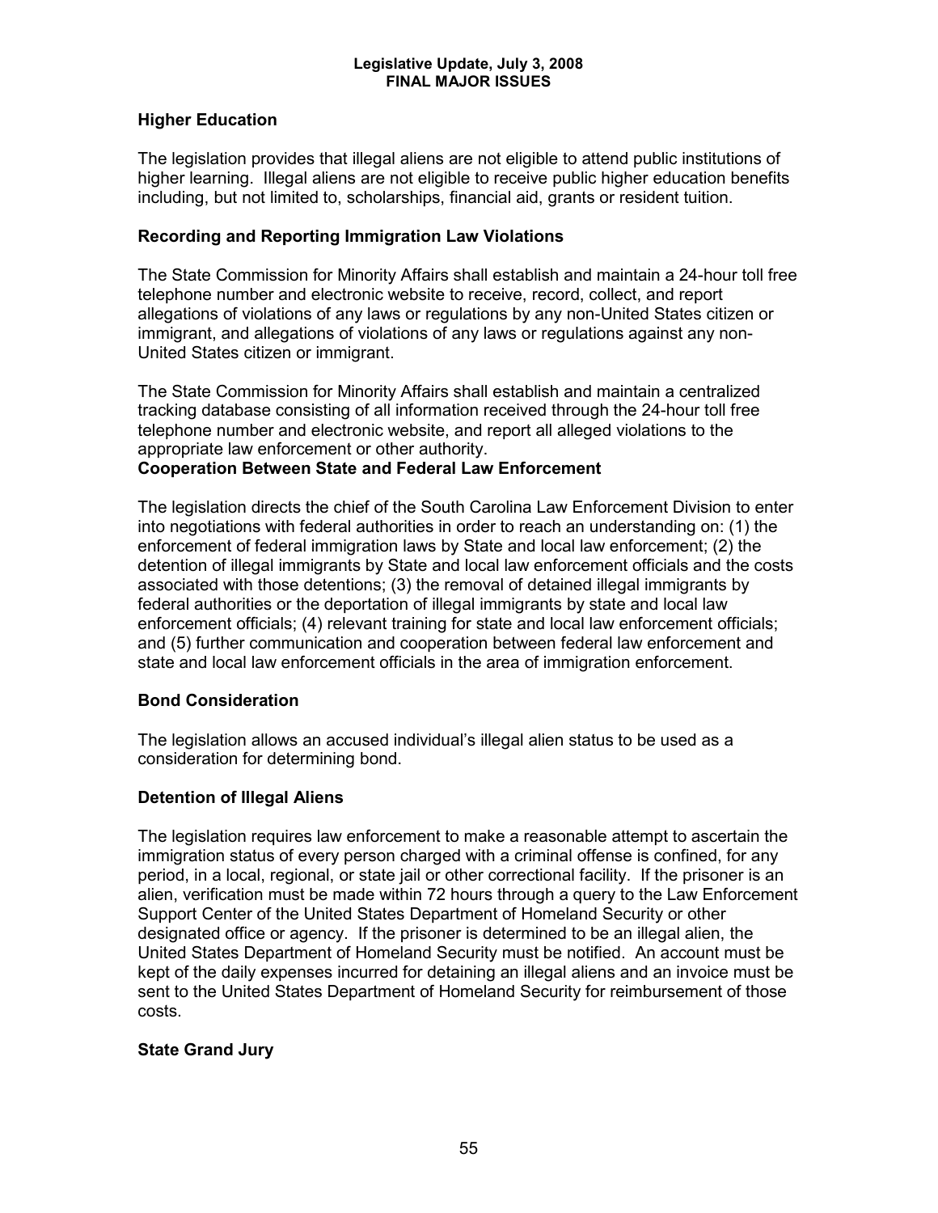## Higher Education

The legislation provides that illegal aliens are not eligible to attend public institutions of higher learning. Illegal aliens are not eligible to receive public higher education benefits including, but not limited to, scholarships, financial aid, grants or resident tuition.

## Recording and Reporting Immigration Law Violations

The State Commission for Minority Affairs shall establish and maintain a 24-hour toll free telephone number and electronic website to receive, record, collect, and report allegations of violations of any laws or regulations by any non-United States citizen or immigrant, and allegations of violations of any laws or regulations against any non-United States citizen or immigrant.

The State Commission for Minority Affairs shall establish and maintain a centralized tracking database consisting of all information received through the 24-hour toll free telephone number and electronic website, and report all alleged violations to the appropriate law enforcement or other authority.

## Cooperation Between State and Federal Law Enforcement

The legislation directs the chief of the South Carolina Law Enforcement Division to enter into negotiations with federal authorities in order to reach an understanding on: (1) the enforcement of federal immigration laws by State and local law enforcement; (2) the detention of illegal immigrants by State and local law enforcement officials and the costs associated with those detentions; (3) the removal of detained illegal immigrants by federal authorities or the deportation of illegal immigrants by state and local law enforcement officials; (4) relevant training for state and local law enforcement officials; and (5) further communication and cooperation between federal law enforcement and state and local law enforcement officials in the area of immigration enforcement.

## Bond Consideration

The legislation allows an accused individual's illegal alien status to be used as a consideration for determining bond.

## Detention of Illegal Aliens

The legislation requires law enforcement to make a reasonable attempt to ascertain the immigration status of every person charged with a criminal offense is confined, for any period, in a local, regional, or state jail or other correctional facility. If the prisoner is an alien, verification must be made within 72 hours through a query to the Law Enforcement Support Center of the United States Department of Homeland Security or other designated office or agency. If the prisoner is determined to be an illegal alien, the United States Department of Homeland Security must be notified. An account must be kept of the daily expenses incurred for detaining an illegal aliens and an invoice must be sent to the United States Department of Homeland Security for reimbursement of those costs.

## State Grand Jury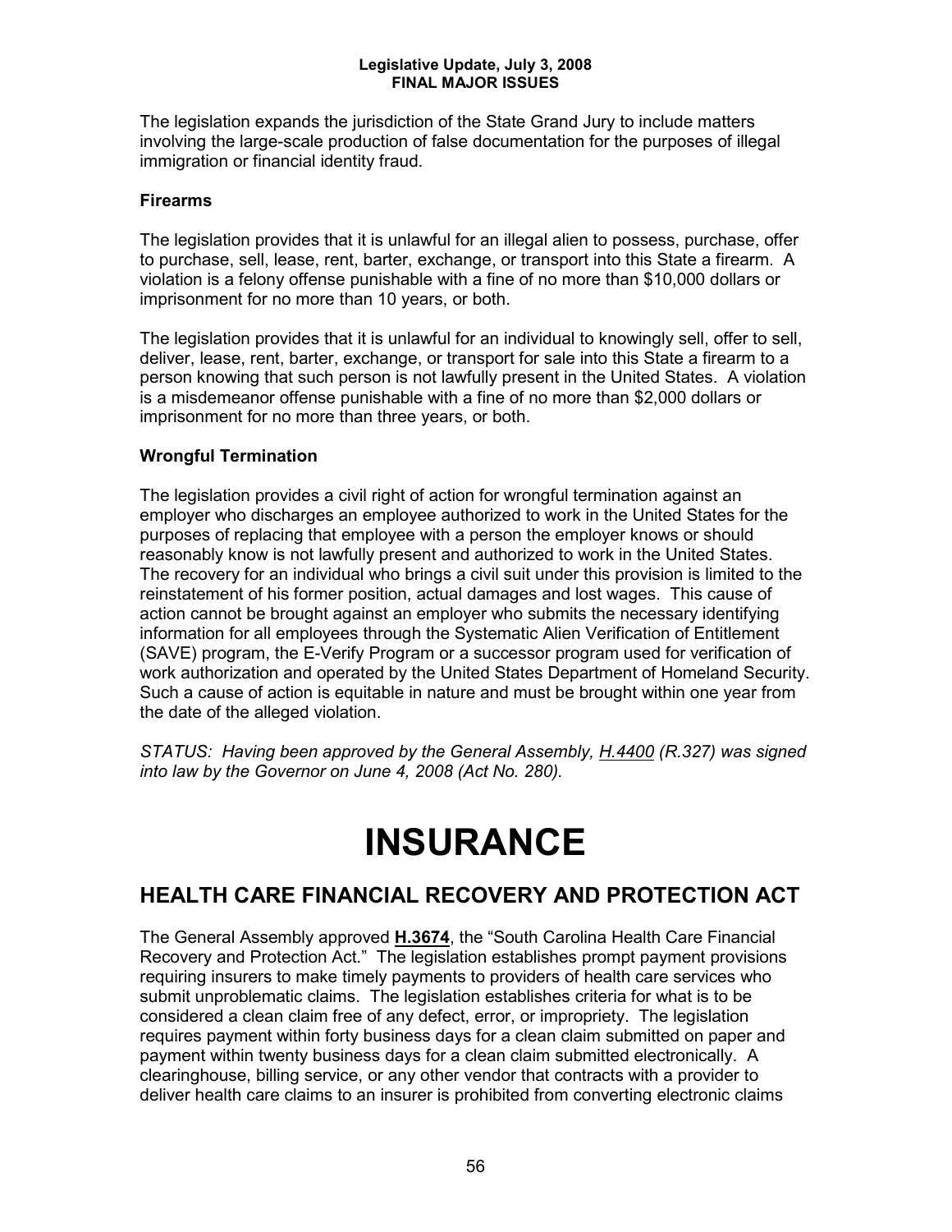The legislation expands the jurisdiction of the State Grand Jury to include matters involving the large-scale production of false documentation for the purposes of illegal immigration or financial identity fraud.

### Firearms

The legislation provides that it is unlawful for an illegal alien to possess, purchase, offer to purchase, sell, lease, rent, barter, exchange, or transport into this State a firearm. A violation is a felony offense punishable with a fine of no more than $10,000 dollars or imprisonment for no more than 10 years, or both.

The legislation provides that it is unlawful for an individual to knowingly sell, offer to sell, deliver, lease, rent, barter, exchange, or transport for sale into this State a firearm to a person knowing that such person is not lawfully present in the United States. A violation is a misdemeanor offense punishable with a fine of no more than $2,000 dollars or imprisonment for no more than three years, or both.

### Wrongful Termination

The legislation provides a civil right of action for wrongful termination against an employer who discharges an employee authorized to work in the United States for the purposes of replacing that employee with a person the employer knows or should reasonably know is not lawfully present and authorized to work in the United States. The recovery for an individual who brings a civil suit under this provision is limited to the reinstatement of his former position, actual damages and lost wages. This cause of action cannot be brought against an employer who submits the necessary identifying information for all employees through the Systematic Alien Verification of Entitlement (SAVE) program, the E-Verify Program or a successor program used for verification of work authorization and operated by the United States Department of Homeland Security. Such a cause of action is equitable in nature and must be brought within one year from the date of the alleged violation.

*STATUS: Having been approved by the General Assembly, H.4400 (R.327) was signed into law by the Governor on June 4, 2008 (Act No. 280).*

# INSURANCE

## HEALTH CARE FINANCIAL RECOVERY AND PROTECTION ACT

The General Assembly approved **H.3674**, the "South Carolina Health Care Financial Recovery and Protection Act." The legislation establishes prompt payment provisions requiring insurers to make timely payments to providers of health care services who submit unproblematic claims. The legislation establishes criteria for what is to be considered a clean claim free of any defect, error, or impropriety. The legislation requires payment within forty business days for a clean claim submitted on paper and payment within twenty business days for a clean claim submitted electronically. A clearinghouse, billing service, or any other vendor that contracts with a provider to deliver health care claims to an insurer is prohibited from converting electronic claims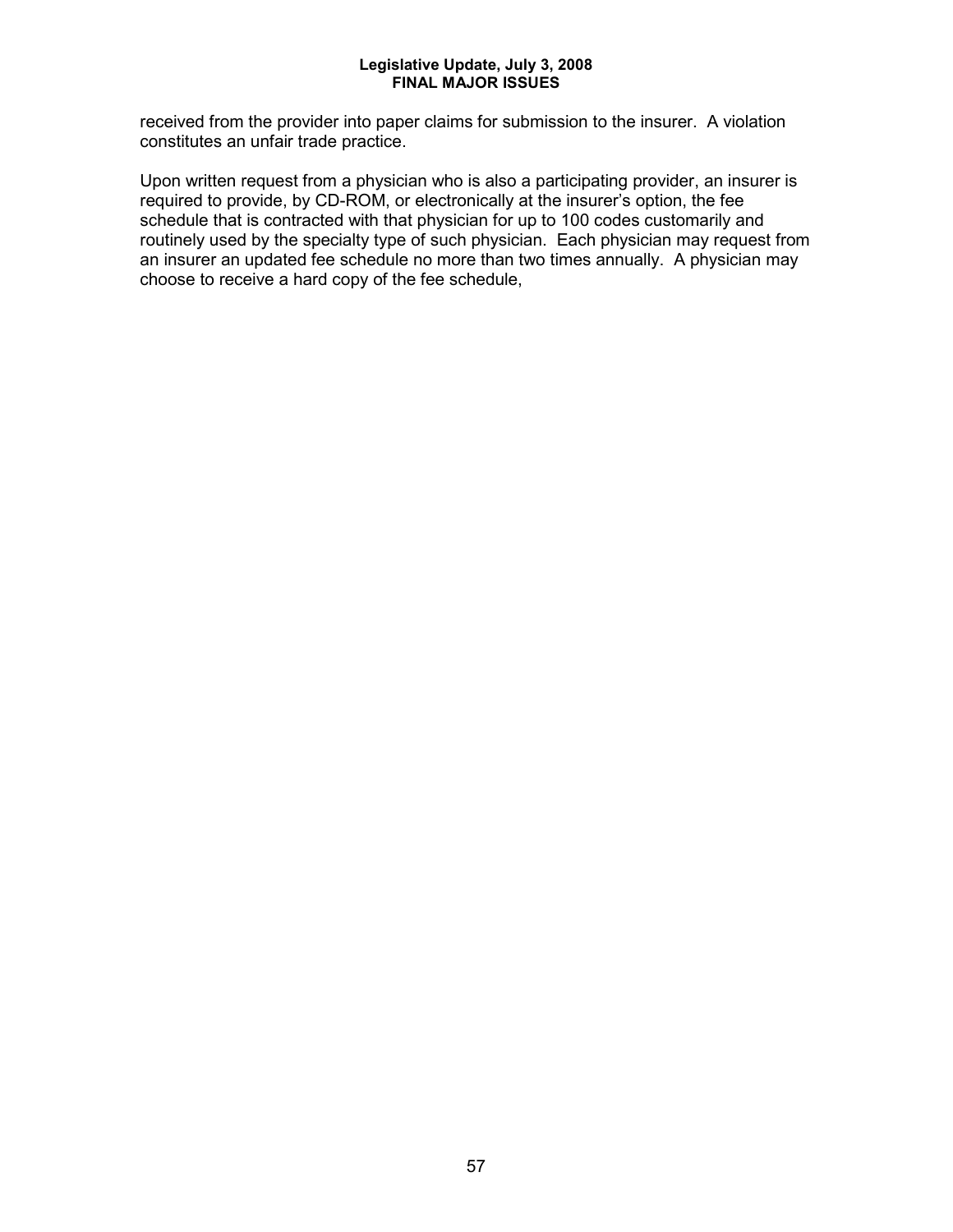received from the provider into paper claims for submission to the insurer. A violation constitutes an unfair trade practice.

Upon written request from a physician who is also a participating provider, an insurer is required to provide, by CD-ROM, or electronically at the insurer's option, the fee schedule that is contracted with that physician for up to 100 codes customarily and routinely used by the specialty type of such physician. Each physician may request from an insurer an updated fee schedule no more than two times annually. A physician may choose to receive a hard copy of the fee schedule,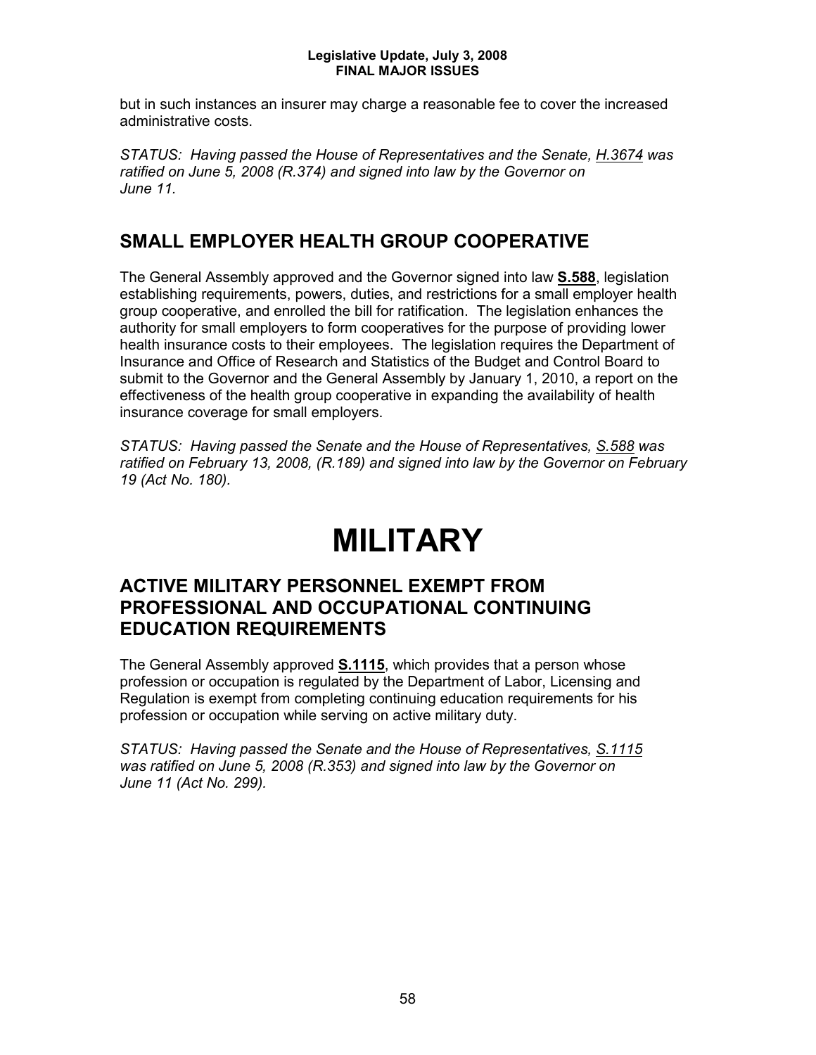but in such instances an insurer may charge a reasonable fee to cover the increased administrative costs.

*STATUS: Having passed the House of Representatives and the Senate, H.3674 was ratified on June 5, 2008 (R.374) and signed into law by the Governor on June 11.*

## SMALL EMPLOYER HEALTH GROUP COOPERATIVE

The General Assembly approved and the Governor signed into law **S.588**, legislation establishing requirements, powers, duties, and restrictions for a small employer health group cooperative, and enrolled the bill for ratification. The legislation enhances the authority for small employers to form cooperatives for the purpose of providing lower health insurance costs to their employees. The legislation requires the Department of Insurance and Office of Research and Statistics of the Budget and Control Board to submit to the Governor and the General Assembly by January 1, 2010, a report on the effectiveness of the health group cooperative in expanding the availability of health insurance coverage for small employers.

*STATUS: Having passed the Senate and the House of Representatives, S.588 was ratified on February 13, 2008, (R.189) and signed into law by the Governor on February 19 (Act No. 180).*

# MILITARY

## ACTIVE MILITARY PERSONNEL EXEMPT FROM PROFESSIONAL AND OCCUPATIONAL CONTINUING EDUCATION REQUIREMENTS

The General Assembly approved **S.1115**, which provides that a person whose profession or occupation is regulated by the Department of Labor, Licensing and Regulation is exempt from completing continuing education requirements for his profession or occupation while serving on active military duty.

*STATUS: Having passed the Senate and the House of Representatives, S.1115 was ratified on June 5, 2008 (R.353) and signed into law by the Governor on June 11 (Act No. 299).*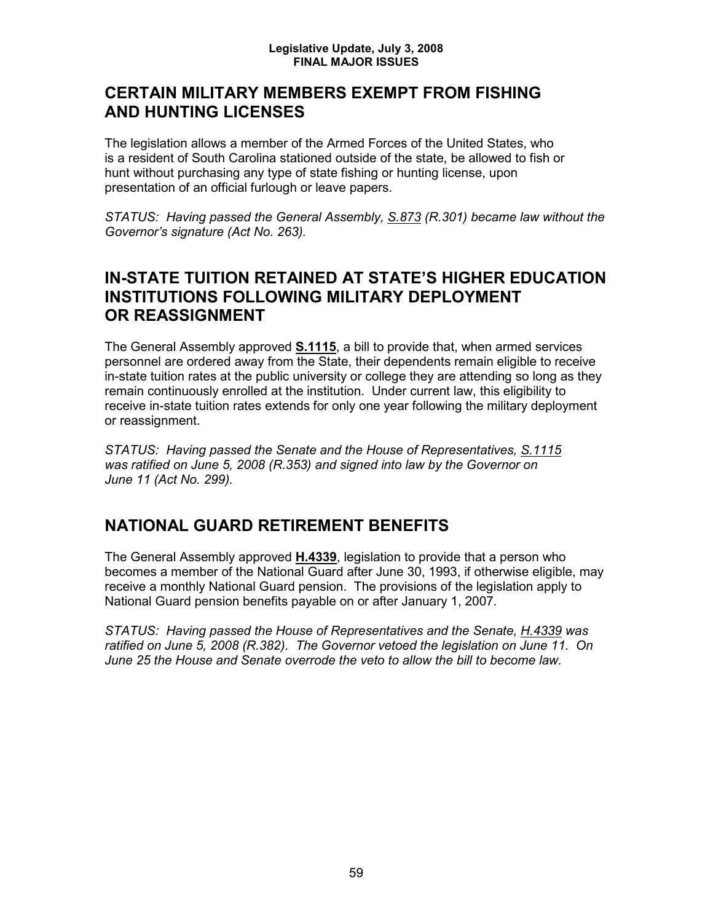## CERTAIN MILITARY MEMBERS EXEMPT FROM FISHING AND HUNTING LICENSES

The legislation allows a member of the Armed Forces of the United States, who is a resident of South Carolina stationed outside of the state, be allowed to fish or hunt without purchasing any type of state fishing or hunting license, upon presentation of an official furlough or leave papers.

*STATUS: Having passed the General Assembly, S.873 (R.301) became law without the Governor's signature (Act No. 263).*

## IN-STATE TUITION RETAINED AT STATE'S HIGHER EDUCATION INSTITUTIONS FOLLOWING MILITARY DEPLOYMENT OR REASSIGNMENT

The General Assembly approved **S.1115**, a bill to provide that, when armed services personnel are ordered away from the State, their dependents remain eligible to receive in-state tuition rates at the public university or college they are attending so long as they remain continuously enrolled at the institution. Under current law, this eligibility to receive in-state tuition rates extends for only one year following the military deployment or reassignment.

*STATUS: Having passed the Senate and the House of Representatives, S.1115 was ratified on June 5, 2008 (R.353) and signed into law by the Governor on June 11 (Act No. 299).*

## NATIONAL GUARD RETIREMENT BENEFITS

The General Assembly approved **H.4339**, legislation to provide that a person who becomes a member of the National Guard after June 30, 1993, if otherwise eligible, may receive a monthly National Guard pension. The provisions of the legislation apply to National Guard pension benefits payable on or after January 1, 2007.

*STATUS: Having passed the House of Representatives and the Senate, H.4339 was ratified on June 5, 2008 (R.382). The Governor vetoed the legislation on June 11. On June 25 the House and Senate overrode the veto to allow the bill to become law.*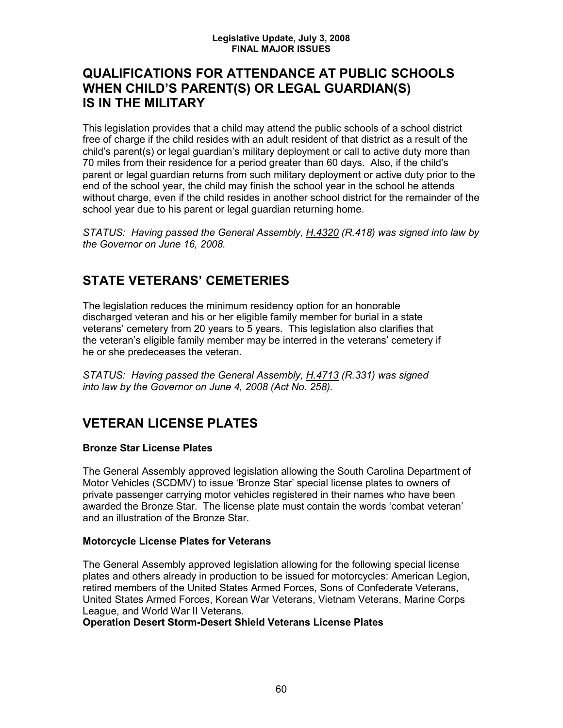## QUALIFICATIONS FOR ATTENDANCE AT PUBLIC SCHOOLS WHEN CHILD'S PARENT(S) OR LEGAL GUARDIAN(S) IS IN THE MILITARY

This legislation provides that a child may attend the public schools of a school district free of charge if the child resides with an adult resident of that district as a result of the child's parent(s) or legal guardian's military deployment or call to active duty more than 70 miles from their residence for a period greater than 60 days. Also, if the child's parent or legal guardian returns from such military deployment or active duty prior to the end of the school year, the child may finish the school year in the school he attends without charge, even if the child resides in another school district for the remainder of the school year due to his parent or legal guardian returning home.

*STATUS: Having passed the General Assembly, H.4320 (R.418) was signed into law by the Governor on June 16, 2008.*

## STATE VETERANS' CEMETERIES

The legislation reduces the minimum residency option for an honorable discharged veteran and his or her eligible family member for burial in a state veterans' cemetery from 20 years to 5 years. This legislation also clarifies that the veteran's eligible family member may be interred in the veterans' cemetery if he or she predeceases the veteran.

*STATUS: Having passed the General Assembly, H.4713 (R.331) was signed into law by the Governor on June 4, 2008 (Act No. 258).*

## VETERAN LICENSE PLATES

### Bronze Star License Plates

The General Assembly approved legislation allowing the South Carolina Department of Motor Vehicles (SCDMV) to issue 'Bronze Star' special license plates to owners of private passenger carrying motor vehicles registered in their names who have been awarded the Bronze Star. The license plate must contain the words 'combat veteran' and an illustration of the Bronze Star.

### Motorcycle License Plates for Veterans

The General Assembly approved legislation allowing for the following special license plates and others already in production to be issued for motorcycles: American Legion, retired members of the United States Armed Forces, Sons of Confederate Veterans, United States Armed Forces, Korean War Veterans, Vietnam Veterans, Marine Corps League, and World War II Veterans.

### Operation Desert Storm-Desert Shield Veterans License Plates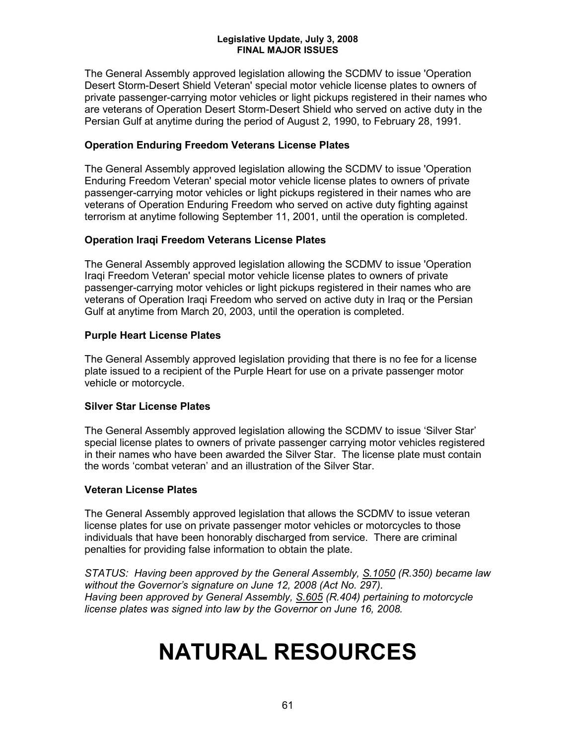The General Assembly approved legislation allowing the SCDMV to issue 'Operation Desert Storm-Desert Shield Veteran' special motor vehicle license plates to owners of private passenger-carrying motor vehicles or light pickups registered in their names who are veterans of Operation Desert Storm-Desert Shield who served on active duty in the Persian Gulf at anytime during the period of August 2, 1990, to February 28, 1991.

### Operation Enduring Freedom Veterans License Plates

The General Assembly approved legislation allowing the SCDMV to issue 'Operation Enduring Freedom Veteran' special motor vehicle license plates to owners of private passenger-carrying motor vehicles or light pickups registered in their names who are veterans of Operation Enduring Freedom who served on active duty fighting against terrorism at anytime following September 11, 2001, until the operation is completed.

### Operation Iraqi Freedom Veterans License Plates

The General Assembly approved legislation allowing the SCDMV to issue 'Operation Iraqi Freedom Veteran' special motor vehicle license plates to owners of private passenger-carrying motor vehicles or light pickups registered in their names who are veterans of Operation Iraqi Freedom who served on active duty in Iraq or the Persian Gulf at anytime from March 20, 2003, until the operation is completed.

### Purple Heart License Plates

The General Assembly approved legislation providing that there is no fee for a license plate issued to a recipient of the Purple Heart for use on a private passenger motor vehicle or motorcycle.

### Silver Star License Plates

The General Assembly approved legislation allowing the SCDMV to issue 'Silver Star' special license plates to owners of private passenger carrying motor vehicles registered in their names who have been awarded the Silver Star. The license plate must contain the words 'combat veteran' and an illustration of the Silver Star.

### Veteran License Plates

The General Assembly approved legislation that allows the SCDMV to issue veteran license plates for use on private passenger motor vehicles or motorcycles to those individuals that have been honorably discharged from service. There are criminal penalties for providing false information to obtain the plate.

*STATUS: Having been approved by the General Assembly, S.1050 (R.350) became law without the Governor's signature on June 12, 2008 (Act No. 297).*
*Having been approved by General Assembly, S.605 (R.404) pertaining to motorcycle license plates was signed into law by the Governor on June 16, 2008.*

# NATURAL RESOURCES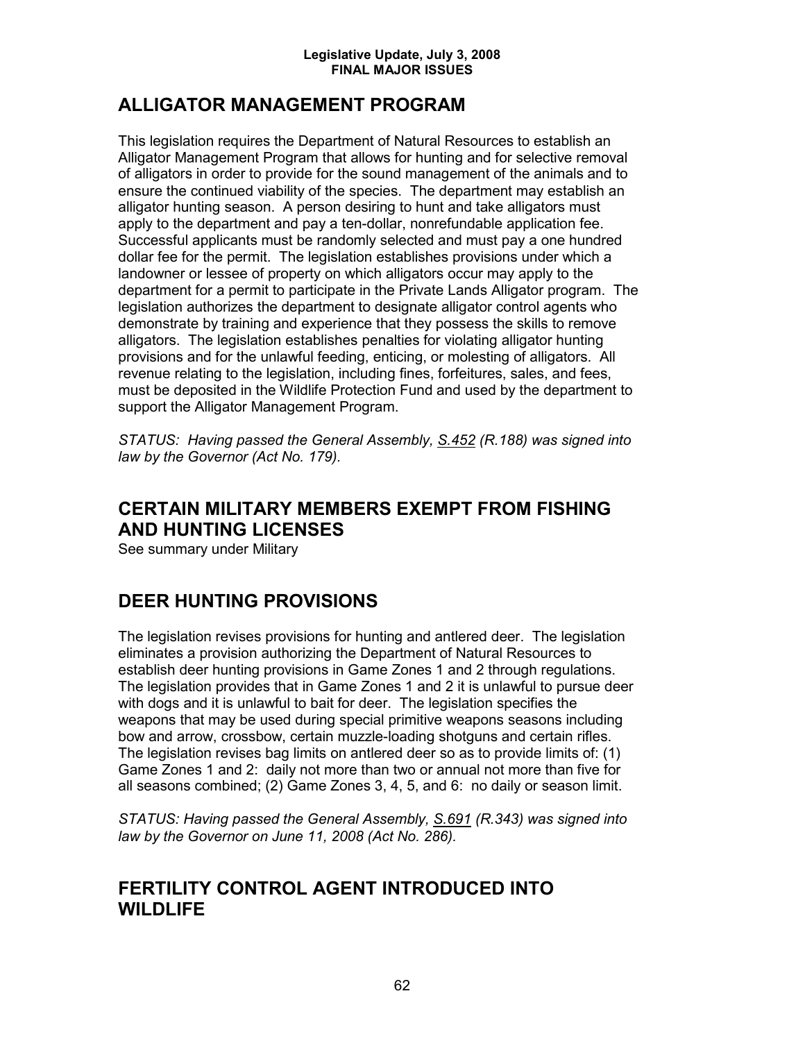## ALLIGATOR MANAGEMENT PROGRAM

This legislation requires the Department of Natural Resources to establish an Alligator Management Program that allows for hunting and for selective removal of alligators in order to provide for the sound management of the animals and to ensure the continued viability of the species. The department may establish an alligator hunting season. A person desiring to hunt and take alligators must apply to the department and pay a ten-dollar, nonrefundable application fee. Successful applicants must be randomly selected and must pay a one hundred dollar fee for the permit. The legislation establishes provisions under which a landowner or lessee of property on which alligators occur may apply to the department for a permit to participate in the Private Lands Alligator program. The legislation authorizes the department to designate alligator control agents who demonstrate by training and experience that they possess the skills to remove alligators. The legislation establishes penalties for violating alligator hunting provisions and for the unlawful feeding, enticing, or molesting of alligators. All revenue relating to the legislation, including fines, forfeitures, sales, and fees, must be deposited in the Wildlife Protection Fund and used by the department to support the Alligator Management Program.

*STATUS: Having passed the General Assembly, S.452 (R.188) was signed into law by the Governor (Act No. 179).*

## CERTAIN MILITARY MEMBERS EXEMPT FROM FISHING AND HUNTING LICENSES

See summary under Military

## DEER HUNTING PROVISIONS

The legislation revises provisions for hunting and antlered deer. The legislation eliminates a provision authorizing the Department of Natural Resources to establish deer hunting provisions in Game Zones 1 and 2 through regulations. The legislation provides that in Game Zones 1 and 2 it is unlawful to pursue deer with dogs and it is unlawful to bait for deer. The legislation specifies the weapons that may be used during special primitive weapons seasons including bow and arrow, crossbow, certain muzzle-loading shotguns and certain rifles. The legislation revises bag limits on antlered deer so as to provide limits of: (1) Game Zones 1 and 2: daily not more than two or annual not more than five for all seasons combined; (2) Game Zones 3, 4, 5, and 6: no daily or season limit.

*STATUS: Having passed the General Assembly, S.691 (R.343) was signed into law by the Governor on June 11, 2008 (Act No. 286).*

## FERTILITY CONTROL AGENT INTRODUCED INTO WILDLIFE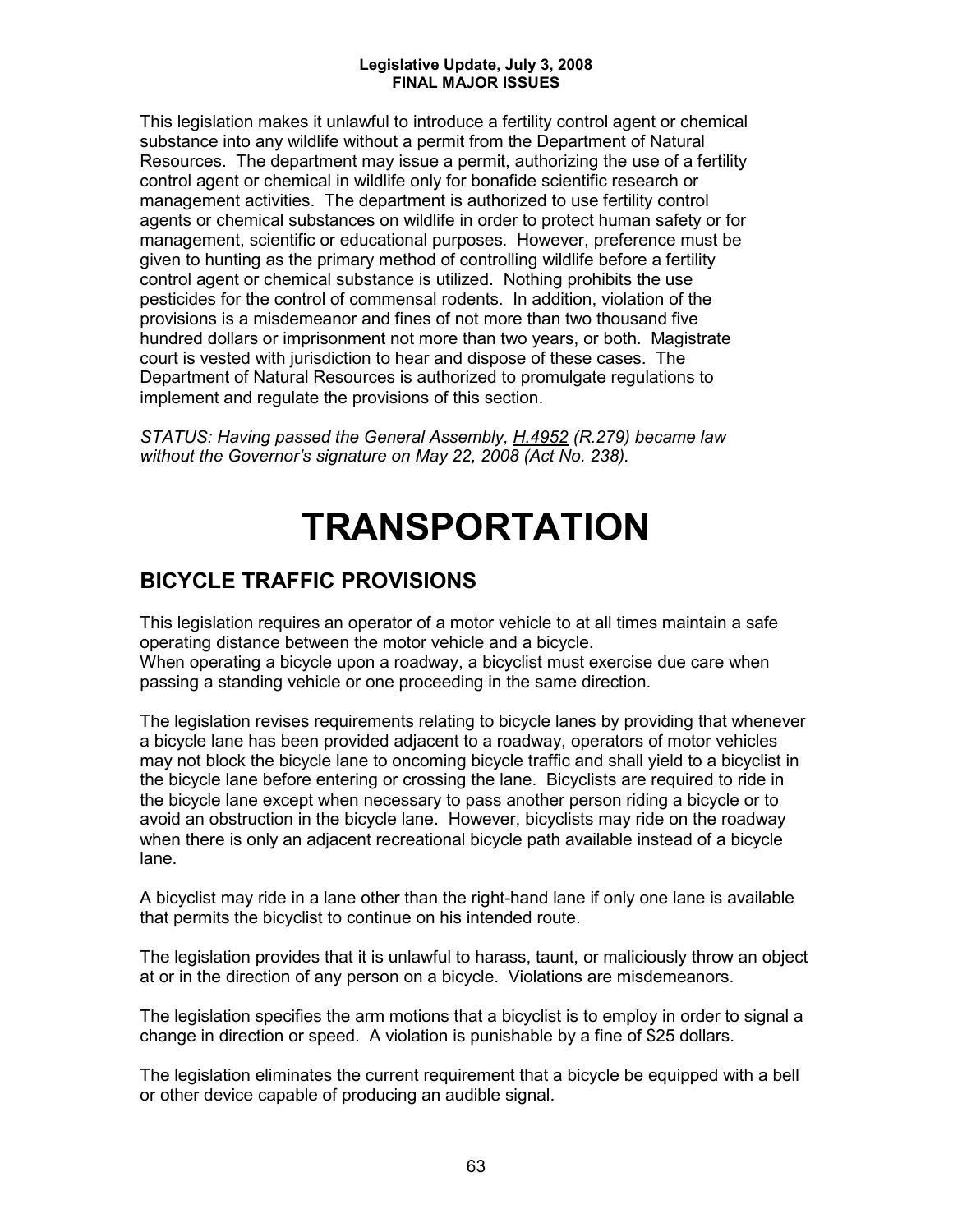This legislation makes it unlawful to introduce a fertility control agent or chemical substance into any wildlife without a permit from the Department of Natural Resources. The department may issue a permit, authorizing the use of a fertility control agent or chemical in wildlife only for bonafide scientific research or management activities. The department is authorized to use fertility control agents or chemical substances on wildlife in order to protect human safety or for management, scientific or educational purposes. However, preference must be given to hunting as the primary method of controlling wildlife before a fertility control agent or chemical substance is utilized. Nothing prohibits the use pesticides for the control of commensal rodents. In addition, violation of the provisions is a misdemeanor and fines of not more than two thousand five hundred dollars or imprisonment not more than two years, or both. Magistrate court is vested with jurisdiction to hear and dispose of these cases. The Department of Natural Resources is authorized to promulgate regulations to implement and regulate the provisions of this section.

*STATUS: Having passed the General Assembly, H.4952 (R.279) became law without the Governor's signature on May 22, 2008 (Act No. 238).*

# TRANSPORTATION

## BICYCLE TRAFFIC PROVISIONS

This legislation requires an operator of a motor vehicle to at all times maintain a safe operating distance between the motor vehicle and a bicycle.
When operating a bicycle upon a roadway, a bicyclist must exercise due care when passing a standing vehicle or one proceeding in the same direction.

The legislation revises requirements relating to bicycle lanes by providing that whenever a bicycle lane has been provided adjacent to a roadway, operators of motor vehicles may not block the bicycle lane to oncoming bicycle traffic and shall yield to a bicyclist in the bicycle lane before entering or crossing the lane. Bicyclists are required to ride in the bicycle lane except when necessary to pass another person riding a bicycle or to avoid an obstruction in the bicycle lane. However, bicyclists may ride on the roadway when there is only an adjacent recreational bicycle path available instead of a bicycle lane.

A bicyclist may ride in a lane other than the right-hand lane if only one lane is available that permits the bicyclist to continue on his intended route.

The legislation provides that it is unlawful to harass, taunt, or maliciously throw an object at or in the direction of any person on a bicycle. Violations are misdemeanors.

The legislation specifies the arm motions that a bicyclist is to employ in order to signal a change in direction or speed. A violation is punishable by a fine of $25 dollars.

The legislation eliminates the current requirement that a bicycle be equipped with a bell or other device capable of producing an audible signal.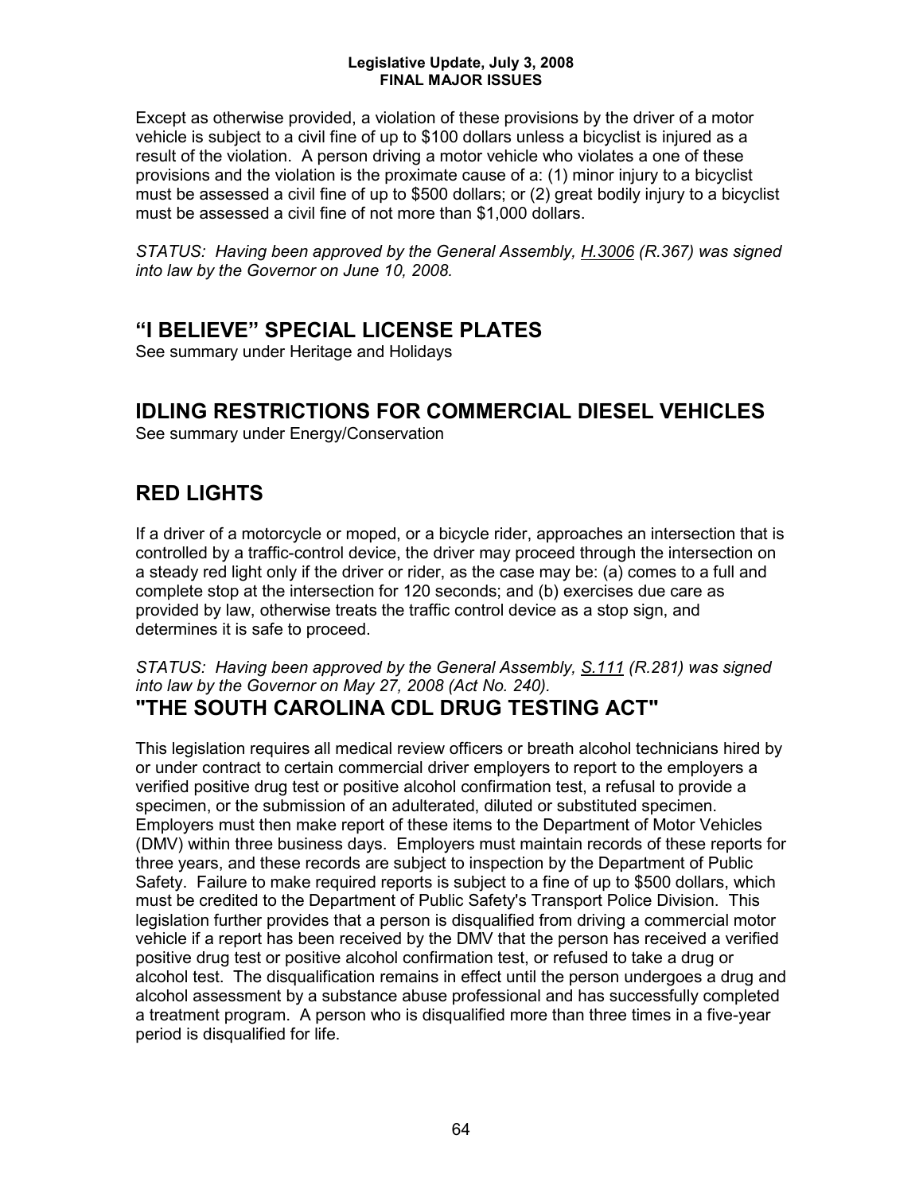Except as otherwise provided, a violation of these provisions by the driver of a motor vehicle is subject to a civil fine of up to $100 dollars unless a bicyclist is injured as a result of the violation. A person driving a motor vehicle who violates a one of these provisions and the violation is the proximate cause of a: (1) minor injury to a bicyclist must be assessed a civil fine of up to $500 dollars; or (2) great bodily injury to a bicyclist must be assessed a civil fine of not more than $1,000 dollars.

*STATUS: Having been approved by the General Assembly, H.3006 (R.367) was signed into law by the Governor on June 10, 2008.*

## "I BELIEVE" SPECIAL LICENSE PLATES

See summary under Heritage and Holidays

## IDLING RESTRICTIONS FOR COMMERCIAL DIESEL VEHICLES

See summary under Energy/Conservation

## RED LIGHTS

If a driver of a motorcycle or moped, or a bicycle rider, approaches an intersection that is controlled by a traffic-control device, the driver may proceed through the intersection on a steady red light only if the driver or rider, as the case may be: (a) comes to a full and complete stop at the intersection for 120 seconds; and (b) exercises due care as provided by law, otherwise treats the traffic control device as a stop sign, and determines it is safe to proceed.

*STATUS: Having been approved by the General Assembly, S.111 (R.281) was signed into law by the Governor on May 27, 2008 (Act No. 240).*

## "THE SOUTH CAROLINA CDL DRUG TESTING ACT"

This legislation requires all medical review officers or breath alcohol technicians hired by or under contract to certain commercial driver employers to report to the employers a verified positive drug test or positive alcohol confirmation test, a refusal to provide a specimen, or the submission of an adulterated, diluted or substituted specimen. Employers must then make report of these items to the Department of Motor Vehicles (DMV) within three business days. Employers must maintain records of these reports for three years, and these records are subject to inspection by the Department of Public Safety. Failure to make required reports is subject to a fine of up to $500 dollars, which must be credited to the Department of Public Safety's Transport Police Division. This legislation further provides that a person is disqualified from driving a commercial motor vehicle if a report has been received by the DMV that the person has received a verified positive drug test or positive alcohol confirmation test, or refused to take a drug or alcohol test. The disqualification remains in effect until the person undergoes a drug and alcohol assessment by a substance abuse professional and has successfully completed a treatment program. A person who is disqualified more than three times in a five-year period is disqualified for life.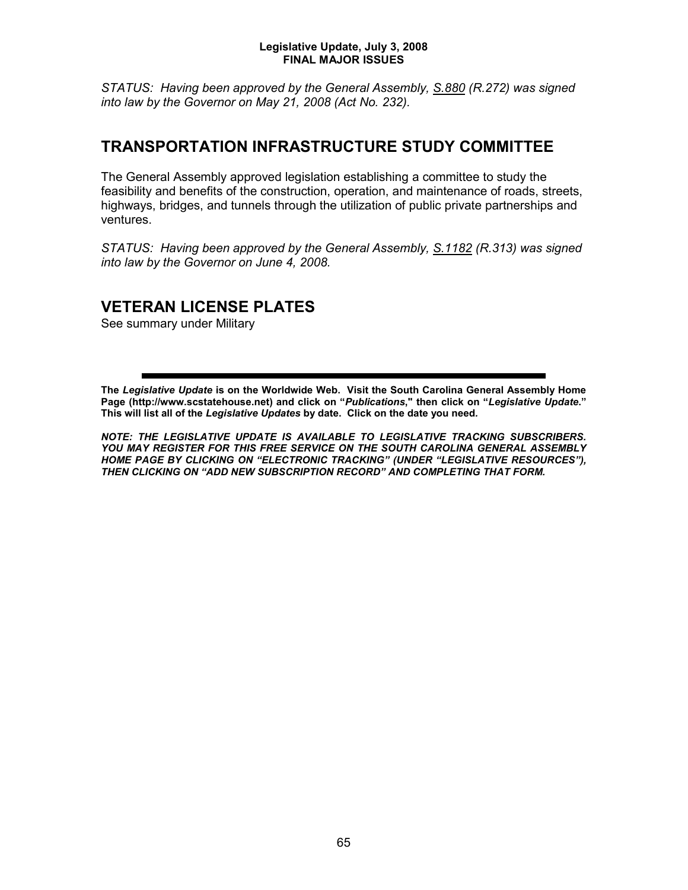*STATUS: Having been approved by the General Assembly, S.880 (R.272) was signed into law by the Governor on May 21, 2008 (Act No. 232).*

## TRANSPORTATION INFRASTRUCTURE STUDY COMMITTEE

The General Assembly approved legislation establishing a committee to study the feasibility and benefits of the construction, operation, and maintenance of roads, streets, highways, bridges, and tunnels through the utilization of public private partnerships and ventures.

*STATUS: Having been approved by the General Assembly, S.1182 (R.313) was signed into law by the Governor on June 4, 2008.*

## VETERAN LICENSE PLATES

See summary under Military

---

**The *Legislative Update* is on the Worldwide Web. Visit the South Carolina General Assembly Home Page (http://www.scstatehouse.net) and click on "*Publications*," then click on "*Legislative Update*." This will list all of the *Legislative Updates* by date. Click on the date you need.**

***NOTE: THE LEGISLATIVE UPDATE IS AVAILABLE TO LEGISLATIVE TRACKING SUBSCRIBERS. YOU MAY REGISTER FOR THIS FREE SERVICE ON THE SOUTH CAROLINA GENERAL ASSEMBLY HOME PAGE BY CLICKING ON "ELECTRONIC TRACKING" (UNDER "LEGISLATIVE RESOURCES"), THEN CLICKING ON "ADD NEW SUBSCRIPTION RECORD" AND COMPLETING THAT FORM.***